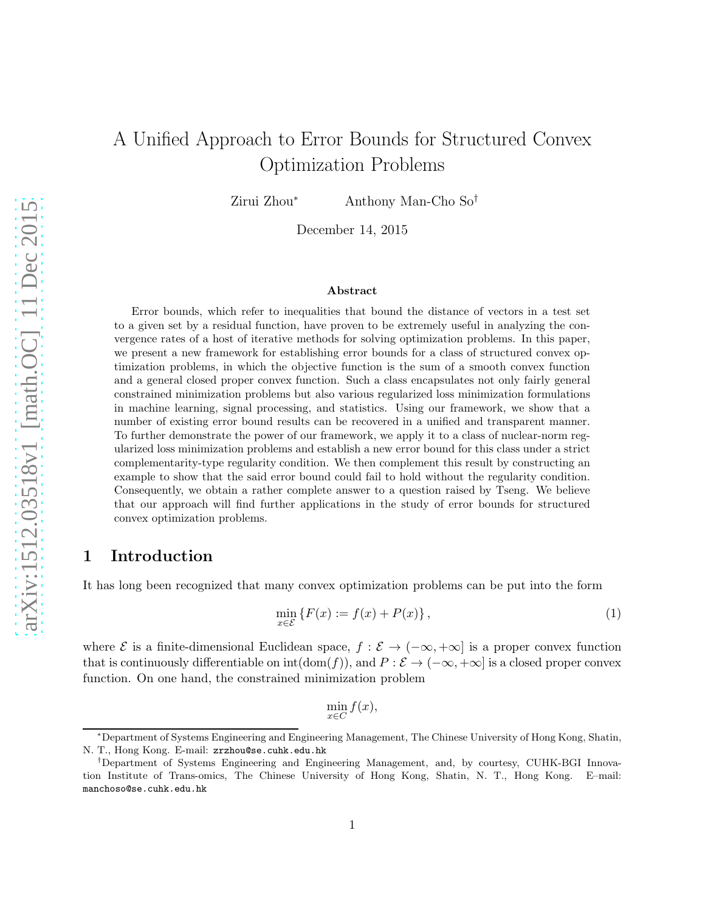# A Unified Approach to Error Bounds for Structured Convex Optimization Problems

Zirui Zhou[*] Anthony Man-Cho So[†]

December 14, 2015

### Abstract

Error bounds, which refer to inequalities that bound the distance of vectors in a test set to a given set by a residual function, have proven to be extremely useful in analyzing the convergence rates of a host of iterative methods for solving optimization problems. In this paper, we present a new framework for establishing error bounds for a class of structured convex optimization problems, in which the objective function is the sum of a smooth convex function and a general closed proper convex function. Such a class encapsulates not only fairly general constrained minimization problems but also various regularized loss minimization formulations in machine learning, signal processing, and statistics. Using our framework, we show that a number of existing error bound results can be recovered in a unified and transparent manner. To further demonstrate the power of our framework, we apply it to a class of nuclear-norm regularized loss minimization problems and establish a new error bound for this class under a strict complementarity-type regularity condition. We then complement this result by constructing an example to show that the said error bound could fail to hold without the regularity condition. Consequently, we obtain a rather complete answer to a question raised by Tseng. We believe that our approach will find further applications in the study of error bounds for structured convex optimization problems.

## 1 Introduction

It has long been recognized that many convex optimization problems can be put into the form

$$\min_{x \in \mathcal{E}} \{ F(x) := f(x) + P(x) \}, \tag{1}$$

where $\mathcal{E}$ is a finite-dimensional Euclidean space, $f : \mathcal{E} \to (-\infty, +\infty]$ is a proper convex function that is continuously differentiable on $\text{int}(\text{dom}(f))$, and $P : \mathcal{E} \to (-\infty, +\infty]$ is a closed proper convex function. On one hand, the constrained minimization problem

$$\min_{x \in C} f(x),$$

[*]Department of Systems Engineering and Engineering Management, The Chinese University of Hong Kong, Shatin, N. T., Hong Kong. E-mail: zrzhou@se.cuhk.edu.hk

[†]Department of Systems Engineering and Engineering Management, and, by courtesy, CUHK-BGI Innovation Institute of Trans-omics, The Chinese University of Hong Kong, Shatin, N. T., Hong Kong. E–mail: manchoso@se.cuhk.edu.hk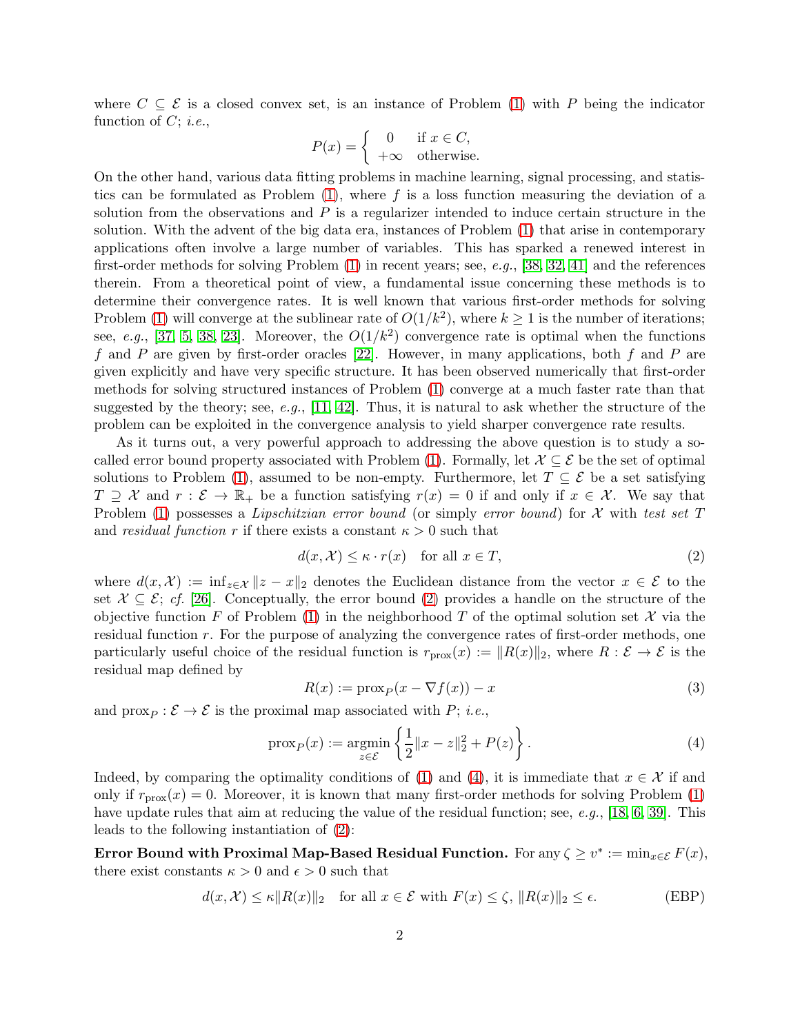where $C \subseteq \mathcal{E}$ is a closed convex set, is an instance of Problem (1) with $P$ being the indicator function of $C$; *i.e.*,

$$P(x) = \begin{cases} 0 & \text{if } x \in C, \\ +\infty & \text{otherwise.} \end{cases}$$

On the other hand, various data fitting problems in machine learning, signal processing, and statistics can be formulated as Problem (1), where $f$ is a loss function measuring the deviation of a solution from the observations and $P$ is a regularizer intended to induce certain structure in the solution. With the advent of the big data era, instances of Problem (1) that arise in contemporary applications often involve a large number of variables. This has sparked a renewed interest in first-order methods for solving Problem (1) in recent years; see, *e.g.*, [38, 32, 41] and the references therein. From a theoretical point of view, a fundamental issue concerning these methods is to determine their convergence rates. It is well known that various first-order methods for solving Problem (1) will converge at the sublinear rate of $O(1/k^2)$, where $k \geq 1$ is the number of iterations; see, *e.g.*, [37, 5, 38, 23]. Moreover, the $O(1/k^2)$ convergence rate is optimal when the functions $f$ and $P$ are given by first-order oracles [22]. However, in many applications, both $f$ and $P$ are given explicitly and have very specific structure. It has been observed numerically that first-order methods for solving structured instances of Problem (1) converge at a much faster rate than that suggested by the theory; see, *e.g.*, [11, 42]. Thus, it is natural to ask whether the structure of the problem can be exploited in the convergence analysis to yield sharper convergence rate results.

As it turns out, a very powerful approach to addressing the above question is to study a so-called error bound property associated with Problem (1). Formally, let $\mathcal{X} \subseteq \mathcal{E}$ be the set of optimal solutions to Problem (1), assumed to be non-empty. Furthermore, let $T \subseteq \mathcal{E}$ be a set satisfying $T \supseteq \mathcal{X}$ and $r : \mathcal{E} \to \mathbb{R}_+$ be a function satisfying $r(x) = 0$ if and only if $x \in \mathcal{X}$. We say that Problem (1) possesses a *Lipschitzian error bound* (or simply *error bound*) for $\mathcal{X}$ with *test set* $T$ and *residual function* $r$ if there exists a constant $\kappa > 0$ such that

$$d(x, \mathcal{X}) \leq \kappa \cdot r(x) \quad \text{for all } x \in T, \tag{2}$$

where $d(x, \mathcal{X}) := \inf_{z \in \mathcal{X}} \|z - x\|_2$ denotes the Euclidean distance from the vector $x \in \mathcal{E}$ to the set $\mathcal{X} \subseteq \mathcal{E}$; *cf.* [26]. Conceptually, the error bound (2) provides a handle on the structure of the objective function $F$ of Problem (1) in the neighborhood $T$ of the optimal solution set $\mathcal{X}$ via the residual function $r$. For the purpose of analyzing the convergence rates of first-order methods, one particularly useful choice of the residual function is $r_{\text{prox}}(x) := \|R(x)\|_2$, where $R : \mathcal{E} \to \mathcal{E}$ is the residual map defined by

$$R(x) := \text{prox}_P(x - \nabla f(x)) - x \tag{3}$$

and $\text{prox}_P : \mathcal{E} \to \mathcal{E}$ is the proximal map associated with $P$; *i.e.*,

$$\text{prox}_P(x) := \underset{z \in \mathcal{E}}{\text{argmin}} \left\{ \frac{1}{2}\|x - z\|_2^2 + P(z) \right\}. \tag{4}$$

Indeed, by comparing the optimality conditions of (1) and (4), it is immediate that $x \in \mathcal{X}$ if and only if $r_{\text{prox}}(x) = 0$. Moreover, it is known that many first-order methods for solving Problem (1) have update rules that aim at reducing the value of the residual function; see, *e.g.*, [18, 6, 39]. This leads to the following instantiation of (2):

**Error Bound with Proximal Map-Based Residual Function.** For any $\zeta \geq v^* := \min_{x \in \mathcal{E}} F(x)$, there exist constants $\kappa > 0$ and $\epsilon > 0$ such that

$$d(x, \mathcal{X}) \leq \kappa \|R(x)\|_2 \quad \text{for all } x \in \mathcal{E} \text{ with } F(x) \leq \zeta,\ \|R(x)\|_2 \leq \epsilon. \tag{EBP}$$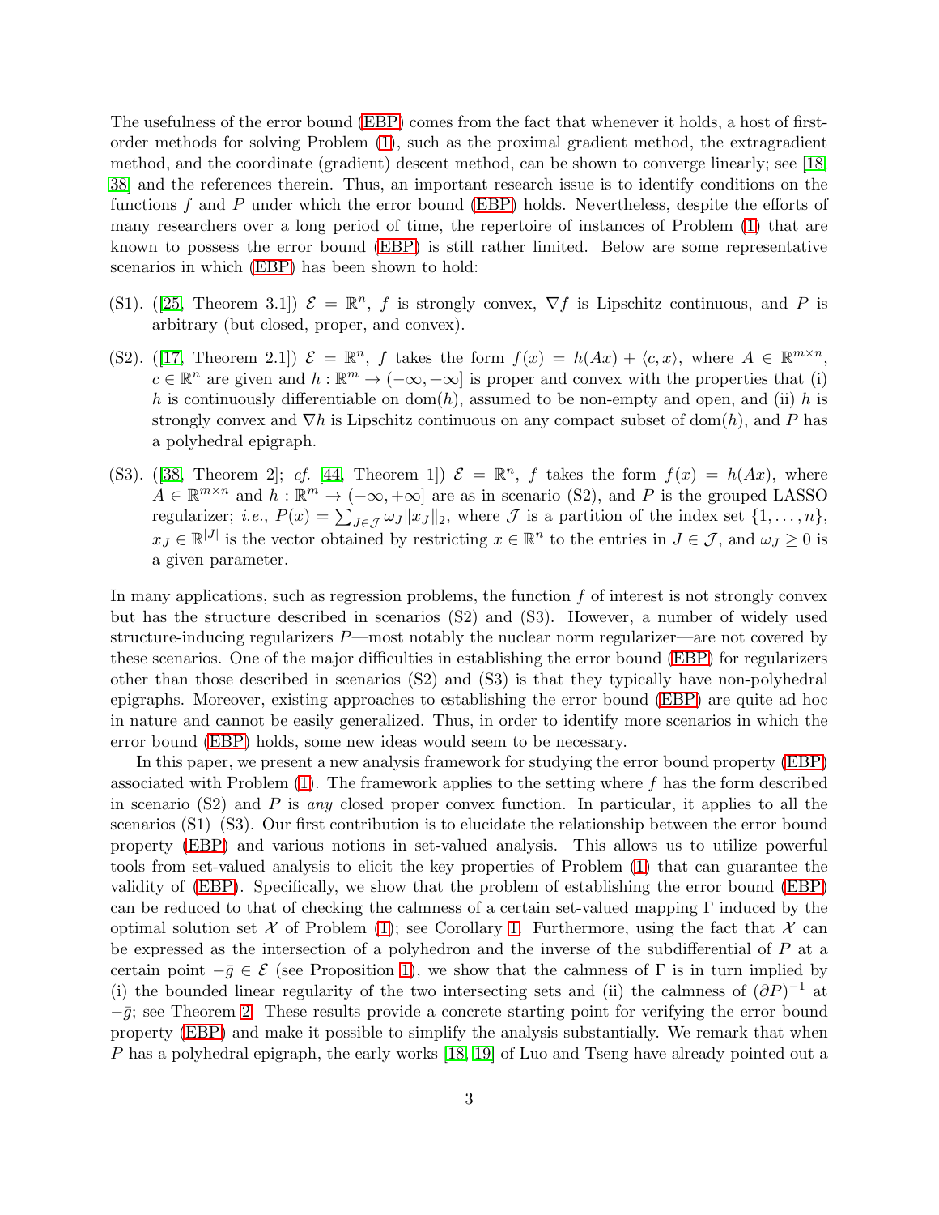The usefulness of the error bound (EBP) comes from the fact that whenever it holds, a host of first-order methods for solving Problem (1), such as the proximal gradient method, the extragradient method, and the coordinate (gradient) descent method, can be shown to converge linearly; see [18, 38] and the references therein. Thus, an important research issue is to identify conditions on the functions $f$ and $P$ under which the error bound (EBP) holds. Nevertheless, despite the efforts of many researchers over a long period of time, the repertoire of instances of Problem (1) that are known to possess the error bound (EBP) is still rather limited. Below are some representative scenarios in which (EBP) has been shown to hold:

(S1). ([25, Theorem 3.1]) $\mathcal{E} = \mathbb{R}^n$, $f$ is strongly convex, $\nabla f$ is Lipschitz continuous, and $P$ is arbitrary (but closed, proper, and convex).

(S2). ([17, Theorem 2.1]) $\mathcal{E} = \mathbb{R}^n$, $f$ takes the form $f(x) = h(Ax) + \langle c, x \rangle$, where $A \in \mathbb{R}^{m \times n}$, $c \in \mathbb{R}^n$ are given and $h : \mathbb{R}^m \to (-\infty, +\infty]$ is proper and convex with the properties that (i) $h$ is continuously differentiable on $\mathrm{dom}(h)$, assumed to be non-empty and open, and (ii) $h$ is strongly convex and $\nabla h$ is Lipschitz continuous on any compact subset of $\mathrm{dom}(h)$, and $P$ has a polyhedral epigraph.

(S3). ([38, Theorem 2]; *cf.* [44, Theorem 1]) $\mathcal{E} = \mathbb{R}^n$, $f$ takes the form $f(x) = h(Ax)$, where $A \in \mathbb{R}^{m \times n}$ and $h : \mathbb{R}^m \to (-\infty, +\infty]$ are as in scenario (S2), and $P$ is the grouped LASSO regularizer; *i.e.*, $P(x) = \sum_{J \in \mathcal{J}} \omega_J \|x_J\|_2$, where $\mathcal{J}$ is a partition of the index set $\{1, \ldots, n\}$, $x_J \in \mathbb{R}^{|J|}$ is the vector obtained by restricting $x \in \mathbb{R}^n$ to the entries in $J \in \mathcal{J}$, and $\omega_J \geq 0$ is a given parameter.

In many applications, such as regression problems, the function $f$ of interest is not strongly convex but has the structure described in scenarios (S2) and (S3). However, a number of widely used structure-inducing regularizers $P$—most notably the nuclear norm regularizer—are not covered by these scenarios. One of the major difficulties in establishing the error bound (EBP) for regularizers other than those described in scenarios (S2) and (S3) is that they typically have non-polyhedral epigraphs. Moreover, existing approaches to establishing the error bound (EBP) are quite ad hoc in nature and cannot be easily generalized. Thus, in order to identify more scenarios in which the error bound (EBP) holds, some new ideas would seem to be necessary.

In this paper, we present a new analysis framework for studying the error bound property (EBP) associated with Problem (1). The framework applies to the setting where $f$ has the form described in scenario (S2) and $P$ is *any* closed proper convex function. In particular, it applies to all the scenarios (S1)–(S3). Our first contribution is to elucidate the relationship between the error bound property (EBP) and various notions in set-valued analysis. This allows us to utilize powerful tools from set-valued analysis to elicit the key properties of Problem (1) that can guarantee the validity of (EBP). Specifically, we show that the problem of establishing the error bound (EBP) can be reduced to that of checking the calmness of a certain set-valued mapping $\Gamma$ induced by the optimal solution set $\mathcal{X}$ of Problem (1); see Corollary 1. Furthermore, using the fact that $\mathcal{X}$ can be expressed as the intersection of a polyhedron and the inverse of the subdifferential of $P$ at a certain point $-\bar{g} \in \mathcal{E}$ (see Proposition 1), we show that the calmness of $\Gamma$ is in turn implied by (i) the bounded linear regularity of the two intersecting sets and (ii) the calmness of $(\partial P)^{-1}$ at $-\bar{g}$; see Theorem 2. These results provide a concrete starting point for verifying the error bound property (EBP) and make it possible to simplify the analysis substantially. We remark that when $P$ has a polyhedral epigraph, the early works [18, 19] of Luo and Tseng have already pointed out a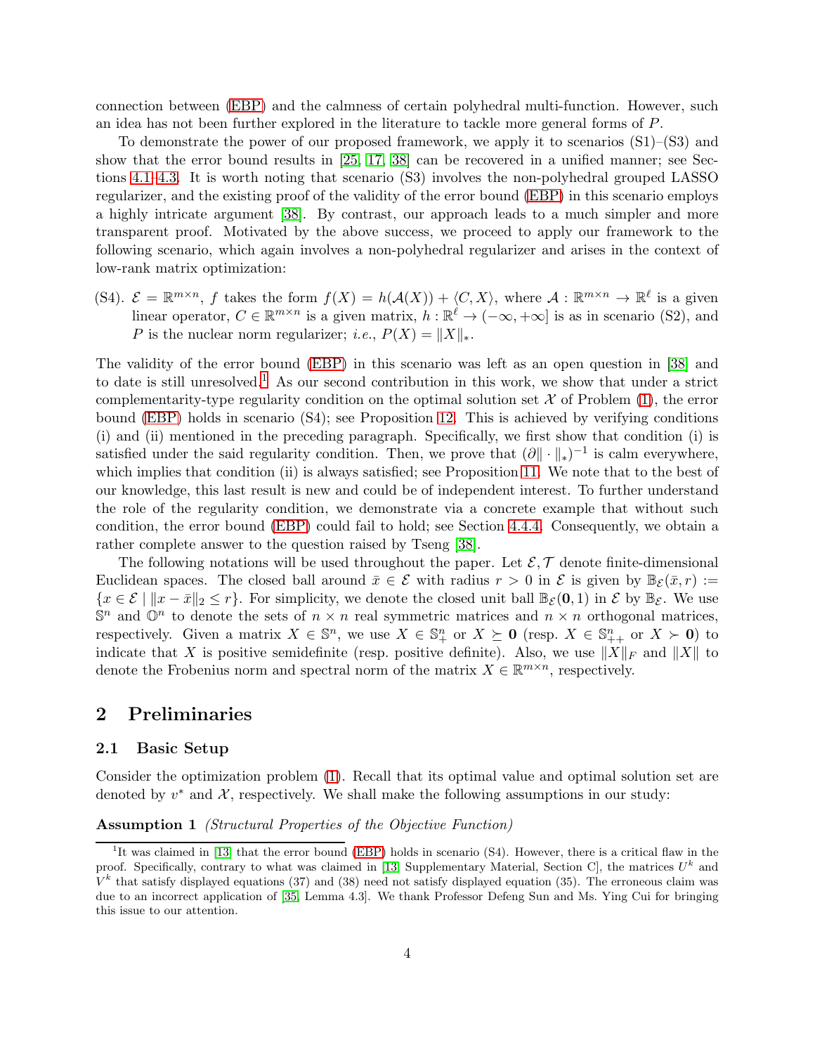connection between (EBP) and the calmness of certain polyhedral multi-function. However, such an idea has not been further explored in the literature to tackle more general forms of $P$.

To demonstrate the power of our proposed framework, we apply it to scenarios (S1)–(S3) and show that the error bound results in [25, 17, 38] can be recovered in a unified manner; see Sections 4.1–4.3. It is worth noting that scenario (S3) involves the non-polyhedral grouped LASSO regularizer, and the existing proof of the validity of the error bound (EBP) in this scenario employs a highly intricate argument [38]. By contrast, our approach leads to a much simpler and more transparent proof. Motivated by the above success, we proceed to apply our framework to the following scenario, which again involves a non-polyhedral regularizer and arises in the context of low-rank matrix optimization:

(S4). $\mathcal{E} = \mathbb{R}^{m\times n}$, $f$ takes the form $f(X) = h(\mathcal{A}(X)) + \langle C, X\rangle$, where $\mathcal{A} : \mathbb{R}^{m\times n} \to \mathbb{R}^\ell$ is a given linear operator, $C \in \mathbb{R}^{m\times n}$ is a given matrix, $h : \mathbb{R}^\ell \to (-\infty, +\infty]$ is as in scenario (S2), and $P$ is the nuclear norm regularizer; *i.e.*, $P(X) = \|X\|_*$.

The validity of the error bound (EBP) in this scenario was left as an open question in [38] and to date is still unresolved.[1] As our second contribution in this work, we show that under a strict complementarity-type regularity condition on the optimal solution set $\mathcal{X}$ of Problem (1), the error bound (EBP) holds in scenario (S4); see Proposition 12. This is achieved by verifying conditions (i) and (ii) mentioned in the preceding paragraph. Specifically, we first show that condition (i) is satisfied under the said regularity condition. Then, we prove that $(\partial\|\cdot\|_*)^{-1}$ is calm everywhere, which implies that condition (ii) is always satisfied; see Proposition 11. We note that to the best of our knowledge, this last result is new and could be of independent interest. To further understand the role of the regularity condition, we demonstrate via a concrete example that without such condition, the error bound (EBP) could fail to hold; see Section 4.4.4. Consequently, we obtain a rather complete answer to the question raised by Tseng [38].

The following notations will be used throughout the paper. Let $\mathcal{E}, \mathcal{T}$ denote finite-dimensional Euclidean spaces. The closed ball around $\bar{x} \in \mathcal{E}$ with radius $r > 0$ in $\mathcal{E}$ is given by $\mathbb{B}_{\mathcal{E}}(\bar{x}, r) := \{x \in \mathcal{E} \mid \|x - \bar{x}\|_2 \le r\}$. For simplicity, we denote the closed unit ball $\mathbb{B}_{\mathcal{E}}(\mathbf{0}, 1)$ in $\mathcal{E}$ by $\mathbb{B}_{\mathcal{E}}$. We use $\mathbb{S}^n$ and $\mathbb{O}^n$ to denote the sets of $n \times n$ real symmetric matrices and $n \times n$ orthogonal matrices, respectively. Given a matrix $X \in \mathbb{S}^n$, we use $X \in \mathbb{S}^n_+$ or $X \succeq \mathbf{0}$ (resp. $X \in \mathbb{S}^n_{++}$ or $X \succ \mathbf{0}$) to indicate that $X$ is positive semidefinite (resp. positive definite). Also, we use $\|X\|_F$ and $\|X\|$ to denote the Frobenius norm and spectral norm of the matrix $X \in \mathbb{R}^{m\times n}$, respectively.

## 2 Preliminaries

### 2.1 Basic Setup

Consider the optimization problem (1). Recall that its optimal value and optimal solution set are denoted by $v^*$ and $\mathcal{X}$, respectively. We shall make the following assumptions in our study:

**Assumption 1** *(Structural Properties of the Objective Function)*

---

[1] It was claimed in [13] that the error bound (EBP) holds in scenario (S4). However, there is a critical flaw in the proof. Specifically, contrary to what was claimed in [13, Supplementary Material, Section C], the matrices $U^k$ and $V^k$ that satisfy displayed equations (37) and (38) need not satisfy displayed equation (35). The erroneous claim was due to an incorrect application of [35, Lemma 4.3]. We thank Professor Defeng Sun and Ms. Ying Cui for bringing this issue to our attention.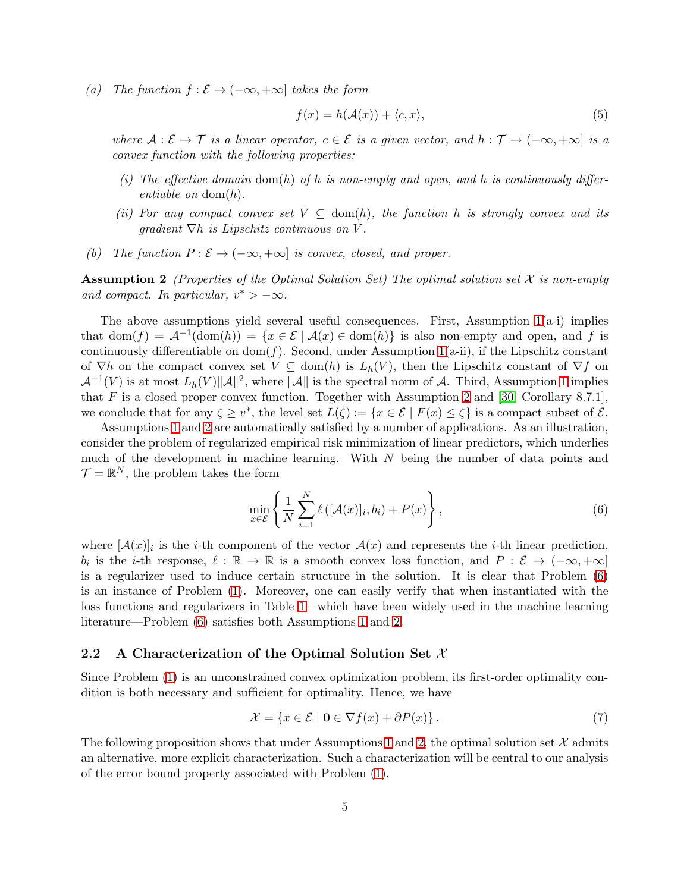*(a)* *The function $f : \mathcal{E} \to (-\infty, +\infty]$ takes the form*

$$f(x) = h(\mathcal{A}(x)) + \langle c, x \rangle, \tag{5}$$

*where $\mathcal{A} : \mathcal{E} \to \mathcal{T}$ is a linear operator, $c \in \mathcal{E}$ is a given vector, and $h : \mathcal{T} \to (-\infty, +\infty]$ is a convex function with the following properties:*

- *(i) The effective domain $\mathrm{dom}(h)$ of $h$ is non-empty and open, and $h$ is continuously differentiable on $\mathrm{dom}(h)$.*
- *(ii) For any compact convex set $V \subseteq \mathrm{dom}(h)$, the function $h$ is strongly convex and its gradient $\nabla h$ is Lipschitz continuous on $V$.*

*(b)* *The function $P : \mathcal{E} \to (-\infty, +\infty]$ is convex, closed, and proper.*

**Assumption 2** *(Properties of the Optimal Solution Set) The optimal solution set $\mathcal{X}$ is non-empty and compact. In particular, $v^* > -\infty$.*

The above assumptions yield several useful consequences. First, Assumption 1(a-i) implies that $\mathrm{dom}(f) = \mathcal{A}^{-1}(\mathrm{dom}(h)) = \{x \in \mathcal{E} \mid \mathcal{A}(x) \in \mathrm{dom}(h)\}$ is also non-empty and open, and $f$ is continuously differentiable on $\mathrm{dom}(f)$. Second, under Assumption 1(a-ii), if the Lipschitz constant of $\nabla h$ on the compact convex set $V \subseteq \mathrm{dom}(h)$ is $L_h(V)$, then the Lipschitz constant of $\nabla f$ on $\mathcal{A}^{-1}(V)$ is at most $L_h(V)\|\mathcal{A}\|^2$, where $\|\mathcal{A}\|$ is the spectral norm of $\mathcal{A}$. Third, Assumption 1 implies that $F$ is a closed proper convex function. Together with Assumption 2 and [30, Corollary 8.7.1], we conclude that for any $\zeta \geq v^*$, the level set $L(\zeta) := \{x \in \mathcal{E} \mid F(x) \leq \zeta\}$ is a compact subset of $\mathcal{E}$.

Assumptions 1 and 2 are automatically satisfied by a number of applications. As an illustration, consider the problem of regularized empirical risk minimization of linear predictors, which underlies much of the development in machine learning. With $N$ being the number of data points and $\mathcal{T} = \mathbb{R}^N$, the problem takes the form

$$\min_{x \in \mathcal{E}} \left\{ \frac{1}{N} \sum_{i=1}^{N} \ell\left([\mathcal{A}(x)]_i, b_i\right) + P(x) \right\}, \tag{6}$$

where $[\mathcal{A}(x)]_i$ is the $i$-th component of the vector $\mathcal{A}(x)$ and represents the $i$-th linear prediction, $b_i$ is the $i$-th response, $\ell : \mathbb{R} \to \mathbb{R}$ is a smooth convex loss function, and $P : \mathcal{E} \to (-\infty, +\infty]$ is a regularizer used to induce certain structure in the solution. It is clear that Problem (6) is an instance of Problem (1). Moreover, one can easily verify that when instantiated with the loss functions and regularizers in Table 1—which have been widely used in the machine learning literature—Problem (6) satisfies both Assumptions 1 and 2.

### 2.2 A Characterization of the Optimal Solution Set $\mathcal{X}$

Since Problem (1) is an unconstrained convex optimization problem, its first-order optimality condition is both necessary and sufficient for optimality. Hence, we have

$$\mathcal{X} = \{x \in \mathcal{E} \mid \mathbf{0} \in \nabla f(x) + \partial P(x)\}. \tag{7}$$

The following proposition shows that under Assumptions 1 and 2, the optimal solution set $\mathcal{X}$ admits an alternative, more explicit characterization. Such a characterization will be central to our analysis of the error bound property associated with Problem (1).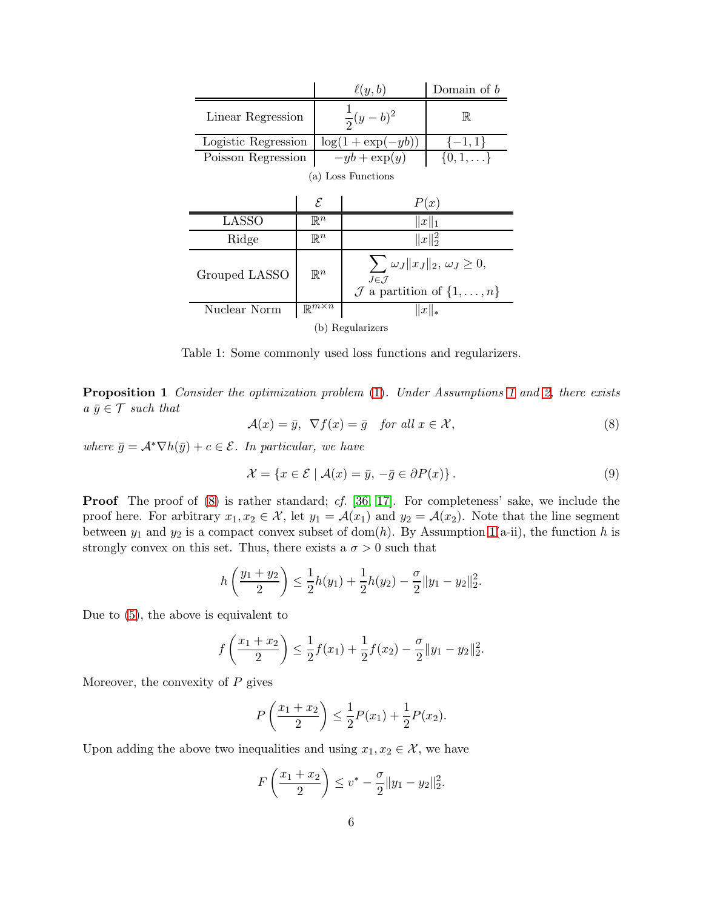| | $\ell(y, b)$ | Domain of $b$ |
|---|---|---|
| Linear Regression | $\frac{1}{2}(y-b)^2$ | $\mathbb{R}$ |
| Logistic Regression | $\log(1+\exp(-yb))$ | $\{-1, 1\}$ |
| Poisson Regression | $-yb + \exp(y)$ | $\{0, 1, \ldots\}$ |

(a) Loss Functions

| | $\mathcal{E}$ | $P(x)$ |
|---|---|---|
| LASSO | $\mathbb{R}^n$ | $\|x\|_1$ |
| Ridge | $\mathbb{R}^n$ | $\|x\|_2^2$ |
| Grouped LASSO | $\mathbb{R}^n$ | $\sum_{J \in \mathcal{J}} \omega_J \|x_J\|_2$, $\omega_J \geq 0$, $\mathcal{J}$ a partition of $\{1, \ldots, n\}$ |
| Nuclear Norm | $\mathbb{R}^{m \times n}$ | $\|x\|_*$ |

(b) Regularizers

Table 1: Some commonly used loss functions and regularizers.

**Proposition 1** *Consider the optimization problem (1). Under Assumptions 1 and 2, there exists a $\bar{y} \in \mathcal{T}$ such that*

$$\mathcal{A}(x) = \bar{y}, \;\; \nabla f(x) = \bar{g} \quad \text{for all } x \in \mathcal{X}, \tag{8}$$

*where $\bar{g} = \mathcal{A}^* \nabla h(\bar{y}) + c \in \mathcal{E}$. In particular, we have*

$$\mathcal{X} = \{x \in \mathcal{E} \mid \mathcal{A}(x) = \bar{y}, \, -\bar{g} \in \partial P(x)\}. \tag{9}$$

**Proof** The proof of (8) is rather standard; *cf.* [36, 17]. For completeness' sake, we include the proof here. For arbitrary $x_1, x_2 \in \mathcal{X}$, let $y_1 = \mathcal{A}(x_1)$ and $y_2 = \mathcal{A}(x_2)$. Note that the line segment between $y_1$ and $y_2$ is a compact convex subset of $\text{dom}(h)$. By Assumption 1(a-ii), the function $h$ is strongly convex on this set. Thus, there exists a $\sigma > 0$ such that

$$h\left(\frac{y_1 + y_2}{2}\right) \leq \frac{1}{2}h(y_1) + \frac{1}{2}h(y_2) - \frac{\sigma}{2}\|y_1 - y_2\|_2^2.$$

Due to (5), the above is equivalent to

$$f\left(\frac{x_1 + x_2}{2}\right) \leq \frac{1}{2}f(x_1) + \frac{1}{2}f(x_2) - \frac{\sigma}{2}\|y_1 - y_2\|_2^2.$$

Moreover, the convexity of $P$ gives

$$P\left(\frac{x_1 + x_2}{2}\right) \leq \frac{1}{2}P(x_1) + \frac{1}{2}P(x_2).$$

Upon adding the above two inequalities and using $x_1, x_2 \in \mathcal{X}$, we have

$$F\left(\frac{x_1 + x_2}{2}\right) \leq v^* - \frac{\sigma}{2}\|y_1 - y_2\|_2^2.$$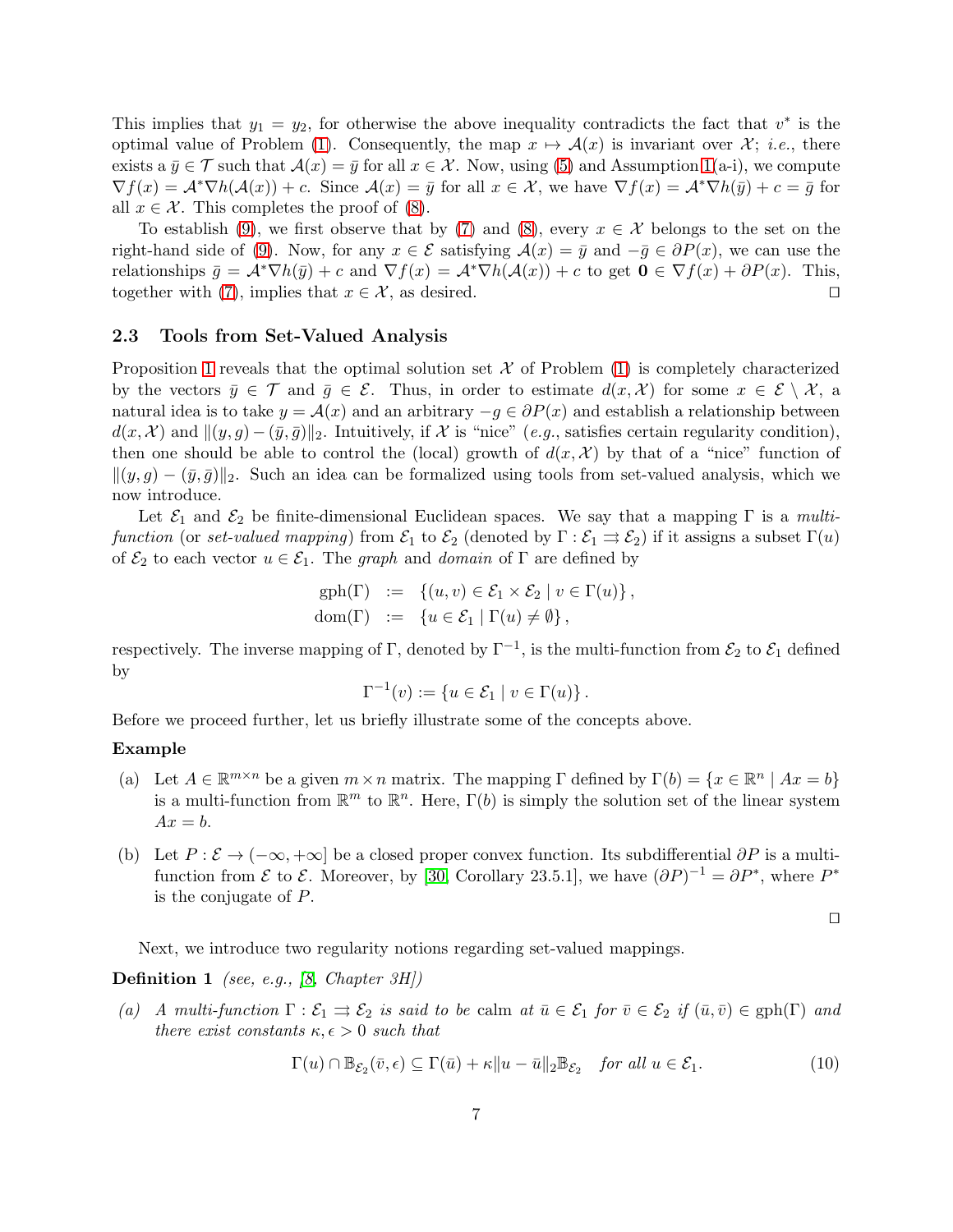This implies that $y_1 = y_2$, for otherwise the above inequality contradicts the fact that $v^*$ is the optimal value of Problem (1). Consequently, the map $x \mapsto \mathcal{A}(x)$ is invariant over $\mathcal{X}$; *i.e.*, there exists a $\bar{y} \in \mathcal{T}$ such that $\mathcal{A}(x) = \bar{y}$ for all $x \in \mathcal{X}$. Now, using (5) and Assumption 1(a-i), we compute $\nabla f(x) = \mathcal{A}^* \nabla h(\mathcal{A}(x)) + c$. Since $\mathcal{A}(x) = \bar{y}$ for all $x \in \mathcal{X}$, we have $\nabla f(x) = \mathcal{A}^* \nabla h(\bar{y}) + c = \bar{g}$ for all $x \in \mathcal{X}$. This completes the proof of (8).

To establish (9), we first observe that by (7) and (8), every $x \in \mathcal{X}$ belongs to the set on the right-hand side of (9). Now, for any $x \in \mathcal{E}$ satisfying $\mathcal{A}(x) = \bar{y}$ and $-\bar{g} \in \partial P(x)$, we can use the relationships $\bar{g} = \mathcal{A}^* \nabla h(\bar{y}) + c$ and $\nabla f(x) = \mathcal{A}^* \nabla h(\mathcal{A}(x)) + c$ to get $\mathbf{0} \in \nabla f(x) + \partial P(x)$. This, together with (7), implies that $x \in \mathcal{X}$, as desired. $\square$

### 2.3 Tools from Set-Valued Analysis

Proposition 1 reveals that the optimal solution set $\mathcal{X}$ of Problem (1) is completely characterized by the vectors $\bar{y} \in \mathcal{T}$ and $\bar{g} \in \mathcal{E}$. Thus, in order to estimate $d(x, \mathcal{X})$ for some $x \in \mathcal{E} \setminus \mathcal{X}$, a natural idea is to take $y = \mathcal{A}(x)$ and an arbitrary $-g \in \partial P(x)$ and establish a relationship between $d(x, \mathcal{X})$ and $\|(y, g) - (\bar{y}, \bar{g})\|_2$. Intuitively, if $\mathcal{X}$ is "nice" (*e.g.*, satisfies certain regularity condition), then one should be able to control the (local) growth of $d(x, \mathcal{X})$ by that of a "nice" function of $\|(y, g) - (\bar{y}, \bar{g})\|_2$. Such an idea can be formalized using tools from set-valued analysis, which we now introduce.

Let $\mathcal{E}_1$ and $\mathcal{E}_2$ be finite-dimensional Euclidean spaces. We say that a mapping $\Gamma$ is a *multi-function* (or *set-valued mapping*) from $\mathcal{E}_1$ to $\mathcal{E}_2$ (denoted by $\Gamma : \mathcal{E}_1 \rightrightarrows \mathcal{E}_2$) if it assigns a subset $\Gamma(u)$ of $\mathcal{E}_2$ to each vector $u \in \mathcal{E}_1$. The *graph* and *domain* of $\Gamma$ are defined by

$$
\begin{aligned}
\mathrm{gph}(\Gamma) &:= \{(u, v) \in \mathcal{E}_1 \times \mathcal{E}_2 \mid v \in \Gamma(u)\}, \\
\mathrm{dom}(\Gamma) &:= \{u \in \mathcal{E}_1 \mid \Gamma(u) \neq \emptyset\},
\end{aligned}
$$

respectively. The inverse mapping of $\Gamma$, denoted by $\Gamma^{-1}$, is the multi-function from $\mathcal{E}_2$ to $\mathcal{E}_1$ defined by

$$
\Gamma^{-1}(v) := \{u \in \mathcal{E}_1 \mid v \in \Gamma(u)\}.
$$

Before we proceed further, let us briefly illustrate some of the concepts above.

**Example**

(a) Let $A \in \mathbb{R}^{m \times n}$ be a given $m \times n$ matrix. The mapping $\Gamma$ defined by $\Gamma(b) = \{x \in \mathbb{R}^n \mid Ax = b\}$ is a multi-function from $\mathbb{R}^m$ to $\mathbb{R}^n$. Here, $\Gamma(b)$ is simply the solution set of the linear system $Ax = b$.

(b) Let $P : \mathcal{E} \to (-\infty, +\infty]$ be a closed proper convex function. Its subdifferential $\partial P$ is a multi-function from $\mathcal{E}$ to $\mathcal{E}$. Moreover, by [30, Corollary 23.5.1], we have $(\partial P)^{-1} = \partial P^*$, where $P^*$ is the conjugate of $P$.

$\square$

Next, we introduce two regularity notions regarding set-valued mappings.

**Definition 1** *(see, e.g., [8, Chapter 3H])*

*(a) A multi-function $\Gamma : \mathcal{E}_1 \rightrightarrows \mathcal{E}_2$ is said to be* calm *at $\bar{u} \in \mathcal{E}_1$ for $\bar{v} \in \mathcal{E}_2$ if $(\bar{u}, \bar{v}) \in \mathrm{gph}(\Gamma)$ and there exist constants $\kappa, \epsilon > 0$ such that*

$$
\Gamma(u) \cap \mathbb{B}_{\mathcal{E}_2}(\bar{v}, \epsilon) \subseteq \Gamma(\bar{u}) + \kappa \|u - \bar{u}\|_2 \mathbb{B}_{\mathcal{E}_2} \quad \text{for all } u \in \mathcal{E}_1. \tag{10}
$$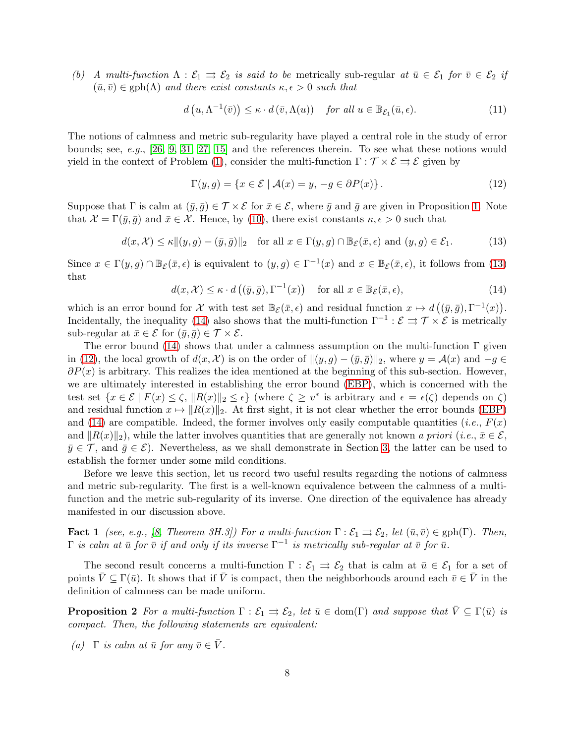*(b) A multi-function $\Lambda : \mathcal{E}_1 \rightrightarrows \mathcal{E}_2$ is said to be* metrically sub-regular *at $\bar{u} \in \mathcal{E}_1$ for $\bar{v} \in \mathcal{E}_2$ if $(\bar{u}, \bar{v}) \in \mathrm{gph}(\Lambda)$ and there exist constants $\kappa, \epsilon > 0$ such that*

$$d\left(u, \Lambda^{-1}(\bar{v})\right) \leq \kappa \cdot d\left(\bar{v}, \Lambda(u)\right) \quad \textit{for all } u \in \mathbb{B}_{\mathcal{E}_1}(\bar{u}, \epsilon). \tag{11}$$

The notions of calmness and metric sub-regularity have played a central role in the study of error bounds; see, *e.g.*, [26, 9, 31, 27, 15] and the references therein. To see what these notions would yield in the context of Problem (1), consider the multi-function $\Gamma : \mathcal{T} \times \mathcal{E} \rightrightarrows \mathcal{E}$ given by

$$\Gamma(y, g) = \{x \in \mathcal{E} \mid \mathcal{A}(x) = y, \, -g \in \partial P(x)\}. \tag{12}$$

Suppose that $\Gamma$ is calm at $(\bar{y}, \bar{g}) \in \mathcal{T} \times \mathcal{E}$ for $\bar{x} \in \mathcal{E}$, where $\bar{y}$ and $\bar{g}$ are given in Proposition 1. Note that $\mathcal{X} = \Gamma(\bar{y}, \bar{g})$ and $\bar{x} \in \mathcal{X}$. Hence, by (10), there exist constants $\kappa, \epsilon > 0$ such that

$$d(x, \mathcal{X}) \leq \kappa \|(y, g) - (\bar{y}, \bar{g})\|_2 \quad \text{for all } x \in \Gamma(y, g) \cap \mathbb{B}_{\mathcal{E}}(\bar{x}, \epsilon) \text{ and } (y, g) \in \mathcal{E}_1. \tag{13}$$

Since $x \in \Gamma(y, g) \cap \mathbb{B}_{\mathcal{E}}(\bar{x}, \epsilon)$ is equivalent to $(y, g) \in \Gamma^{-1}(x)$ and $x \in \mathbb{B}_{\mathcal{E}}(\bar{x}, \epsilon)$, it follows from (13) that

$$d(x, \mathcal{X}) \leq \kappa \cdot d\left((\bar{y}, \bar{g}), \Gamma^{-1}(x)\right) \quad \text{for all } x \in \mathbb{B}_{\mathcal{E}}(\bar{x}, \epsilon), \tag{14}$$

which is an error bound for $\mathcal{X}$ with test set $\mathbb{B}_{\mathcal{E}}(\bar{x}, \epsilon)$ and residual function $x \mapsto d\left((\bar{y}, \bar{g}), \Gamma^{-1}(x)\right)$. Incidentally, the inequality (14) also shows that the multi-function $\Gamma^{-1} : \mathcal{E} \rightrightarrows \mathcal{T} \times \mathcal{E}$ is metrically sub-regular at $\bar{x} \in \mathcal{E}$ for $(\bar{y}, \bar{g}) \in \mathcal{T} \times \mathcal{E}$.

The error bound (14) shows that under a calmness assumption on the multi-function $\Gamma$ given in (12), the local growth of $d(x, \mathcal{X})$ is on the order of $\|(y, g) - (\bar{y}, \bar{g})\|_2$, where $y = \mathcal{A}(x)$ and $-g \in \partial P(x)$ is arbitrary. This realizes the idea mentioned at the beginning of this sub-section. However, we are ultimately interested in establishing the error bound (EBP), which is concerned with the test set $\{x \in \mathcal{E} \mid F(x) \leq \zeta, \|R(x)\|_2 \leq \epsilon\}$ (where $\zeta \geq v^*$ is arbitrary and $\epsilon = \epsilon(\zeta)$ depends on $\zeta$) and residual function $x \mapsto \|R(x)\|_2$. At first sight, it is not clear whether the error bounds (EBP) and (14) are compatible. Indeed, the former involves only easily computable quantities (*i.e.*, $F(x)$ and $\|R(x)\|_2$), while the latter involves quantities that are generally not known *a priori* (*i.e.*, $\bar{x} \in \mathcal{E}$, $\bar{y} \in \mathcal{T}$, and $\bar{g} \in \mathcal{E}$). Nevertheless, as we shall demonstrate in Section 3, the latter can be used to establish the former under some mild conditions.

Before we leave this section, let us record two useful results regarding the notions of calmness and metric sub-regularity. The first is a well-known equivalence between the calmness of a multi-function and the metric sub-regularity of its inverse. One direction of the equivalence has already manifested in our discussion above.

**Fact 1** *(see, e.g., [8, Theorem 3H.3]) For a multi-function $\Gamma : \mathcal{E}_1 \rightrightarrows \mathcal{E}_2$, let $(\bar{u}, \bar{v}) \in \mathrm{gph}(\Gamma)$. Then, $\Gamma$ is calm at $\bar{u}$ for $\bar{v}$ if and only if its inverse $\Gamma^{-1}$ is metrically sub-regular at $\bar{v}$ for $\bar{u}$.*

The second result concerns a multi-function $\Gamma : \mathcal{E}_1 \rightrightarrows \mathcal{E}_2$ that is calm at $\bar{u} \in \mathcal{E}_1$ for a set of points $\bar{V} \subseteq \Gamma(\bar{u})$. It shows that if $\bar{V}$ is compact, then the neighborhoods around each $\bar{v} \in \bar{V}$ in the definition of calmness can be made uniform.

**Proposition 2** *For a multi-function $\Gamma : \mathcal{E}_1 \rightrightarrows \mathcal{E}_2$, let $\bar{u} \in \mathrm{dom}(\Gamma)$ and suppose that $\bar{V} \subseteq \Gamma(\bar{u})$ is compact. Then, the following statements are equivalent:*

*(a) $\Gamma$ is calm at $\bar{u}$ for any $\bar{v} \in \bar{V}$.*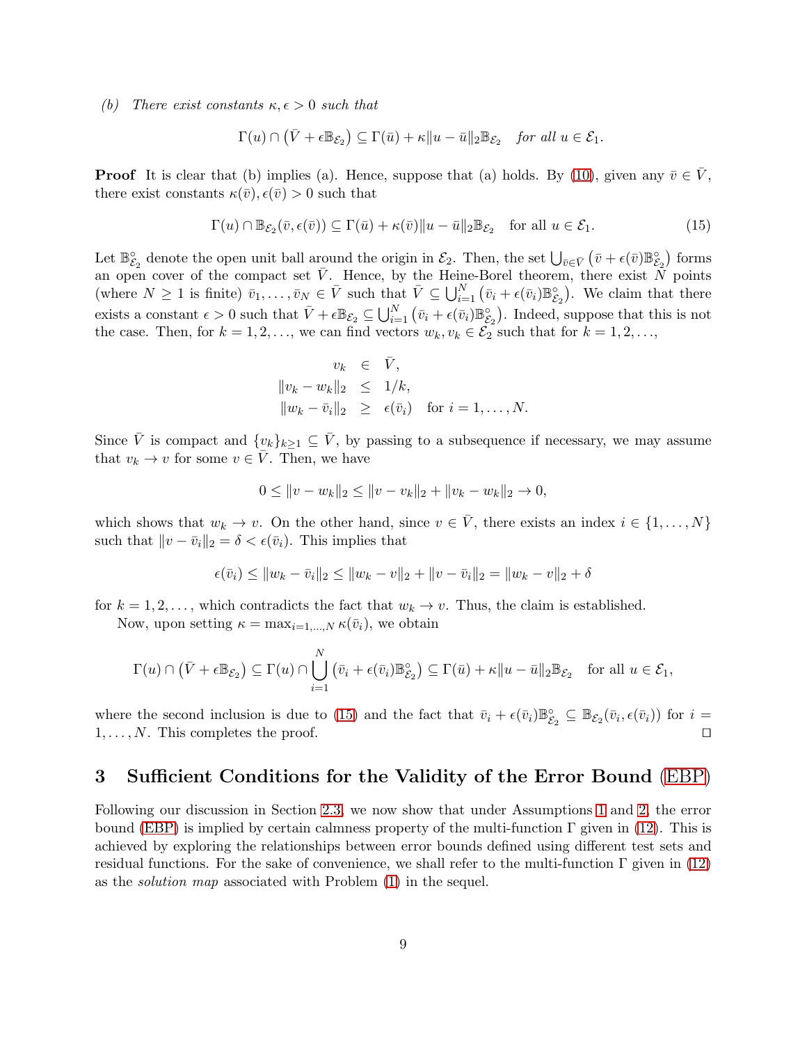*(b) There exist constants $\kappa, \epsilon > 0$ such that*

$$\Gamma(u) \cap \left(\bar{V} + \epsilon \mathbb{B}_{\mathcal{E}_2}\right) \subseteq \Gamma(\bar{u}) + \kappa \|u - \bar{u}\|_2 \mathbb{B}_{\mathcal{E}_2} \quad \textit{for all } u \in \mathcal{E}_1.$$

**Proof** It is clear that (b) implies (a). Hence, suppose that (a) holds. By (10), given any $\bar{v} \in \bar{V}$, there exist constants $\kappa(\bar{v}), \epsilon(\bar{v}) > 0$ such that

$$\Gamma(u) \cap \mathbb{B}_{\mathcal{E}_2}(\bar{v}, \epsilon(\bar{v})) \subseteq \Gamma(\bar{u}) + \kappa(\bar{v}) \|u - \bar{u}\|_2 \mathbb{B}_{\mathcal{E}_2} \quad \text{for all } u \in \mathcal{E}_1. \tag{15}$$

Let $\mathbb{B}^\circ_{\mathcal{E}_2}$ denote the open unit ball around the origin in $\mathcal{E}_2$. Then, the set $\bigcup_{\bar{v} \in \bar{V}} \left(\bar{v} + \epsilon(\bar{v}) \mathbb{B}^\circ_{\mathcal{E}_2}\right)$ forms an open cover of the compact set $\bar{V}$. Hence, by the Heine-Borel theorem, there exist $N$ points (where $N \geq 1$ is finite) $\bar{v}_1, \ldots, \bar{v}_N \in \bar{V}$ such that $\bar{V} \subseteq \bigcup_{i=1}^N \left(\bar{v}_i + \epsilon(\bar{v}_i) \mathbb{B}^\circ_{\mathcal{E}_2}\right)$. We claim that there exists a constant $\epsilon > 0$ such that $\bar{V} + \epsilon \mathbb{B}_{\mathcal{E}_2} \subseteq \bigcup_{i=1}^N \left(\bar{v}_i + \epsilon(\bar{v}_i) \mathbb{B}^\circ_{\mathcal{E}_2}\right)$. Indeed, suppose that this is not the case. Then, for $k = 1, 2, \ldots$, we can find vectors $w_k, v_k \in \mathcal{E}_2$ such that for $k = 1, 2, \ldots$,

$$\begin{aligned} v_k &\in \bar{V}, \\ \|v_k - w_k\|_2 &\leq 1/k, \\ \|w_k - \bar{v}_i\|_2 &\geq \epsilon(\bar{v}_i) \quad \text{for } i = 1, \ldots, N. \end{aligned}$$

Since $\bar{V}$ is compact and $\{v_k\}_{k \geq 1} \subseteq \bar{V}$, by passing to a subsequence if necessary, we may assume that $v_k \to v$ for some $v \in \bar{V}$. Then, we have

$$0 \leq \|v - w_k\|_2 \leq \|v - v_k\|_2 + \|v_k - w_k\|_2 \to 0,$$

which shows that $w_k \to v$. On the other hand, since $v \in \bar{V}$, there exists an index $i \in \{1, \ldots, N\}$ such that $\|v - \bar{v}_i\|_2 = \delta < \epsilon(\bar{v}_i)$. This implies that

$$\epsilon(\bar{v}_i) \leq \|w_k - \bar{v}_i\|_2 \leq \|w_k - v\|_2 + \|v - \bar{v}_i\|_2 = \|w_k - v\|_2 + \delta$$

for $k = 1, 2, \ldots$, which contradicts the fact that $w_k \to v$. Thus, the claim is established.

Now, upon setting $\kappa = \max_{i=1,\ldots,N} \kappa(\bar{v}_i)$, we obtain

$$\Gamma(u) \cap \left(\bar{V} + \epsilon \mathbb{B}_{\mathcal{E}_2}\right) \subseteq \Gamma(u) \cap \bigcup_{i=1}^N \left(\bar{v}_i + \epsilon(\bar{v}_i) \mathbb{B}^\circ_{\mathcal{E}_2}\right) \subseteq \Gamma(\bar{u}) + \kappa \|u - \bar{u}\|_2 \mathbb{B}_{\mathcal{E}_2} \quad \text{for all } u \in \mathcal{E}_1,$$

where the second inclusion is due to (15) and the fact that $\bar{v}_i + \epsilon(\bar{v}_i) \mathbb{B}^\circ_{\mathcal{E}_2} \subseteq \mathbb{B}_{\mathcal{E}_2}(\bar{v}_i, \epsilon(\bar{v}_i))$ for $i = 1, \ldots, N$. This completes the proof. □

## 3 Sufficient Conditions for the Validity of the Error Bound (EBP)

Following our discussion in Section 2.3, we now show that under Assumptions 1 and 2, the error bound (EBP) is implied by certain calmness property of the multi-function $\Gamma$ given in (12). This is achieved by exploring the relationships between error bounds defined using different test sets and residual functions. For the sake of convenience, we shall refer to the multi-function $\Gamma$ given in (12) as the *solution map* associated with Problem (1) in the sequel.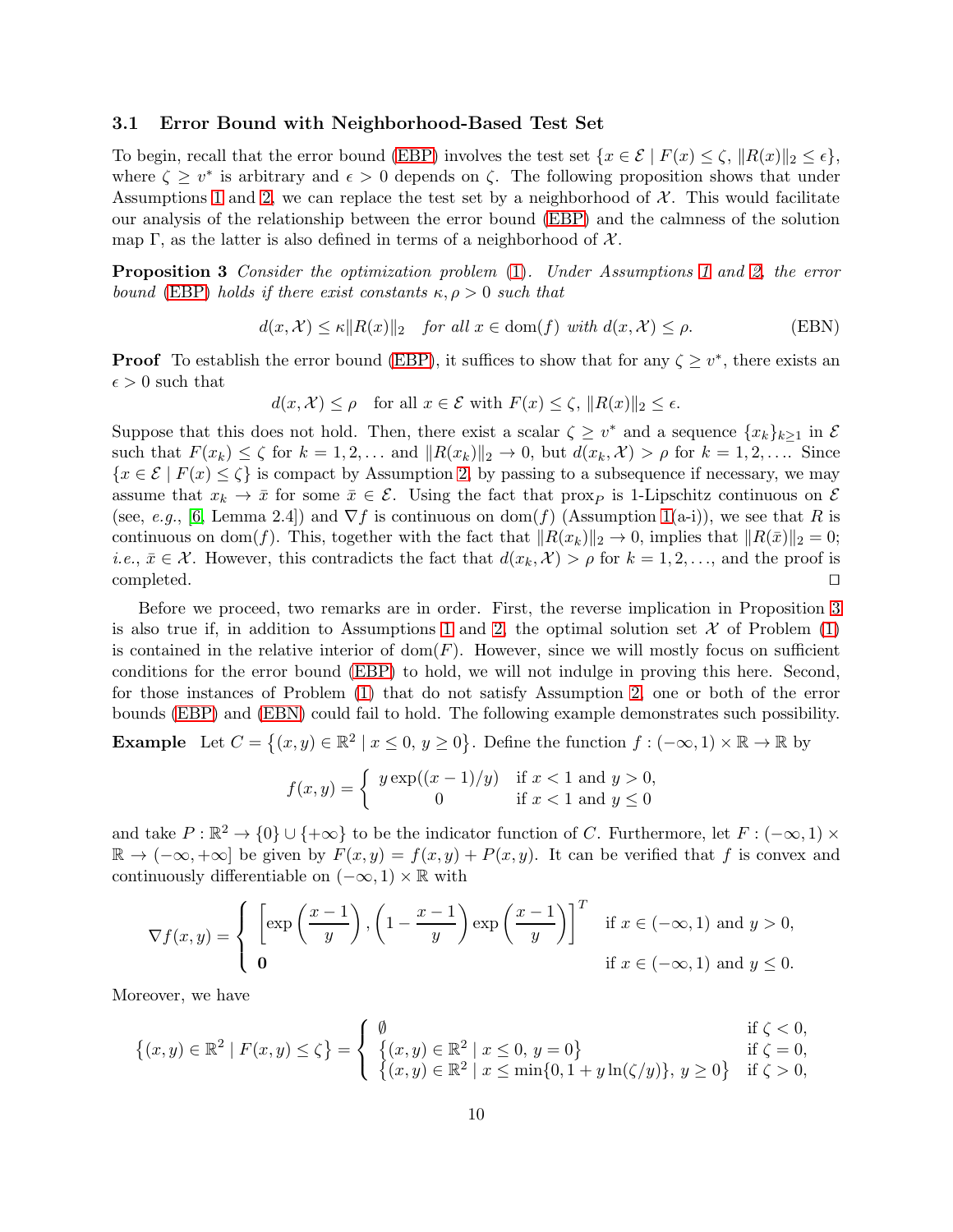### 3.1 Error Bound with Neighborhood-Based Test Set

To begin, recall that the error bound (EBP) involves the test set $\{x \in \mathcal{E} \mid F(x) \leq \zeta, \, \|R(x)\|_2 \leq \epsilon\}$, where $\zeta \geq v^*$ is arbitrary and $\epsilon > 0$ depends on $\zeta$. The following proposition shows that under Assumptions 1 and 2, we can replace the test set by a neighborhood of $\mathcal{X}$. This would facilitate our analysis of the relationship between the error bound (EBP) and the calmness of the solution map $\Gamma$, as the latter is also defined in terms of a neighborhood of $\mathcal{X}$.

**Proposition 3** *Consider the optimization problem (1). Under Assumptions 1 and 2, the error bound (EBP) holds if there exist constants $\kappa, \rho > 0$ such that*

$$d(x, \mathcal{X}) \leq \kappa \|R(x)\|_2 \quad \text{for all } x \in \operatorname{dom}(f) \text{ with } d(x, \mathcal{X}) \leq \rho. \tag{EBN}$$

**Proof** To establish the error bound (EBP), it suffices to show that for any $\zeta \geq v^*$, there exists an $\epsilon > 0$ such that

$$d(x, \mathcal{X}) \leq \rho \quad \text{for all } x \in \mathcal{E} \text{ with } F(x) \leq \zeta, \, \|R(x)\|_2 \leq \epsilon.$$

Suppose that this does not hold. Then, there exist a scalar $\zeta \geq v^*$ and a sequence $\{x_k\}_{k \geq 1}$ in $\mathcal{E}$ such that $F(x_k) \leq \zeta$ for $k = 1, 2, \ldots$ and $\|R(x_k)\|_2 \to 0$, but $d(x_k, \mathcal{X}) > \rho$ for $k = 1, 2, \ldots$. Since $\{x \in \mathcal{E} \mid F(x) \leq \zeta\}$ is compact by Assumption 2, by passing to a subsequence if necessary, we may assume that $x_k \to \bar{x}$ for some $\bar{x} \in \mathcal{E}$. Using the fact that $\operatorname{prox}_P$ is 1-Lipschitz continuous on $\mathcal{E}$ (see, *e.g.*, [6, Lemma 2.4]) and $\nabla f$ is continuous on $\operatorname{dom}(f)$ (Assumption 1(a-i)), we see that $R$ is continuous on $\operatorname{dom}(f)$. This, together with the fact that $\|R(x_k)\|_2 \to 0$, implies that $\|R(\bar{x})\|_2 = 0$; *i.e.*, $\bar{x} \in \mathcal{X}$. However, this contradicts the fact that $d(x_k, \mathcal{X}) > \rho$ for $k = 1, 2, \ldots$, and the proof is completed. $\square$

Before we proceed, two remarks are in order. First, the reverse implication in Proposition 3 is also true if, in addition to Assumptions 1 and 2, the optimal solution set $\mathcal{X}$ of Problem (1) is contained in the relative interior of $\operatorname{dom}(F)$. However, since we will mostly focus on sufficient conditions for the error bound (EBP) to hold, we will not indulge in proving this here. Second, for those instances of Problem (1) that do not satisfy Assumption 2, one or both of the error bounds (EBP) and (EBN) could fail to hold. The following example demonstrates such possibility.

**Example** Let $C = \{(x, y) \in \mathbb{R}^2 \mid x \leq 0, \, y \geq 0\}$. Define the function $f : (-\infty, 1) \times \mathbb{R} \to \mathbb{R}$ by

$$f(x, y) = \begin{cases} y \exp((x-1)/y) & \text{if } x < 1 \text{ and } y > 0, \\ 0 & \text{if } x < 1 \text{ and } y \leq 0 \end{cases}$$

and take $P : \mathbb{R}^2 \to \{0\} \cup \{+\infty\}$ to be the indicator function of $C$. Furthermore, let $F : (-\infty, 1) \times \mathbb{R} \to (-\infty, +\infty]$ be given by $F(x, y) = f(x, y) + P(x, y)$. It can be verified that $f$ is convex and continuously differentiable on $(-\infty, 1) \times \mathbb{R}$ with

$$\nabla f(x, y) = \begin{cases} \left[ \exp\left(\dfrac{x-1}{y}\right), \left(1 - \dfrac{x-1}{y}\right) \exp\left(\dfrac{x-1}{y}\right) \right]^T & \text{if } x \in (-\infty, 1) \text{ and } y > 0, \\ \mathbf{0} & \text{if } x \in (-\infty, 1) \text{ and } y \leq 0. \end{cases}$$

Moreover, we have

$$\{(x, y) \in \mathbb{R}^2 \mid F(x, y) \leq \zeta\} = \begin{cases} \emptyset & \text{if } \zeta < 0, \\ \{(x, y) \in \mathbb{R}^2 \mid x \leq 0, \, y = 0\} & \text{if } \zeta = 0, \\ \{(x, y) \in \mathbb{R}^2 \mid x \leq \min\{0, 1 + y \ln(\zeta / y)\}, \, y \geq 0\} & \text{if } \zeta > 0, \end{cases}$$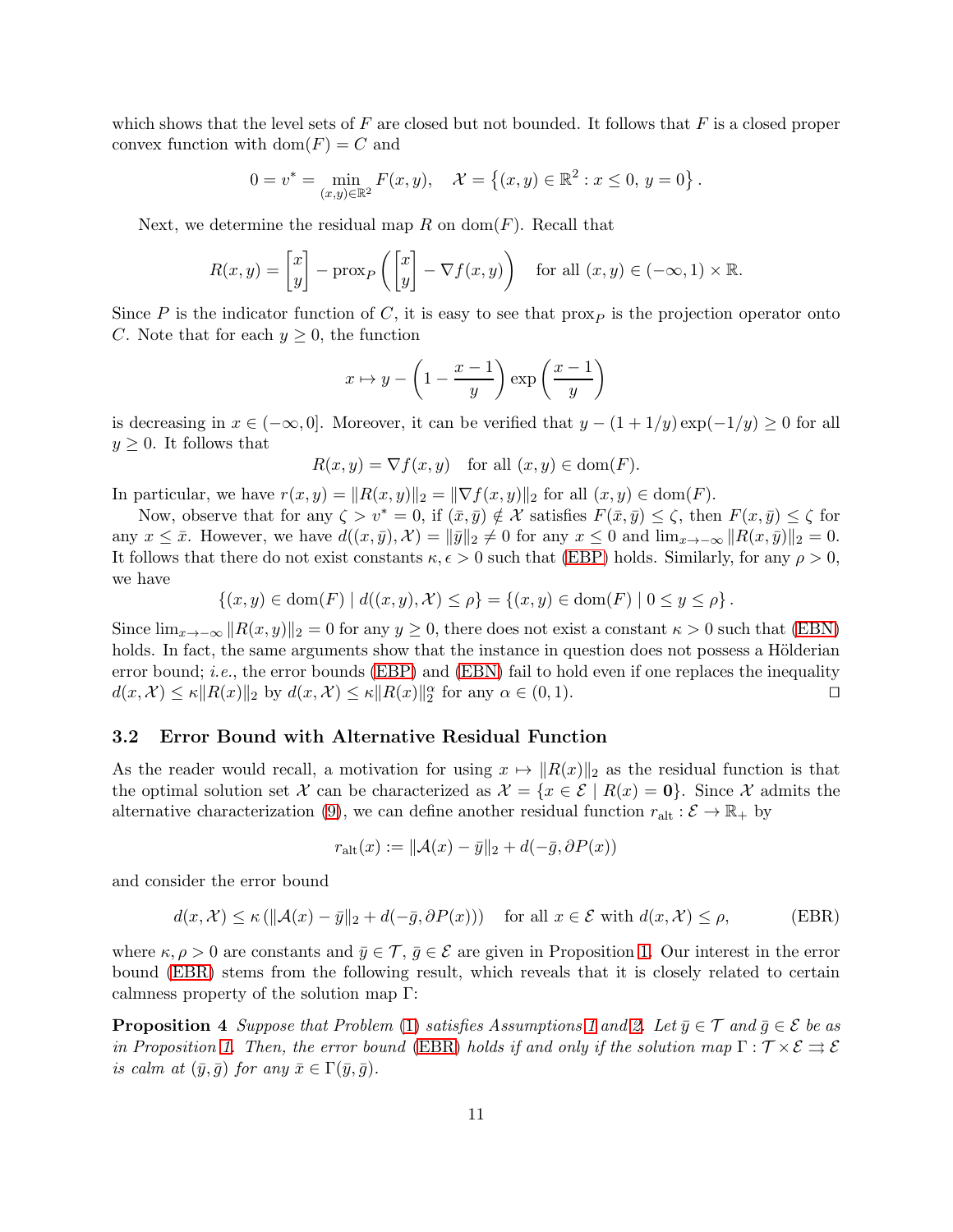which shows that the level sets of $F$ are closed but not bounded. It follows that $F$ is a closed proper convex function with $\mathrm{dom}(F) = C$ and

$$0 = v^* = \min_{(x,y)\in\mathbb{R}^2} F(x,y), \quad \mathcal{X} = \left\{(x,y) \in \mathbb{R}^2 : x \leq 0,\ y = 0\right\}.$$

Next, we determine the residual map $R$ on $\mathrm{dom}(F)$. Recall that

$$R(x,y) = \begin{bmatrix} x \\ y \end{bmatrix} - \mathrm{prox}_P\left(\begin{bmatrix} x \\ y \end{bmatrix} - \nabla f(x,y)\right) \quad \text{for all } (x,y) \in (-\infty, 1) \times \mathbb{R}.$$

Since $P$ is the indicator function of $C$, it is easy to see that $\mathrm{prox}_P$ is the projection operator onto $C$. Note that for each $y \geq 0$, the function

$$x \mapsto y - \left(1 - \frac{x-1}{y}\right)\exp\left(\frac{x-1}{y}\right)$$

is decreasing in $x \in (-\infty, 0]$. Moreover, it can be verified that $y - (1 + 1/y)\exp(-1/y) \geq 0$ for all $y \geq 0$. It follows that

$$R(x,y) = \nabla f(x,y) \quad \text{for all } (x,y) \in \mathrm{dom}(F).$$

In particular, we have $r(x,y) = \|R(x,y)\|_2 = \|\nabla f(x,y)\|_2$ for all $(x,y) \in \mathrm{dom}(F)$.

Now, observe that for any $\zeta > v^* = 0$, if $(\bar{x}, \bar{y}) \notin \mathcal{X}$ satisfies $F(\bar{x}, \bar{y}) \leq \zeta$, then $F(x, \bar{y}) \leq \zeta$ for any $x \leq \bar{x}$. However, we have $d((x,\bar{y}), \mathcal{X}) = \|\bar{y}\|_2 \neq 0$ for any $x \leq 0$ and $\lim_{x\to-\infty} \|R(x,\bar{y})\|_2 = 0$. It follows that there do not exist constants $\kappa, \epsilon > 0$ such that (EBP) holds. Similarly, for any $\rho > 0$, we have

$$\{(x,y) \in \mathrm{dom}(F) \mid d((x,y), \mathcal{X}) \leq \rho\} = \{(x,y) \in \mathrm{dom}(F) \mid 0 \leq y \leq \rho\}.$$

Since $\lim_{x\to-\infty} \|R(x,y)\|_2 = 0$ for any $y \geq 0$, there does not exist a constant $\kappa > 0$ such that (EBN) holds. In fact, the same arguments show that the instance in question does not possess a Hölderian error bound; *i.e.*, the error bounds (EBP) and (EBN) fail to hold even if one replaces the inequality $d(x, \mathcal{X}) \leq \kappa\|R(x)\|_2$ by $d(x, \mathcal{X}) \leq \kappa\|R(x)\|_2^\alpha$ for any $\alpha \in (0,1)$. $\square$

### 3.2 Error Bound with Alternative Residual Function

As the reader would recall, a motivation for using $x \mapsto \|R(x)\|_2$ as the residual function is that the optimal solution set $\mathcal{X}$ can be characterized as $\mathcal{X} = \{x \in \mathcal{E} \mid R(x) = \mathbf{0}\}$. Since $\mathcal{X}$ admits the alternative characterization (9), we can define another residual function $r_{\mathrm{alt}} : \mathcal{E} \to \mathbb{R}_+$ by

$$r_{\mathrm{alt}}(x) := \|\mathcal{A}(x) - \bar{y}\|_2 + d(-\bar{g}, \partial P(x))$$

and consider the error bound

$$d(x, \mathcal{X}) \leq \kappa\left(\|\mathcal{A}(x) - \bar{y}\|_2 + d(-\bar{g}, \partial P(x))\right) \quad \text{for all } x \in \mathcal{E} \text{ with } d(x, \mathcal{X}) \leq \rho, \tag{EBR}$$

where $\kappa, \rho > 0$ are constants and $\bar{y} \in \mathcal{T}$, $\bar{g} \in \mathcal{E}$ are given in Proposition 1. Our interest in the error bound (EBR) stems from the following result, which reveals that it is closely related to certain calmness property of the solution map $\Gamma$:

**Proposition 4** *Suppose that Problem* (1) *satisfies Assumptions 1 and 2. Let $\bar{y} \in \mathcal{T}$ and $\bar{g} \in \mathcal{E}$ be as in Proposition 1. Then, the error bound* (EBR) *holds if and only if the solution map $\Gamma : \mathcal{T} \times \mathcal{E} \rightrightarrows \mathcal{E}$ is calm at $(\bar{y}, \bar{g})$ for any $\bar{x} \in \Gamma(\bar{y}, \bar{g})$.*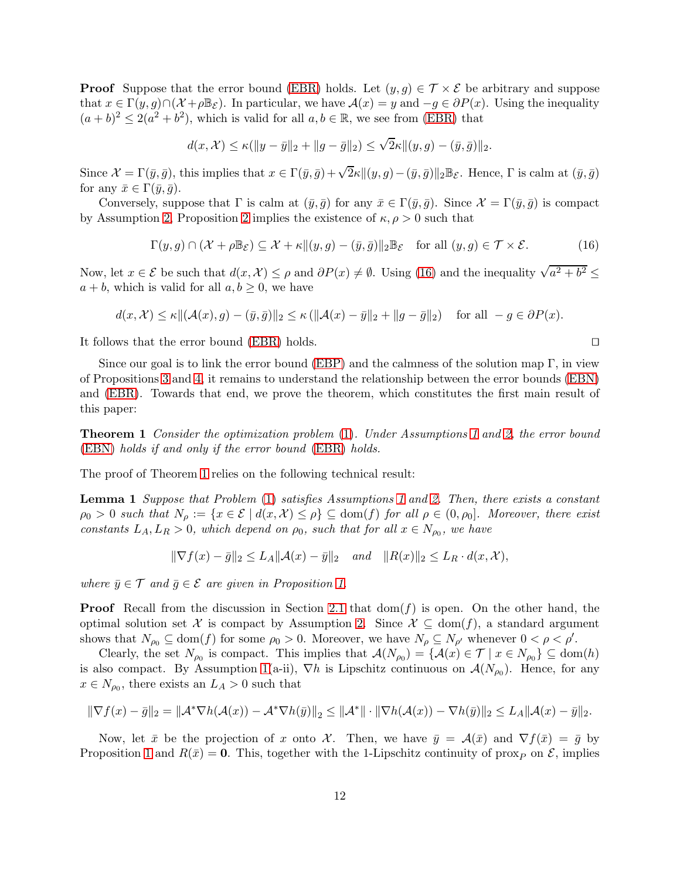**Proof** Suppose that the error bound (EBR) holds. Let $(y, g) \in \mathcal{T} \times \mathcal{E}$ be arbitrary and suppose that $x \in \Gamma(y, g) \cap (\mathcal{X} + \rho \mathbb{B}_{\mathcal{E}})$. In particular, we have $\mathcal{A}(x) = y$ and $-g \in \partial P(x)$. Using the inequality $(a+b)^2 \leq 2(a^2 + b^2)$, which is valid for all $a, b \in \mathbb{R}$, we see from (EBR) that

$$d(x, \mathcal{X}) \leq \kappa(\|y - \bar{y}\|_2 + \|g - \bar{g}\|_2) \leq \sqrt{2}\kappa \|(y, g) - (\bar{y}, \bar{g})\|_2.$$

Since $\mathcal{X} = \Gamma(\bar{y}, \bar{g})$, this implies that $x \in \Gamma(\bar{y}, \bar{g}) + \sqrt{2}\kappa \|(y, g) - (\bar{y}, \bar{g})\|_2 \mathbb{B}_{\mathcal{E}}$. Hence, $\Gamma$ is calm at $(\bar{y}, \bar{g})$ for any $\bar{x} \in \Gamma(\bar{y}, \bar{g})$.

Conversely, suppose that $\Gamma$ is calm at $(\bar{y}, \bar{g})$ for any $\bar{x} \in \Gamma(\bar{y}, \bar{g})$. Since $\mathcal{X} = \Gamma(\bar{y}, \bar{g})$ is compact by Assumption 2, Proposition 2 implies the existence of $\kappa, \rho > 0$ such that

$$\Gamma(y, g) \cap (\mathcal{X} + \rho \mathbb{B}_{\mathcal{E}}) \subseteq \mathcal{X} + \kappa \|(y, g) - (\bar{y}, \bar{g})\|_2 \mathbb{B}_{\mathcal{E}} \quad \text{for all } (y, g) \in \mathcal{T} \times \mathcal{E}. \tag{16}$$

Now, let $x \in \mathcal{E}$ be such that $d(x, \mathcal{X}) \leq \rho$ and $\partial P(x) \neq \emptyset$. Using (16) and the inequality $\sqrt{a^2 + b^2} \leq a + b$, which is valid for all $a, b \geq 0$, we have

$$d(x, \mathcal{X}) \leq \kappa \|(\mathcal{A}(x), g) - (\bar{y}, \bar{g})\|_2 \leq \kappa \left(\|\mathcal{A}(x) - \bar{y}\|_2 + \|g - \bar{g}\|_2\right) \quad \text{for all } -g \in \partial P(x).$$

It follows that the error bound (EBR) holds. $\square$

Since our goal is to link the error bound (EBP) and the calmness of the solution map $\Gamma$, in view of Propositions 3 and 4, it remains to understand the relationship between the error bounds (EBN) and (EBR). Towards that end, we prove the theorem, which constitutes the first main result of this paper:

**Theorem 1** *Consider the optimization problem (1). Under Assumptions 1 and 2, the error bound (EBN) holds if and only if the error bound (EBR) holds.*

The proof of Theorem 1 relies on the following technical result:

**Lemma 1** *Suppose that Problem (1) satisfies Assumptions 1 and 2. Then, there exists a constant $\rho_0 > 0$ such that $N_\rho := \{x \in \mathcal{E} \mid d(x, \mathcal{X}) \leq \rho\} \subseteq \text{dom}(f)$ for all $\rho \in (0, \rho_0]$. Moreover, there exist constants $L_A, L_R > 0$, which depend on $\rho_0$, such that for all $x \in N_{\rho_0}$, we have*

$$\|\nabla f(x) - \bar{g}\|_2 \leq L_A \|\mathcal{A}(x) - \bar{y}\|_2 \quad \textit{and} \quad \|R(x)\|_2 \leq L_R \cdot d(x, \mathcal{X}),$$

*where $\bar{y} \in \mathcal{T}$ and $\bar{g} \in \mathcal{E}$ are given in Proposition 1.*

**Proof** Recall from the discussion in Section 2.1 that $\text{dom}(f)$ is open. On the other hand, the optimal solution set $\mathcal{X}$ is compact by Assumption 2. Since $\mathcal{X} \subseteq \text{dom}(f)$, a standard argument shows that $N_{\rho_0} \subseteq \text{dom}(f)$ for some $\rho_0 > 0$. Moreover, we have $N_\rho \subseteq N_{\rho'}$ whenever $0 < \rho < \rho'$.

Clearly, the set $N_{\rho_0}$ is compact. This implies that $\mathcal{A}(N_{\rho_0}) = \{\mathcal{A}(x) \in \mathcal{T} \mid x \in N_{\rho_0}\} \subseteq \text{dom}(h)$ is also compact. By Assumption 1(a-ii), $\nabla h$ is Lipschitz continuous on $\mathcal{A}(N_{\rho_0})$. Hence, for any $x \in N_{\rho_0}$, there exists an $L_A > 0$ such that

$$\|\nabla f(x) - \bar{g}\|_2 = \|\mathcal{A}^* \nabla h(\mathcal{A}(x)) - \mathcal{A}^* \nabla h(\bar{y})\|_2 \leq \|\mathcal{A}^*\| \cdot \|\nabla h(\mathcal{A}(x)) - \nabla h(\bar{y})\|_2 \leq L_A \|\mathcal{A}(x) - \bar{y}\|_2.$$

Now, let $\bar{x}$ be the projection of $x$ onto $\mathcal{X}$. Then, we have $\bar{y} = \mathcal{A}(\bar{x})$ and $\nabla f(\bar{x}) = \bar{g}$ by Proposition 1 and $R(\bar{x}) = \mathbf{0}$. This, together with the 1-Lipschitz continuity of $\text{prox}_P$ on $\mathcal{E}$, implies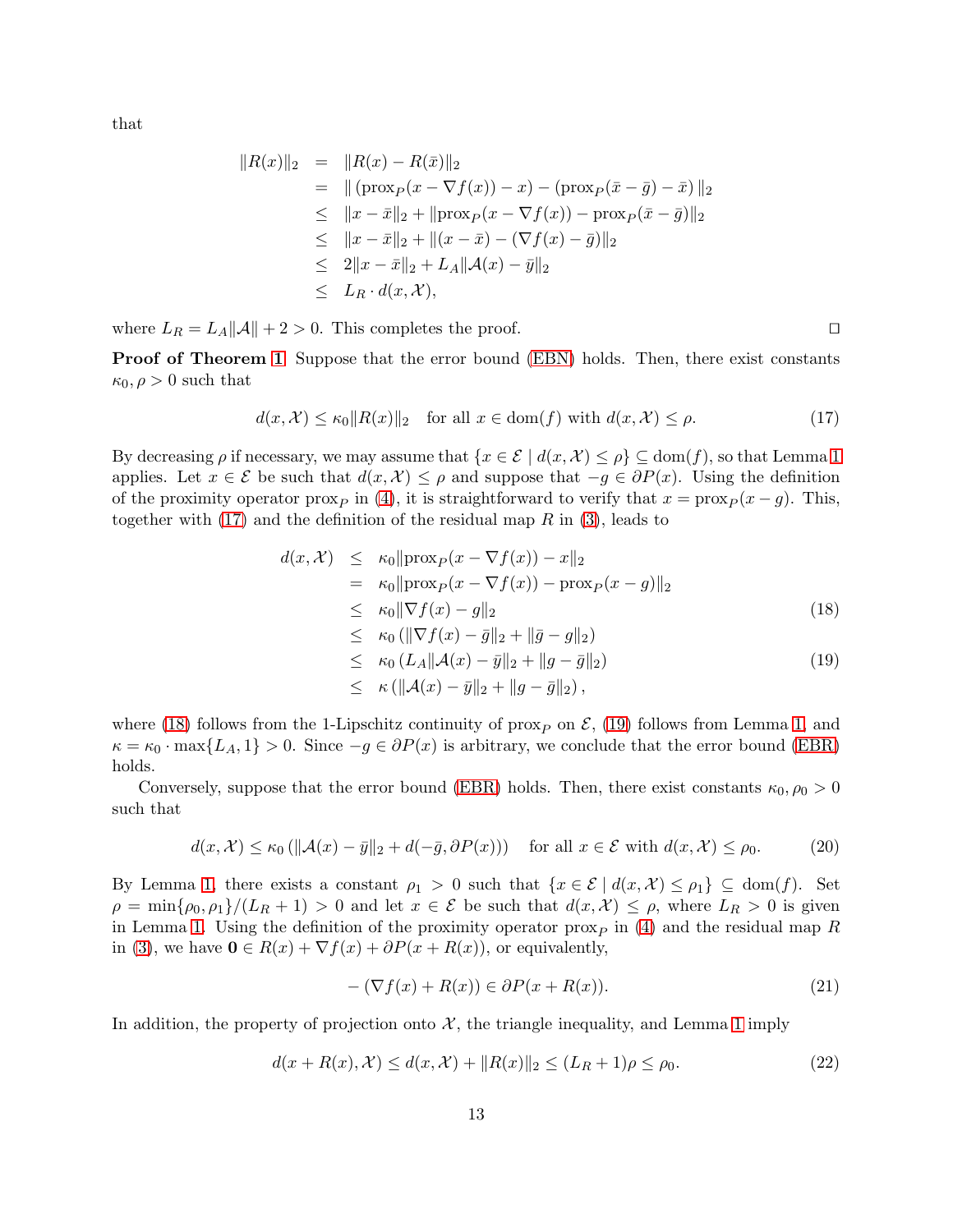that

$$
\begin{aligned}
\|R(x)\|_2 &= \|R(x) - R(\bar{x})\|_2 \\
&= \|\left(\text{prox}_P(x - \nabla f(x)) - x\right) - \left(\text{prox}_P(\bar{x} - \bar{g}) - \bar{x}\right)\|_2 \\
&\leq \|x - \bar{x}\|_2 + \|\text{prox}_P(x - \nabla f(x)) - \text{prox}_P(\bar{x} - \bar{g})\|_2 \\
&\leq \|x - \bar{x}\|_2 + \|(x - \bar{x}) - (\nabla f(x) - \bar{g})\|_2 \\
&\leq 2\|x - \bar{x}\|_2 + L_A\|\mathcal{A}(x) - \bar{y}\|_2 \\
&\leq L_R \cdot d(x, \mathcal{X}),
\end{aligned}
$$

where $L_R = L_A\|\mathcal{A}\| + 2 > 0$. This completes the proof. □

**Proof of Theorem 1.** Suppose that the error bound (EBN) holds. Then, there exist constants $\kappa_0, \rho > 0$ such that

$$
d(x, \mathcal{X}) \leq \kappa_0\|R(x)\|_2 \quad \text{for all } x \in \text{dom}(f) \text{ with } d(x, \mathcal{X}) \leq \rho. \tag{17}
$$

By decreasing $\rho$ if necessary, we may assume that $\{x \in \mathcal{E} \mid d(x, \mathcal{X}) \leq \rho\} \subseteq \text{dom}(f)$, so that Lemma 1 applies. Let $x \in \mathcal{E}$ be such that $d(x, \mathcal{X}) \leq \rho$ and suppose that $-g \in \partial P(x)$. Using the definition of the proximity operator $\text{prox}_P$ in (4), it is straightforward to verify that $x = \text{prox}_P(x - g)$. This, together with (17) and the definition of the residual map $R$ in (3), leads to

$$
\begin{aligned}
d(x, \mathcal{X}) &\leq \kappa_0\|\text{prox}_P(x - \nabla f(x)) - x\|_2 \\
&= \kappa_0\|\text{prox}_P(x - \nabla f(x)) - \text{prox}_P(x - g)\|_2 \\
&\leq \kappa_0\|\nabla f(x) - g\|_2 && (18) \\
&\leq \kappa_0\left(\|\nabla f(x) - \bar{g}\|_2 + \|\bar{g} - g\|_2\right) \\
&\leq \kappa_0\left(L_A\|\mathcal{A}(x) - \bar{y}\|_2 + \|g - \bar{g}\|_2\right) && (19) \\
&\leq \kappa\left(\|\mathcal{A}(x) - \bar{y}\|_2 + \|g - \bar{g}\|_2\right),
\end{aligned}
$$

where (18) follows from the 1-Lipschitz continuity of $\text{prox}_P$ on $\mathcal{E}$, (19) follows from Lemma 1, and $\kappa = \kappa_0 \cdot \max\{L_A, 1\} > 0$. Since $-g \in \partial P(x)$ is arbitrary, we conclude that the error bound (EBR) holds.

Conversely, suppose that the error bound (EBR) holds. Then, there exist constants $\kappa_0, \rho_0 > 0$ such that

$$
d(x, \mathcal{X}) \leq \kappa_0\left(\|\mathcal{A}(x) - \bar{y}\|_2 + d(-\bar{g}, \partial P(x))\right) \quad \text{for all } x \in \mathcal{E} \text{ with } d(x, \mathcal{X}) \leq \rho_0. \tag{20}
$$

By Lemma 1, there exists a constant $\rho_1 > 0$ such that $\{x \in \mathcal{E} \mid d(x, \mathcal{X}) \leq \rho_1\} \subseteq \text{dom}(f)$. Set $\rho = \min\{\rho_0, \rho_1\}/(L_R + 1) > 0$ and let $x \in \mathcal{E}$ be such that $d(x, \mathcal{X}) \leq \rho$, where $L_R > 0$ is given in Lemma 1. Using the definition of the proximity operator $\text{prox}_P$ in (4) and the residual map $R$ in (3), we have $\mathbf{0} \in R(x) + \nabla f(x) + \partial P(x + R(x))$, or equivalently,

$$
-\left(\nabla f(x) + R(x)\right) \in \partial P(x + R(x)). \tag{21}
$$

In addition, the property of projection onto $\mathcal{X}$, the triangle inequality, and Lemma 1 imply

$$
d(x + R(x), \mathcal{X}) \leq d(x, \mathcal{X}) + \|R(x)\|_2 \leq (L_R + 1)\rho \leq \rho_0. \tag{22}
$$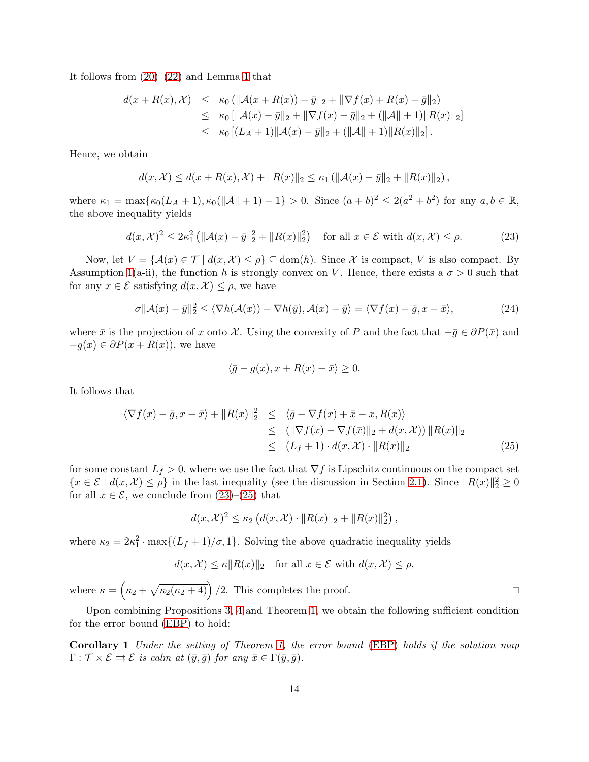It follows from (20)–(22) and Lemma 1 that

$$
\begin{aligned}
d(x+R(x),\mathcal{X}) &\le \kappa_0\left(\|\mathcal{A}(x+R(x))-\bar{y}\|_2+\|\nabla f(x)+R(x)-\bar{g}\|_2\right)\\
&\le \kappa_0\left[\|\mathcal{A}(x)-\bar{y}\|_2+\|\nabla f(x)-\bar{g}\|_2+(\|\mathcal{A}\|+1)\|R(x)\|_2\right]\\
&\le \kappa_0\left[(L_A+1)\|\mathcal{A}(x)-\bar{y}\|_2+(\|\mathcal{A}\|+1)\|R(x)\|_2\right].
\end{aligned}
$$

Hence, we obtain

$$
d(x,\mathcal{X}) \le d(x+R(x),\mathcal{X})+\|R(x)\|_2 \le \kappa_1\left(\|\mathcal{A}(x)-\bar{y}\|_2+\|R(x)\|_2\right),
$$

where $\kappa_1=\max\{\kappa_0(L_A+1),\kappa_0(\|\mathcal{A}\|+1)+1\}>0$. Since $(a+b)^2\le 2(a^2+b^2)$ for any $a,b\in\mathbb{R}$, the above inequality yields

$$
d(x,\mathcal{X})^2 \le 2\kappa_1^2\left(\|\mathcal{A}(x)-\bar{y}\|_2^2+\|R(x)\|_2^2\right) \quad \text{for all } x\in\mathcal{E} \text{ with } d(x,\mathcal{X})\le\rho. \tag{23}
$$

Now, let $V=\{\mathcal{A}(x)\in\mathcal{T} \mid d(x,\mathcal{X})\le\rho\}\subseteq \mathrm{dom}(h)$. Since $\mathcal{X}$ is compact, $V$ is also compact. By Assumption 1(a-ii), the function $h$ is strongly convex on $V$. Hence, there exists a $\sigma>0$ such that for any $x\in\mathcal{E}$ satisfying $d(x,\mathcal{X})\le\rho$, we have

$$
\sigma\|\mathcal{A}(x)-\bar{y}\|_2^2 \le \langle\nabla h(\mathcal{A}(x))-\nabla h(\bar{y}),\mathcal{A}(x)-\bar{y}\rangle = \langle\nabla f(x)-\bar{g},x-\bar{x}\rangle, \tag{24}
$$

where $\bar{x}$ is the projection of $x$ onto $\mathcal{X}$. Using the convexity of $P$ and the fact that $-\bar{g}\in\partial P(\bar{x})$ and $-g(x)\in\partial P(x+R(x))$, we have

$$
\langle\bar{g}-g(x),x+R(x)-\bar{x}\rangle \ge 0.
$$

It follows that

$$
\begin{aligned}
\langle\nabla f(x)-\bar{g},x-\bar{x}\rangle+\|R(x)\|_2^2 &\le \langle\bar{g}-\nabla f(x)+\bar{x}-x,R(x)\rangle\\
&\le \left(\|\nabla f(x)-\nabla f(\bar{x})\|_2+d(x,\mathcal{X})\right)\|R(x)\|_2\\
&\le (L_f+1)\cdot d(x,\mathcal{X})\cdot\|R(x)\|_2
\end{aligned}
\tag{25}
$$

for some constant $L_f>0$, where we use the fact that $\nabla f$ is Lipschitz continuous on the compact set $\{x\in\mathcal{E}\mid d(x,\mathcal{X})\le\rho\}$ in the last inequality (see the discussion in Section 2.1). Since $\|R(x)\|_2^2\ge 0$ for all $x\in\mathcal{E}$, we conclude from (23)–(25) that

$$
d(x,\mathcal{X})^2 \le \kappa_2\left(d(x,\mathcal{X})\cdot\|R(x)\|_2+\|R(x)\|_2^2\right),
$$

where $\kappa_2=2\kappa_1^2\cdot\max\{(L_f+1)/\sigma,1\}$. Solving the above quadratic inequality yields

$$
d(x,\mathcal{X})\le\kappa\|R(x)\|_2 \quad \text{for all } x\in\mathcal{E} \text{ with } d(x,\mathcal{X})\le\rho,
$$

where $\kappa=\left(\kappa_2+\sqrt{\kappa_2(\kappa_2+4)}\right)/2$. This completes the proof. $\square$

Upon combining Propositions 3, 4 and Theorem 1, we obtain the following sufficient condition for the error bound (EBP) to hold:

**Corollary 1** *Under the setting of Theorem 1, the error bound (EBP) holds if the solution map $\Gamma:\mathcal{T}\times\mathcal{E}\rightrightarrows\mathcal{E}$ is calm at $(\bar{y},\bar{g})$ for any $\bar{x}\in\Gamma(\bar{y},\bar{g})$.*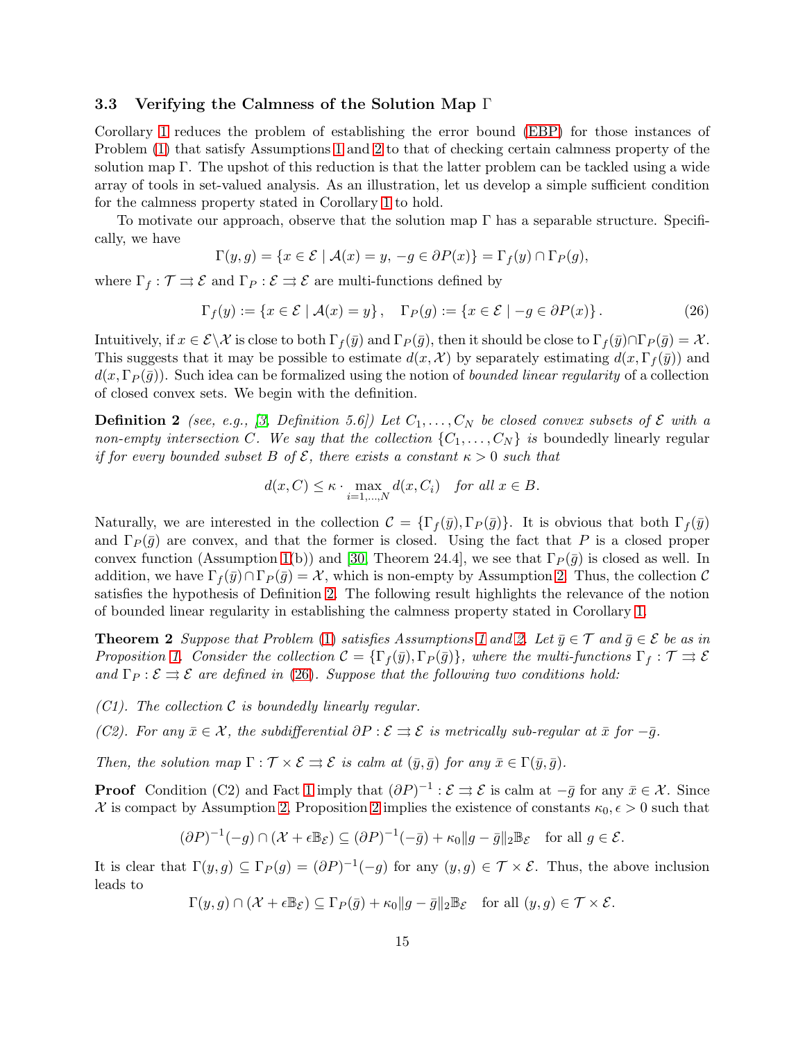### 3.3 Verifying the Calmness of the Solution Map $\Gamma$

Corollary 1 reduces the problem of establishing the error bound (EBP) for those instances of Problem (1) that satisfy Assumptions 1 and 2 to that of checking certain calmness property of the solution map $\Gamma$. The upshot of this reduction is that the latter problem can be tackled using a wide array of tools in set-valued analysis. As an illustration, let us develop a simple sufficient condition for the calmness property stated in Corollary 1 to hold.

To motivate our approach, observe that the solution map $\Gamma$ has a separable structure. Specifically, we have

$$\Gamma(y, g) = \{x \in \mathcal{E} \mid \mathcal{A}(x) = y, \ -g \in \partial P(x)\} = \Gamma_f(y) \cap \Gamma_P(g),$$

where $\Gamma_f : \mathcal{T} \rightrightarrows \mathcal{E}$ and $\Gamma_P : \mathcal{E} \rightrightarrows \mathcal{E}$ are multi-functions defined by

$$\Gamma_f(y) := \{x \in \mathcal{E} \mid \mathcal{A}(x) = y\}, \quad \Gamma_P(g) := \{x \in \mathcal{E} \mid -g \in \partial P(x)\}. \tag{26}$$

Intuitively, if $x \in \mathcal{E} \backslash \mathcal{X}$ is close to both $\Gamma_f(\bar{y})$ and $\Gamma_P(\bar{g})$, then it should be close to $\Gamma_f(\bar{y}) \cap \Gamma_P(\bar{g}) = \mathcal{X}$. This suggests that it may be possible to estimate $d(x, \mathcal{X})$ by separately estimating $d(x, \Gamma_f(\bar{y}))$ and $d(x, \Gamma_P(\bar{g}))$. Such idea can be formalized using the notion of *bounded linear regularity* of a collection of closed convex sets. We begin with the definition.

**Definition 2** *(see, e.g., [3, Definition 5.6]) Let $C_1, \ldots, C_N$ be closed convex subsets of $\mathcal{E}$ with a non-empty intersection $C$. We say that the collection $\{C_1, \ldots, C_N\}$ is* boundedly linearly regular *if for every bounded subset $B$ of $\mathcal{E}$, there exists a constant $\kappa > 0$ such that*

$$d(x, C) \le \kappa \cdot \max_{i=1,\ldots,N} d(x, C_i) \quad \text{for all } x \in B.$$

Naturally, we are interested in the collection $\mathcal{C} = \{\Gamma_f(\bar{y}), \Gamma_P(\bar{g})\}$. It is obvious that both $\Gamma_f(\bar{y})$ and $\Gamma_P(\bar{g})$ are convex, and that the former is closed. Using the fact that $P$ is a closed proper convex function (Assumption 1(b)) and [30, Theorem 24.4], we see that $\Gamma_P(\bar{g})$ is closed as well. In addition, we have $\Gamma_f(\bar{y}) \cap \Gamma_P(\bar{g}) = \mathcal{X}$, which is non-empty by Assumption 2. Thus, the collection $\mathcal{C}$ satisfies the hypothesis of Definition 2. The following result highlights the relevance of the notion of bounded linear regularity in establishing the calmness property stated in Corollary 1.

**Theorem 2** *Suppose that Problem (1) satisfies Assumptions 1 and 2. Let $\bar{y} \in \mathcal{T}$ and $\bar{g} \in \mathcal{E}$ be as in Proposition 1. Consider the collection $\mathcal{C} = \{\Gamma_f(\bar{y}), \Gamma_P(\bar{g})\}$, where the multi-functions $\Gamma_f : \mathcal{T} \rightrightarrows \mathcal{E}$ and $\Gamma_P : \mathcal{E} \rightrightarrows \mathcal{E}$ are defined in (26). Suppose that the following two conditions hold:*

*(C1). The collection $\mathcal{C}$ is boundedly linearly regular.*

*(C2). For any $\bar{x} \in \mathcal{X}$, the subdifferential $\partial P : \mathcal{E} \rightrightarrows \mathcal{E}$ is metrically sub-regular at $\bar{x}$ for $-\bar{g}$.*

*Then, the solution map $\Gamma : \mathcal{T} \times \mathcal{E} \rightrightarrows \mathcal{E}$ is calm at $(\bar{y}, \bar{g})$ for any $\bar{x} \in \Gamma(\bar{y}, \bar{g})$.*

**Proof** Condition (C2) and Fact 1 imply that $(\partial P)^{-1} : \mathcal{E} \rightrightarrows \mathcal{E}$ is calm at $-\bar{g}$ for any $\bar{x} \in \mathcal{X}$. Since $\mathcal{X}$ is compact by Assumption 2, Proposition 2 implies the existence of constants $\kappa_0, \epsilon > 0$ such that

$$(\partial P)^{-1}(-g) \cap (\mathcal{X} + \epsilon \mathbb{B}_{\mathcal{E}}) \subseteq (\partial P)^{-1}(-\bar{g}) + \kappa_0 \|g - \bar{g}\|_2 \mathbb{B}_{\mathcal{E}} \quad \text{for all } g \in \mathcal{E}.$$

It is clear that $\Gamma(y, g) \subseteq \Gamma_P(g) = (\partial P)^{-1}(-g)$ for any $(y, g) \in \mathcal{T} \times \mathcal{E}$. Thus, the above inclusion leads to

$$\Gamma(y, g) \cap (\mathcal{X} + \epsilon \mathbb{B}_{\mathcal{E}}) \subseteq \Gamma_P(\bar{g}) + \kappa_0 \|g - \bar{g}\|_2 \mathbb{B}_{\mathcal{E}} \quad \text{for all } (y, g) \in \mathcal{T} \times \mathcal{E}.$$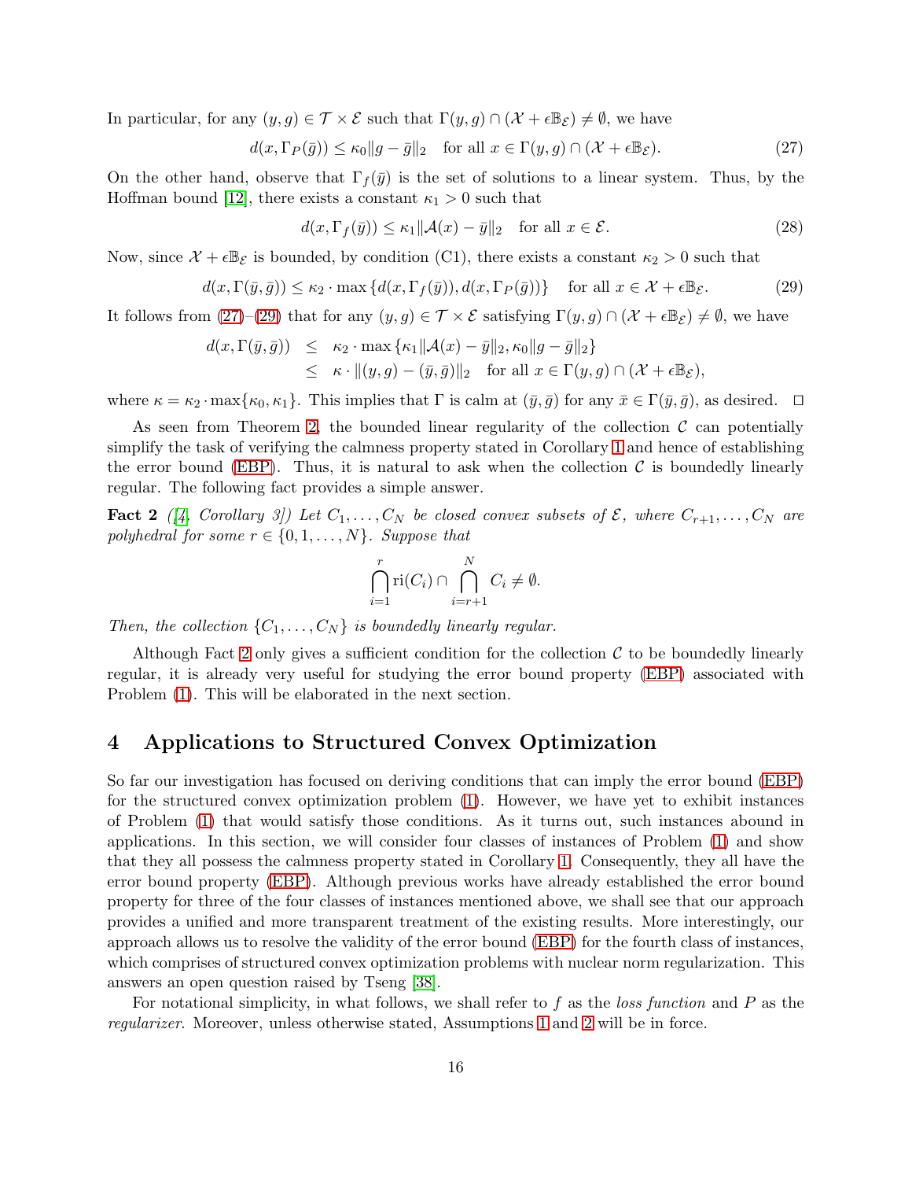In particular, for any $(y, g) \in \mathcal{T} \times \mathcal{E}$ such that $\Gamma(y, g) \cap (\mathcal{X} + \epsilon \mathbb{B}_{\mathcal{E}}) \neq \emptyset$, we have

$$d(x, \Gamma_P(\bar{g})) \leq \kappa_0 \|g - \bar{g}\|_2 \quad \text{for all } x \in \Gamma(y, g) \cap (\mathcal{X} + \epsilon \mathbb{B}_{\mathcal{E}}). \tag{27}$$

On the other hand, observe that $\Gamma_f(\bar{y})$ is the set of solutions to a linear system. Thus, by the Hoffman bound [12], there exists a constant $\kappa_1 > 0$ such that

$$d(x, \Gamma_f(\bar{y})) \leq \kappa_1 \|\mathcal{A}(x) - \bar{y}\|_2 \quad \text{for all } x \in \mathcal{E}. \tag{28}$$

Now, since $\mathcal{X} + \epsilon \mathbb{B}_{\mathcal{E}}$ is bounded, by condition (C1), there exists a constant $\kappa_2 > 0$ such that

$$d(x, \Gamma(\bar{y}, \bar{g})) \leq \kappa_2 \cdot \max\{d(x, \Gamma_f(\bar{y})), d(x, \Gamma_P(\bar{g}))\} \quad \text{for all } x \in \mathcal{X} + \epsilon \mathbb{B}_{\mathcal{E}}. \tag{29}$$

It follows from (27)–(29) that for any $(y, g) \in \mathcal{T} \times \mathcal{E}$ satisfying $\Gamma(y, g) \cap (\mathcal{X} + \epsilon \mathbb{B}_{\mathcal{E}}) \neq \emptyset$, we have

$$\begin{aligned} d(x, \Gamma(\bar{y}, \bar{g})) &\leq \kappa_2 \cdot \max\{\kappa_1 \|\mathcal{A}(x) - \bar{y}\|_2, \kappa_0 \|g - \bar{g}\|_2\} \\ &\leq \kappa \cdot \|(y, g) - (\bar{y}, \bar{g})\|_2 \quad \text{for all } x \in \Gamma(y, g) \cap (\mathcal{X} + \epsilon \mathbb{B}_{\mathcal{E}}), \end{aligned}$$

where $\kappa = \kappa_2 \cdot \max\{\kappa_0, \kappa_1\}$. This implies that $\Gamma$ is calm at $(\bar{y}, \bar{g})$ for any $\bar{x} \in \Gamma(\bar{y}, \bar{g})$, as desired. $\square$

As seen from Theorem 2, the bounded linear regularity of the collection $\mathcal{C}$ can potentially simplify the task of verifying the calmness property stated in Corollary 1 and hence of establishing the error bound (EBP). Thus, it is natural to ask when the collection $\mathcal{C}$ is boundedly linearly regular. The following fact provides a simple answer.

**Fact 2** *([4, Corollary 3]) Let $C_1, \ldots, C_N$ be closed convex subsets of $\mathcal{E}$, where $C_{r+1}, \ldots, C_N$ are polyhedral for some $r \in \{0, 1, \ldots, N\}$. Suppose that*

$$\bigcap_{i=1}^{r} \mathrm{ri}(C_i) \cap \bigcap_{i=r+1}^{N} C_i \neq \emptyset.$$

*Then, the collection $\{C_1, \ldots, C_N\}$ is boundedly linearly regular.*

Although Fact 2 only gives a sufficient condition for the collection $\mathcal{C}$ to be boundedly linearly regular, it is already very useful for studying the error bound property (EBP) associated with Problem (1). This will be elaborated in the next section.

# 4 Applications to Structured Convex Optimization

So far our investigation has focused on deriving conditions that can imply the error bound (EBP) for the structured convex optimization problem (1). However, we have yet to exhibit instances of Problem (1) that would satisfy those conditions. As it turns out, such instances abound in applications. In this section, we will consider four classes of instances of Problem (1) and show that they all possess the calmness property stated in Corollary 1. Consequently, they all have the error bound property (EBP). Although previous works have already established the error bound property for three of the four classes of instances mentioned above, we shall see that our approach provides a unified and more transparent treatment of the existing results. More interestingly, our approach allows us to resolve the validity of the error bound (EBP) for the fourth class of instances, which comprises of structured convex optimization problems with nuclear norm regularization. This answers an open question raised by Tseng [38].

For notational simplicity, in what follows, we shall refer to $f$ as the *loss function* and $P$ as the *regularizer*. Moreover, unless otherwise stated, Assumptions 1 and 2 will be in force.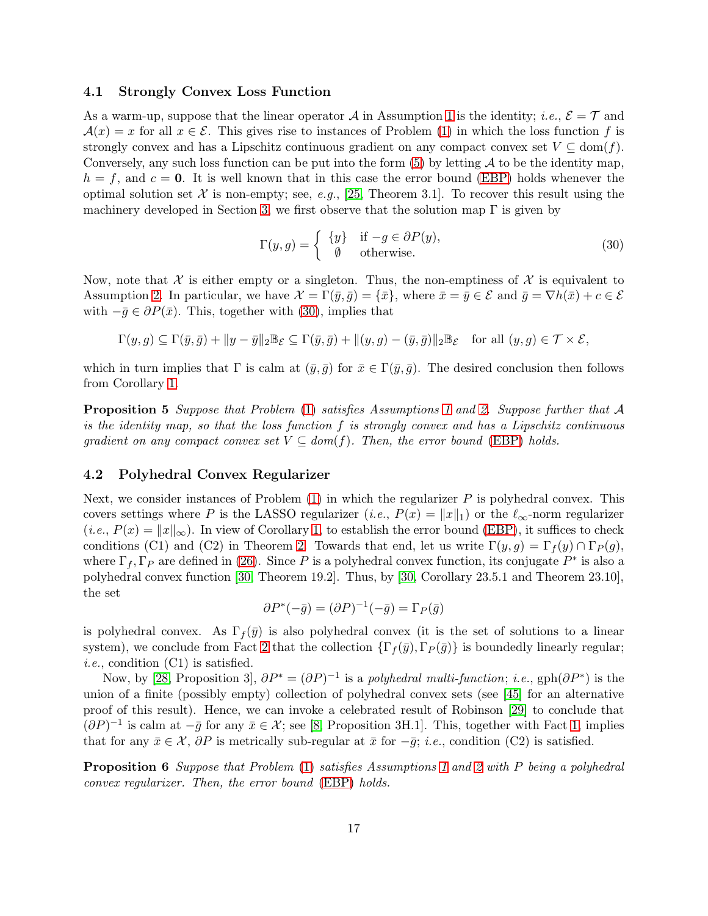### 4.1 Strongly Convex Loss Function

As a warm-up, suppose that the linear operator $\mathcal{A}$ in Assumption 1 is the identity; *i.e.*, $\mathcal{E} = \mathcal{T}$ and $\mathcal{A}(x) = x$ for all $x \in \mathcal{E}$. This gives rise to instances of Problem (1) in which the loss function $f$ is strongly convex and has a Lipschitz continuous gradient on any compact convex set $V \subseteq \mathrm{dom}(f)$. Conversely, any such loss function can be put into the form (5) by letting $\mathcal{A}$ to be the identity map, $h = f$, and $c = \mathbf{0}$. It is well known that in this case the error bound (EBP) holds whenever the optimal solution set $\mathcal{X}$ is non-empty; see, *e.g.*, [25, Theorem 3.1]. To recover this result using the machinery developed in Section 3, we first observe that the solution map $\Gamma$ is given by

$$
\Gamma(y, g) = \begin{cases} \{y\} & \text{if } -g \in \partial P(y), \\ \emptyset & \text{otherwise.} \end{cases} \tag{30}
$$

Now, note that $\mathcal{X}$ is either empty or a singleton. Thus, the non-emptiness of $\mathcal{X}$ is equivalent to Assumption 2. In particular, we have $\mathcal{X} = \Gamma(\bar{y}, \bar{g}) = \{\bar{x}\}$, where $\bar{x} = \bar{y} \in \mathcal{E}$ and $\bar{g} = \nabla h(\bar{x}) + c \in \mathcal{E}$ with $-\bar{g} \in \partial P(\bar{x})$. This, together with (30), implies that

$$
\Gamma(y, g) \subseteq \Gamma(\bar{y}, \bar{g}) + \|y - \bar{y}\|_2 \mathbb{B}_{\mathcal{E}} \subseteq \Gamma(\bar{y}, \bar{g}) + \|(y, g) - (\bar{y}, \bar{g})\|_2 \mathbb{B}_{\mathcal{E}} \quad \text{for all } (y, g) \in \mathcal{T} \times \mathcal{E},
$$

which in turn implies that $\Gamma$ is calm at $(\bar{y}, \bar{g})$ for $\bar{x} \in \Gamma(\bar{y}, \bar{g})$. The desired conclusion then follows from Corollary 1.

**Proposition 5** *Suppose that Problem* (1) *satisfies Assumptions 1 and 2. Suppose further that $\mathcal{A}$ is the identity map, so that the loss function $f$ is strongly convex and has a Lipschitz continuous gradient on any compact convex set $V \subseteq$ dom$(f)$. Then, the error bound* (EBP) *holds.*

### 4.2 Polyhedral Convex Regularizer

Next, we consider instances of Problem (1) in which the regularizer $P$ is polyhedral convex. This covers settings where $P$ is the LASSO regularizer (*i.e.*, $P(x) = \|x\|_1$) or the $\ell_\infty$-norm regularizer (*i.e.*, $P(x) = \|x\|_\infty$). In view of Corollary 1, to establish the error bound (EBP), it suffices to check conditions (C1) and (C2) in Theorem 2. Towards that end, let us write $\Gamma(y, g) = \Gamma_f(y) \cap \Gamma_P(g)$, where $\Gamma_f, \Gamma_P$ are defined in (26). Since $P$ is a polyhedral convex function, its conjugate $P^*$ is also a polyhedral convex function [30, Theorem 19.2]. Thus, by [30, Corollary 23.5.1 and Theorem 23.10], the set

$$
\partial P^*(-\bar{g}) = (\partial P)^{-1}(-\bar{g}) = \Gamma_P(\bar{g})
$$

is polyhedral convex. As $\Gamma_f(\bar{y})$ is also polyhedral convex (it is the set of solutions to a linear system), we conclude from Fact 2 that the collection $\{\Gamma_f(\bar{y}), \Gamma_P(\bar{g})\}$ is boundedly linearly regular; *i.e.*, condition (C1) is satisfied.

Now, by [28, Proposition 3], $\partial P^* = (\partial P)^{-1}$ is a *polyhedral multi-function*; *i.e.*, gph$(\partial P^*)$ is the union of a finite (possibly empty) collection of polyhedral convex sets (see [45] for an alternative proof of this result). Hence, we can invoke a celebrated result of Robinson [29] to conclude that $(\partial P)^{-1}$ is calm at $-\bar{g}$ for any $\bar{x} \in \mathcal{X}$; see [8, Proposition 3H.1]. This, together with Fact 1, implies that for any $\bar{x} \in \mathcal{X}$, $\partial P$ is metrically sub-regular at $\bar{x}$ for $-\bar{g}$; *i.e.*, condition (C2) is satisfied.

**Proposition 6** *Suppose that Problem* (1) *satisfies Assumptions 1 and 2 with $P$ being a polyhedral convex regularizer. Then, the error bound* (EBP) *holds.*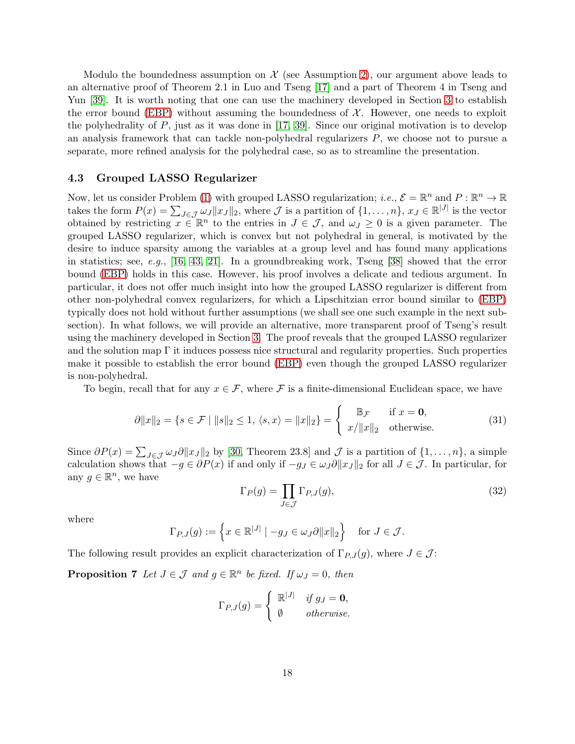Modulo the boundedness assumption on $\mathcal{X}$ (see Assumption 2), our argument above leads to an alternative proof of Theorem 2.1 in Luo and Tseng [17] and a part of Theorem 4 in Tseng and Yun [39]. It is worth noting that one can use the machinery developed in Section 3 to establish the error bound (EBP) without assuming the boundedness of $\mathcal{X}$. However, one needs to exploit the polyhedrality of $P$, just as it was done in [17, 39]. Since our original motivation is to develop an analysis framework that can tackle non-polyhedral regularizers $P$, we choose not to pursue a separate, more refined analysis for the polyhedral case, so as to streamline the presentation.

### 4.3 Grouped LASSO Regularizer

Now, let us consider Problem (1) with grouped LASSO regularization; *i.e.*, $\mathcal{E} = \mathbb{R}^n$ and $P : \mathbb{R}^n \to \mathbb{R}$ takes the form $P(x) = \sum_{J \in \mathcal{J}} \omega_J \|x_J\|_2$, where $\mathcal{J}$ is a partition of $\{1, \ldots, n\}$, $x_J \in \mathbb{R}^{|J|}$ is the vector obtained by restricting $x \in \mathbb{R}^n$ to the entries in $J \in \mathcal{J}$, and $\omega_J \geq 0$ is a given parameter. The grouped LASSO regularizer, which is convex but not polyhedral in general, is motivated by the desire to induce sparsity among the variables at a group level and has found many applications in statistics; see, *e.g.*, [16, 43, 21]. In a groundbreaking work, Tseng [38] showed that the error bound (EBP) holds in this case. However, his proof involves a delicate and tedious argument. In particular, it does not offer much insight into how the grouped LASSO regularizer is different from other non-polyhedral convex regularizers, for which a Lipschitzian error bound similar to (EBP) typically does not hold without further assumptions (we shall see one such example in the next subsection). In what follows, we will provide an alternative, more transparent proof of Tseng's result using the machinery developed in Section 3. The proof reveals that the grouped LASSO regularizer and the solution map $\Gamma$ it induces possess nice structural and regularity properties. Such properties make it possible to establish the error bound (EBP) even though the grouped LASSO regularizer is non-polyhedral.

To begin, recall that for any $x \in \mathcal{F}$, where $\mathcal{F}$ is a finite-dimensional Euclidean space, we have

$$\partial \|x\|_2 = \{ s \in \mathcal{F} \mid \|s\|_2 \leq 1, \, \langle s, x \rangle = \|x\|_2 \} = \begin{cases} \mathbb{B}_{\mathcal{F}} & \text{if } x = \mathbf{0}, \\ x / \|x\|_2 & \text{otherwise.} \end{cases} \tag{31}$$

Since $\partial P(x) = \sum_{J \in \mathcal{J}} \omega_J \partial \|x_J\|_2$ by [30, Theorem 23.8] and $\mathcal{J}$ is a partition of $\{1, \ldots, n\}$, a simple calculation shows that $-g \in \partial P(x)$ if and only if $-g_J \in \omega_J \partial \|x_J\|_2$ for all $J \in \mathcal{J}$. In particular, for any $g \in \mathbb{R}^n$, we have

$$\Gamma_P(g) = \prod_{J \in \mathcal{J}} \Gamma_{P,J}(g), \tag{32}$$

where

$$\Gamma_{P,J}(g) := \left\{ x \in \mathbb{R}^{|J|} \mid -g_J \in \omega_J \partial \|x\|_2 \right\} \quad \text{for } J \in \mathcal{J}.$$

The following result provides an explicit characterization of $\Gamma_{P,J}(g)$, where $J \in \mathcal{J}$:

**Proposition 7** *Let $J \in \mathcal{J}$ and $g \in \mathbb{R}^n$ be fixed. If $\omega_J = 0$, then*

$$\Gamma_{P,J}(g) = \begin{cases} \mathbb{R}^{|J|} & \text{if } g_J = \mathbf{0}, \\ \emptyset & \text{otherwise.} \end{cases}$$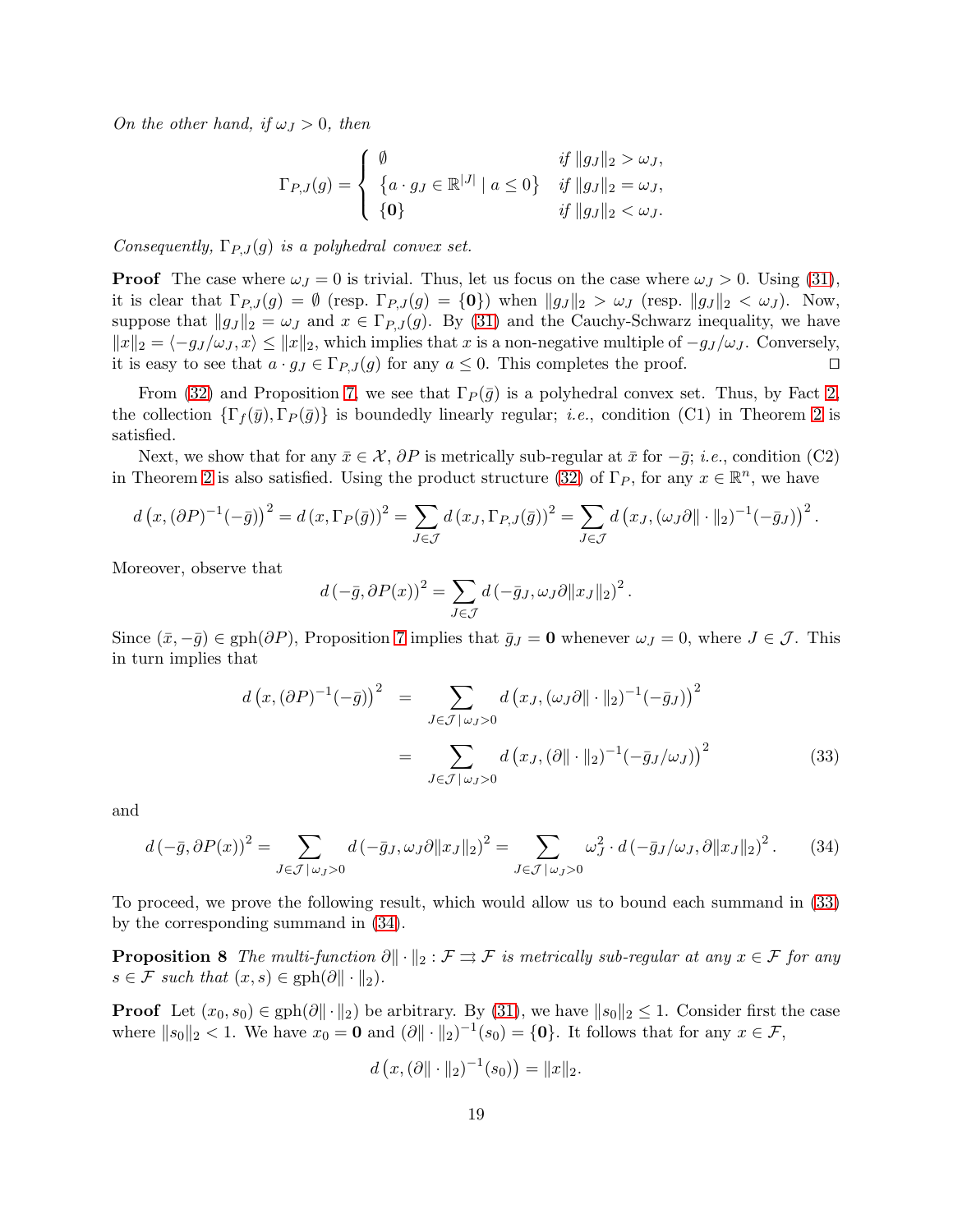*On the other hand, if $\omega_J > 0$, then*

$$\Gamma_{P,J}(g) = \begin{cases} \emptyset & \text{if } \|g_J\|_2 > \omega_J, \\ \left\{a \cdot g_J \in \mathbb{R}^{|J|} \mid a \leq 0\right\} & \text{if } \|g_J\|_2 = \omega_J, \\ \{\mathbf{0}\} & \text{if } \|g_J\|_2 < \omega_J. \end{cases}$$

*Consequently, $\Gamma_{P,J}(g)$ is a polyhedral convex set.*

**Proof** The case where $\omega_J = 0$ is trivial. Thus, let us focus on the case where $\omega_J > 0$. Using (31), it is clear that $\Gamma_{P,J}(g) = \emptyset$ (resp. $\Gamma_{P,J}(g) = \{\mathbf{0}\}$) when $\|g_J\|_2 > \omega_J$ (resp. $\|g_J\|_2 < \omega_J$). Now, suppose that $\|g_J\|_2 = \omega_J$ and $x \in \Gamma_{P,J}(g)$. By (31) and the Cauchy-Schwarz inequality, we have $\|x\|_2 = \langle -g_J/\omega_J, x\rangle \leq \|x\|_2$, which implies that $x$ is a non-negative multiple of $-g_J/\omega_J$. Conversely, it is easy to see that $a \cdot g_J \in \Gamma_{P,J}(g)$ for any $a \leq 0$. This completes the proof. $\square$

From (32) and Proposition 7, we see that $\Gamma_P(\bar{g})$ is a polyhedral convex set. Thus, by Fact 2, the collection $\{\Gamma_f(\bar{y}), \Gamma_P(\bar{g})\}$ is boundedly linearly regular; *i.e.*, condition (C1) in Theorem 2 is satisfied.

Next, we show that for any $\bar{x} \in \mathcal{X}$, $\partial P$ is metrically sub-regular at $\bar{x}$ for $-\bar{g}$; *i.e.*, condition (C2) in Theorem 2 is also satisfied. Using the product structure (32) of $\Gamma_P$, for any $x \in \mathbb{R}^n$, we have

$$d\left(x, (\partial P)^{-1}(-\bar{g})\right)^2 = d\left(x, \Gamma_P(\bar{g})\right)^2 = \sum_{J \in \mathcal{J}} d\left(x_J, \Gamma_{P,J}(\bar{g})\right)^2 = \sum_{J \in \mathcal{J}} d\left(x_J, (\omega_J \partial\|\cdot\|_2)^{-1}(-\bar{g}_J)\right)^2.$$

Moreover, observe that

$$d\left(-\bar{g}, \partial P(x)\right)^2 = \sum_{J \in \mathcal{J}} d\left(-\bar{g}_J, \omega_J \partial\|x_J\|_2\right)^2.$$

Since $(\bar{x}, -\bar{g}) \in \text{gph}(\partial P)$, Proposition 7 implies that $\bar{g}_J = \mathbf{0}$ whenever $\omega_J = 0$, where $J \in \mathcal{J}$. This in turn implies that

$$\begin{aligned} d\left(x, (\partial P)^{-1}(-\bar{g})\right)^2 &= \sum_{J \in \mathcal{J} \,|\, \omega_J > 0} d\left(x_J, (\omega_J \partial\|\cdot\|_2)^{-1}(-\bar{g}_J)\right)^2 \\ &= \sum_{J \in \mathcal{J} \,|\, \omega_J > 0} d\left(x_J, (\partial\|\cdot\|_2)^{-1}(-\bar{g}_J/\omega_J)\right)^2 \end{aligned} \tag{33}$$

and

$$d\left(-\bar{g}, \partial P(x)\right)^2 = \sum_{J \in \mathcal{J} \,|\, \omega_J > 0} d\left(-\bar{g}_J, \omega_J \partial\|x_J\|_2\right)^2 = \sum_{J \in \mathcal{J} \,|\, \omega_J > 0} \omega_J^2 \cdot d\left(-\bar{g}_J/\omega_J, \partial\|x_J\|_2\right)^2. \tag{34}$$

To proceed, we prove the following result, which would allow us to bound each summand in (33) by the corresponding summand in (34).

**Proposition 8** *The multi-function $\partial\|\cdot\|_2 : \mathcal{F} \rightrightarrows \mathcal{F}$ is metrically sub-regular at any $x \in \mathcal{F}$ for any $s \in \mathcal{F}$ such that $(x, s) \in \text{gph}(\partial\|\cdot\|_2)$.*

**Proof** Let $(x_0, s_0) \in \text{gph}(\partial\|\cdot\|_2)$ be arbitrary. By (31), we have $\|s_0\|_2 \leq 1$. Consider first the case where $\|s_0\|_2 < 1$. We have $x_0 = \mathbf{0}$ and $(\partial\|\cdot\|_2)^{-1}(s_0) = \{\mathbf{0}\}$. It follows that for any $x \in \mathcal{F}$,

$$d\left(x, (\partial\|\cdot\|_2)^{-1}(s_0)\right) = \|x\|_2.$$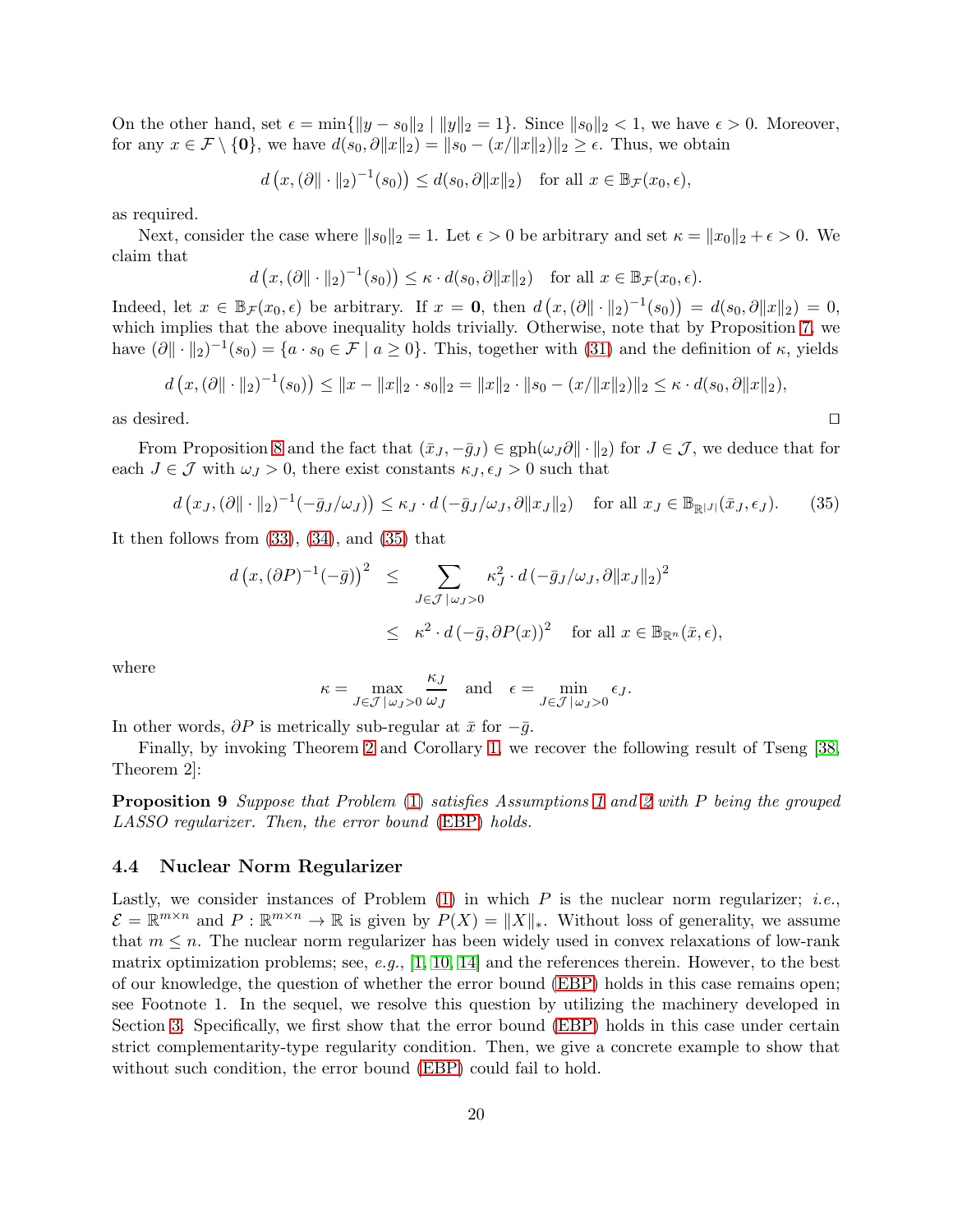On the other hand, set $\epsilon = \min\{\|y - s_0\|_2 \mid \|y\|_2 = 1\}$. Since $\|s_0\|_2 < 1$, we have $\epsilon > 0$. Moreover, for any $x \in \mathcal{F} \setminus \{\mathbf{0}\}$, we have $d(s_0, \partial\|x\|_2) = \|s_0 - (x/\|x\|_2)\|_2 \geq \epsilon$. Thus, we obtain

$$d\left(x, (\partial\|\cdot\|_2)^{-1}(s_0)\right) \leq d(s_0, \partial\|x\|_2) \quad \text{for all } x \in \mathbb{B}_{\mathcal{F}}(x_0, \epsilon),$$

as required.

Next, consider the case where $\|s_0\|_2 = 1$. Let $\epsilon > 0$ be arbitrary and set $\kappa = \|x_0\|_2 + \epsilon > 0$. We claim that

$$d\left(x, (\partial\|\cdot\|_2)^{-1}(s_0)\right) \leq \kappa \cdot d(s_0, \partial\|x\|_2) \quad \text{for all } x \in \mathbb{B}_{\mathcal{F}}(x_0, \epsilon).$$

Indeed, let $x \in \mathbb{B}_{\mathcal{F}}(x_0, \epsilon)$ be arbitrary. If $x = \mathbf{0}$, then $d\left(x, (\partial\|\cdot\|_2)^{-1}(s_0)\right) = d(s_0, \partial\|x\|_2) = 0$, which implies that the above inequality holds trivially. Otherwise, note that by Proposition 7, we have $(\partial\|\cdot\|_2)^{-1}(s_0) = \{a \cdot s_0 \in \mathcal{F} \mid a \geq 0\}$. This, together with (31) and the definition of $\kappa$, yields

$$d\left(x, (\partial\|\cdot\|_2)^{-1}(s_0)\right) \leq \|x - \|x\|_2 \cdot s_0\|_2 = \|x\|_2 \cdot \|s_0 - (x/\|x\|_2)\|_2 \leq \kappa \cdot d(s_0, \partial\|x\|_2),$$

as desired. $\square$

From Proposition 8 and the fact that $(\bar{x}_J, -\bar{g}_J) \in \operatorname{gph}(\omega_J \partial\|\cdot\|_2)$ for $J \in \mathcal{J}$, we deduce that for each $J \in \mathcal{J}$ with $\omega_J > 0$, there exist constants $\kappa_J, \epsilon_J > 0$ such that

$$d\left(x_J, (\partial\|\cdot\|_2)^{-1}(-\bar{g}_J/\omega_J)\right) \leq \kappa_J \cdot d\left(-\bar{g}_J/\omega_J, \partial\|x_J\|_2\right) \quad \text{for all } x_J \in \mathbb{B}_{\mathbb{R}^{|J|}}(\bar{x}_J, \epsilon_J). \tag{35}$$

It then follows from (33), (34), and (35) that

$$\begin{aligned} d\left(x, (\partial P)^{-1}(-\bar{g})\right)^2 &\leq \sum_{J \in \mathcal{J} \mid \omega_J > 0} \kappa_J^2 \cdot d\left(-\bar{g}_J/\omega_J, \partial\|x_J\|_2\right)^2 \\ &\leq \kappa^2 \cdot d\left(-\bar{g}, \partial P(x)\right)^2 \quad \text{for all } x \in \mathbb{B}_{\mathbb{R}^n}(\bar{x}, \epsilon), \end{aligned}$$

where

$$\kappa = \max_{J \in \mathcal{J} \mid \omega_J > 0} \frac{\kappa_J}{\omega_J} \quad \text{and} \quad \epsilon = \min_{J \in \mathcal{J} \mid \omega_J > 0} \epsilon_J.$$

In other words, $\partial P$ is metrically sub-regular at $\bar{x}$ for $-\bar{g}$.

Finally, by invoking Theorem 2 and Corollary 1, we recover the following result of Tseng [38, Theorem 2]:

**Proposition 9** *Suppose that Problem (1) satisfies Assumptions 1 and 2 with $P$ being the grouped LASSO regularizer. Then, the error bound (EBP) holds.*

### 4.4 Nuclear Norm Regularizer

Lastly, we consider instances of Problem (1) in which $P$ is the nuclear norm regularizer; *i.e.*, $\mathcal{E} = \mathbb{R}^{m \times n}$ and $P : \mathbb{R}^{m \times n} \to \mathbb{R}$ is given by $P(X) = \|X\|_*$. Without loss of generality, we assume that $m \leq n$. The nuclear norm regularizer has been widely used in convex relaxations of low-rank matrix optimization problems; see, *e.g.*, [1, 10, 14] and the references therein. However, to the best of our knowledge, the question of whether the error bound (EBP) holds in this case remains open; see Footnote 1. In the sequel, we resolve this question by utilizing the machinery developed in Section 3. Specifically, we first show that the error bound (EBP) holds in this case under certain strict complementarity-type regularity condition. Then, we give a concrete example to show that without such condition, the error bound (EBP) could fail to hold.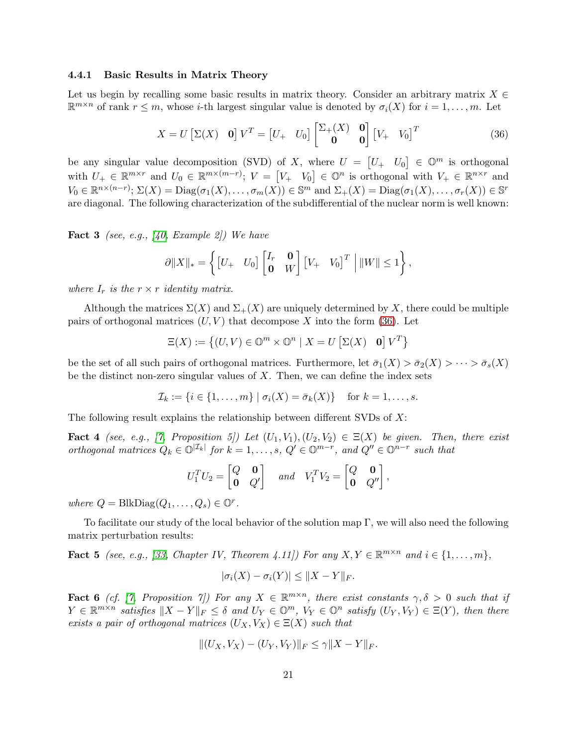#### 4.4.1 Basic Results in Matrix Theory

Let us begin by recalling some basic results in matrix theory. Consider an arbitrary matrix $X \in \mathbb{R}^{m\times n}$ of rank $r \leq m$, whose $i$-th largest singular value is denoted by $\sigma_i(X)$ for $i = 1,\ldots,m$. Let

$$X = U \begin{bmatrix} \Sigma(X) & \mathbf{0} \end{bmatrix} V^T = \begin{bmatrix} U_+ & U_0 \end{bmatrix} \begin{bmatrix} \Sigma_+(X) & \mathbf{0} \\ \mathbf{0} & \mathbf{0} \end{bmatrix} \begin{bmatrix} V_+ & V_0 \end{bmatrix}^T \tag{36}$$

be any singular value decomposition (SVD) of $X$, where $U = \begin{bmatrix} U_+ & U_0 \end{bmatrix} \in \mathbb{O}^m$ is orthogonal with $U_+ \in \mathbb{R}^{m\times r}$ and $U_0 \in \mathbb{R}^{m\times(m-r)}$; $V = \begin{bmatrix} V_+ & V_0 \end{bmatrix} \in \mathbb{O}^n$ is orthogonal with $V_+ \in \mathbb{R}^{n\times r}$ and $V_0 \in \mathbb{R}^{n\times(n-r)}$; $\Sigma(X) = \mathrm{Diag}(\sigma_1(X),\ldots,\sigma_m(X)) \in \mathbb{S}^m$ and $\Sigma_+(X) = \mathrm{Diag}(\sigma_1(X),\ldots,\sigma_r(X)) \in \mathbb{S}^r$ are diagonal. The following characterization of the subdifferential of the nuclear norm is well known:

**Fact 3** *(see, e.g., [40, Example 2]) We have*

$$\partial\|X\|_* = \left\{ \begin{bmatrix} U_+ & U_0 \end{bmatrix} \begin{bmatrix} I_r & \mathbf{0} \\ \mathbf{0} & W \end{bmatrix} \begin{bmatrix} V_+ & V_0 \end{bmatrix}^T \;\middle|\; \|W\| \leq 1 \right\},$$

*where $I_r$ is the $r\times r$ identity matrix.*

Although the matrices $\Sigma(X)$ and $\Sigma_+(X)$ are uniquely determined by $X$, there could be multiple pairs of orthogonal matrices $(U,V)$ that decompose $X$ into the form (36). Let

$$\Xi(X) := \left\{ (U,V) \in \mathbb{O}^m \times \mathbb{O}^n \mid X = U \begin{bmatrix} \Sigma(X) & \mathbf{0} \end{bmatrix} V^T \right\}$$

be the set of all such pairs of orthogonal matrices. Furthermore, let $\bar\sigma_1(X) > \bar\sigma_2(X) > \cdots > \bar\sigma_s(X)$ be the distinct non-zero singular values of $X$. Then, we can define the index sets

$$\mathcal{I}_k := \{ i \in \{1,\ldots,m\} \mid \sigma_i(X) = \bar\sigma_k(X) \} \quad \text{for } k = 1,\ldots,s.$$

The following result explains the relationship between different SVDs of $X$:

**Fact 4** *(see, e.g., [7, Proposition 5]) Let $(U_1,V_1),(U_2,V_2) \in \Xi(X)$ be given. Then, there exist orthogonal matrices $Q_k \in \mathbb{O}^{|\mathcal{I}_k|}$ for $k = 1,\ldots,s$, $Q' \in \mathbb{O}^{m-r}$, and $Q'' \in \mathbb{O}^{n-r}$ such that*

$$U_1^T U_2 = \begin{bmatrix} Q & \mathbf{0} \\ \mathbf{0} & Q' \end{bmatrix} \quad \text{and} \quad V_1^T V_2 = \begin{bmatrix} Q & \mathbf{0} \\ \mathbf{0} & Q'' \end{bmatrix},$$

*where $Q = \mathrm{BlkDiag}(Q_1,\ldots,Q_s) \in \mathbb{O}^r$.*

To facilitate our study of the local behavior of the solution map $\Gamma$, we will also need the following matrix perturbation results:

**Fact 5** *(see, e.g., [33, Chapter IV, Theorem 4.11]) For any $X, Y \in \mathbb{R}^{m\times n}$ and $i \in \{1,\ldots,m\}$,*

$$|\sigma_i(X) - \sigma_i(Y)| \leq \|X - Y\|_F.$$

**Fact 6** *(cf. [7, Proposition 7]) For any $X \in \mathbb{R}^{m\times n}$, there exist constants $\gamma, \delta > 0$ such that if $Y \in \mathbb{R}^{m\times n}$ satisfies $\|X - Y\|_F \leq \delta$ and $U_Y \in \mathbb{O}^m$, $V_Y \in \mathbb{O}^n$ satisfy $(U_Y, V_Y) \in \Xi(Y)$, then there exists a pair of orthogonal matrices $(U_X, V_X) \in \Xi(X)$ such that*

$$\|(U_X, V_X) - (U_Y, V_Y)\|_F \leq \gamma \|X - Y\|_F.$$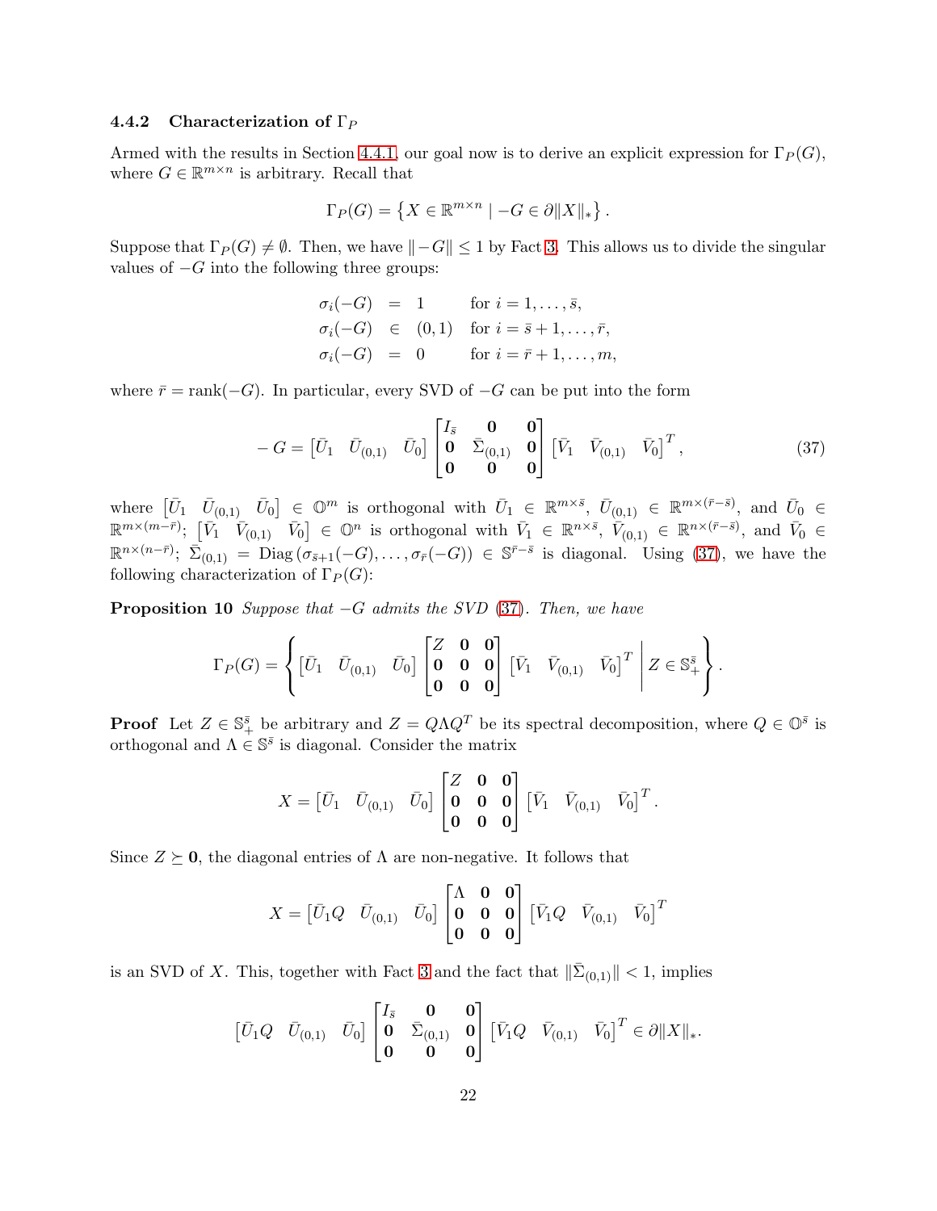#### 4.4.2 Characterization of $\Gamma_P$

Armed with the results in Section 4.4.1, our goal now is to derive an explicit expression for $\Gamma_P(G)$, where $G \in \mathbb{R}^{m\times n}$ is arbitrary. Recall that

$$\Gamma_P(G) = \left\{ X \in \mathbb{R}^{m\times n} \mid -G \in \partial \|X\|_* \right\}.$$

Suppose that $\Gamma_P(G) \neq \emptyset$. Then, we have $\|-G\| \le 1$ by Fact 3. This allows us to divide the singular values of $-G$ into the following three groups:

$$\begin{aligned}
\sigma_i(-G) &= 1 && \text{for } i = 1, \dots, \bar{s}, \\
\sigma_i(-G) &\in (0,1) && \text{for } i = \bar{s}+1, \dots, \bar{r}, \\
\sigma_i(-G) &= 0 && \text{for } i = \bar{r}+1, \dots, m,
\end{aligned}$$

where $\bar{r} = \text{rank}(-G)$. In particular, every SVD of $-G$ can be put into the form

$$-G = \begin{bmatrix} \bar{U}_1 & \bar{U}_{(0,1)} & \bar{U}_0 \end{bmatrix} \begin{bmatrix} I_{\bar{s}} & \mathbf{0} & \mathbf{0} \\ \mathbf{0} & \bar{\Sigma}_{(0,1)} & \mathbf{0} \\ \mathbf{0} & \mathbf{0} & \mathbf{0} \end{bmatrix} \begin{bmatrix} \bar{V}_1 & \bar{V}_{(0,1)} & \bar{V}_0 \end{bmatrix}^T, \tag{37}$$

where $\begin{bmatrix} \bar{U}_1 & \bar{U}_{(0,1)} & \bar{U}_0 \end{bmatrix} \in \mathbb{O}^m$ is orthogonal with $\bar{U}_1 \in \mathbb{R}^{m\times \bar{s}}$, $\bar{U}_{(0,1)} \in \mathbb{R}^{m\times(\bar{r}-\bar{s})}$, and $\bar{U}_0 \in \mathbb{R}^{m\times(m-\bar{r})}$; $\begin{bmatrix} \bar{V}_1 & \bar{V}_{(0,1)} & \bar{V}_0 \end{bmatrix} \in \mathbb{O}^n$ is orthogonal with $\bar{V}_1 \in \mathbb{R}^{n\times \bar{s}}$, $\bar{V}_{(0,1)} \in \mathbb{R}^{n\times(\bar{r}-\bar{s})}$, and $\bar{V}_0 \in \mathbb{R}^{n\times(n-\bar{r})}$; $\bar{\Sigma}_{(0,1)} = \text{Diag}\left(\sigma_{\bar{s}+1}(-G), \dots, \sigma_{\bar{r}}(-G)\right) \in \mathbb{S}^{\bar{r}-\bar{s}}$ is diagonal. Using (37), we have the following characterization of $\Gamma_P(G)$:

**Proposition 10** *Suppose that $-G$ admits the SVD (37). Then, we have*

$$\Gamma_P(G) = \left\{ \begin{bmatrix} \bar{U}_1 & \bar{U}_{(0,1)} & \bar{U}_0 \end{bmatrix} \begin{bmatrix} Z & \mathbf{0} & \mathbf{0} \\ \mathbf{0} & \mathbf{0} & \mathbf{0} \\ \mathbf{0} & \mathbf{0} & \mathbf{0} \end{bmatrix} \begin{bmatrix} \bar{V}_1 & \bar{V}_{(0,1)} & \bar{V}_0 \end{bmatrix}^T \,\middle|\, Z \in \mathbb{S}^{\bar{s}}_+ \right\}.$$

**Proof** Let $Z \in \mathbb{S}^{\bar{s}}_+$ be arbitrary and $Z = Q\Lambda Q^T$ be its spectral decomposition, where $Q \in \mathbb{O}^{\bar{s}}$ is orthogonal and $\Lambda \in \mathbb{S}^{\bar{s}}$ is diagonal. Consider the matrix

$$X = \begin{bmatrix} \bar{U}_1 & \bar{U}_{(0,1)} & \bar{U}_0 \end{bmatrix} \begin{bmatrix} Z & \mathbf{0} & \mathbf{0} \\ \mathbf{0} & \mathbf{0} & \mathbf{0} \\ \mathbf{0} & \mathbf{0} & \mathbf{0} \end{bmatrix} \begin{bmatrix} \bar{V}_1 & \bar{V}_{(0,1)} & \bar{V}_0 \end{bmatrix}^T.$$

Since $Z \succeq \mathbf{0}$, the diagonal entries of $\Lambda$ are non-negative. It follows that

$$X = \begin{bmatrix} \bar{U}_1 Q & \bar{U}_{(0,1)} & \bar{U}_0 \end{bmatrix} \begin{bmatrix} \Lambda & \mathbf{0} & \mathbf{0} \\ \mathbf{0} & \mathbf{0} & \mathbf{0} \\ \mathbf{0} & \mathbf{0} & \mathbf{0} \end{bmatrix} \begin{bmatrix} \bar{V}_1 Q & \bar{V}_{(0,1)} & \bar{V}_0 \end{bmatrix}^T$$

is an SVD of $X$. This, together with Fact 3 and the fact that $\|\bar{\Sigma}_{(0,1)}\| < 1$, implies

$$\begin{bmatrix} \bar{U}_1 Q & \bar{U}_{(0,1)} & \bar{U}_0 \end{bmatrix} \begin{bmatrix} I_{\bar{s}} & \mathbf{0} & \mathbf{0} \\ \mathbf{0} & \bar{\Sigma}_{(0,1)} & \mathbf{0} \\ \mathbf{0} & \mathbf{0} & \mathbf{0} \end{bmatrix} \begin{bmatrix} \bar{V}_1 Q & \bar{V}_{(0,1)} & \bar{V}_0 \end{bmatrix}^T \in \partial \|X\|_*.$$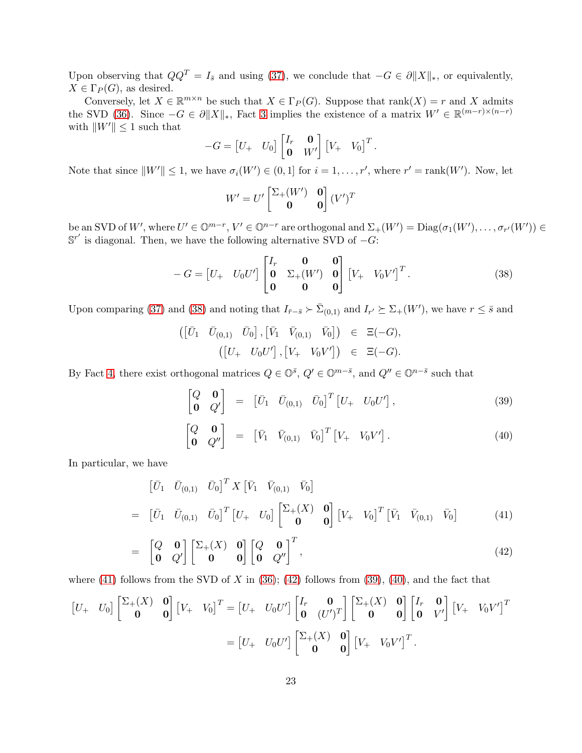Upon observing that $QQ^T = I_{\bar{s}}$ and using (37), we conclude that $-G \in \partial \|X\|_*$, or equivalently, $X \in \Gamma_P(G)$, as desired.

Conversely, let $X \in \mathbb{R}^{m\times n}$ be such that $X \in \Gamma_P(G)$. Suppose that $\text{rank}(X) = r$ and $X$ admits the SVD (36). Since $-G \in \partial\|X\|_*$, Fact 3 implies the existence of a matrix $W' \in \mathbb{R}^{(m-r)\times(n-r)}$ with $\|W'\| \leq 1$ such that

$$
-G = \begin{bmatrix} U_+ & U_0 \end{bmatrix} \begin{bmatrix} I_r & \mathbf{0} \\ \mathbf{0} & W' \end{bmatrix} \begin{bmatrix} V_+ & V_0 \end{bmatrix}^T.
$$

Note that since $\|W'\| \leq 1$, we have $\sigma_i(W') \in (0,1]$ for $i = 1,\ldots,r'$, where $r' = \text{rank}(W')$. Now, let

$$
W' = U' \begin{bmatrix} \Sigma_+(W') & \mathbf{0} \\ \mathbf{0} & \mathbf{0} \end{bmatrix} (V')^T
$$

be an SVD of $W'$, where $U' \in \mathbb{O}^{m-r}$, $V' \in \mathbb{O}^{n-r}$ are orthogonal and $\Sigma_+(W') = \text{Diag}(\sigma_1(W'),\ldots,\sigma_{r'}(W')) \in \mathbb{S}^{r'}$ is diagonal. Then, we have the following alternative SVD of $-G$:

$$
-G = \begin{bmatrix} U_+ & U_0 U' \end{bmatrix} \begin{bmatrix} I_r & \mathbf{0} & \mathbf{0} \\ \mathbf{0} & \Sigma_+(W') & \mathbf{0} \\ \mathbf{0} & \mathbf{0} & \mathbf{0} \end{bmatrix} \begin{bmatrix} V_+ & V_0 V' \end{bmatrix}^T. \tag{38}
$$

Upon comparing (37) and (38) and noting that $I_{\bar{r}-\bar{s}} \succ \bar{\Sigma}_{(0,1)}$ and $I_{r'} \succeq \Sigma_+(W')$, we have $r \leq \bar{s}$ and

$$
\begin{aligned}
\left( \begin{bmatrix} \bar{U}_1 & \bar{U}_{(0,1)} & \bar{U}_0 \end{bmatrix}, \begin{bmatrix} \bar{V}_1 & \bar{V}_{(0,1)} & \bar{V}_0 \end{bmatrix} \right) &\in \Xi(-G), \\
\left( \begin{bmatrix} U_+ & U_0 U' \end{bmatrix}, \begin{bmatrix} V_+ & V_0 V' \end{bmatrix} \right) &\in \Xi(-G).
\end{aligned}
$$

By Fact 4, there exist orthogonal matrices $Q \in \mathbb{O}^{\bar{s}}$, $Q' \in \mathbb{O}^{m-\bar{s}}$, and $Q'' \in \mathbb{O}^{n-\bar{s}}$ such that

$$
\begin{bmatrix} Q & \mathbf{0} \\ \mathbf{0} & Q' \end{bmatrix} = \begin{bmatrix} \bar{U}_1 & \bar{U}_{(0,1)} & \bar{U}_0 \end{bmatrix}^T \begin{bmatrix} U_+ & U_0 U' \end{bmatrix}, \tag{39}
$$

$$
\begin{bmatrix} Q & \mathbf{0} \\ \mathbf{0} & Q'' \end{bmatrix} = \begin{bmatrix} \bar{V}_1 & \bar{V}_{(0,1)} & \bar{V}_0 \end{bmatrix}^T \begin{bmatrix} V_+ & V_0 V' \end{bmatrix}. \tag{40}
$$

In particular, we have

$$
\begin{aligned}
& \begin{bmatrix} \bar{U}_1 & \bar{U}_{(0,1)} & \bar{U}_0 \end{bmatrix}^T X \begin{bmatrix} \bar{V}_1 & \bar{V}_{(0,1)} & \bar{V}_0 \end{bmatrix} \\
= \; & \begin{bmatrix} \bar{U}_1 & \bar{U}_{(0,1)} & \bar{U}_0 \end{bmatrix}^T \begin{bmatrix} U_+ & U_0 \end{bmatrix} \begin{bmatrix} \Sigma_+(X) & \mathbf{0} \\ \mathbf{0} & \mathbf{0} \end{bmatrix} \begin{bmatrix} V_+ & V_0 \end{bmatrix}^T \begin{bmatrix} \bar{V}_1 & \bar{V}_{(0,1)} & \bar{V}_0 \end{bmatrix} \qquad (41) \\
= \; & \begin{bmatrix} Q & \mathbf{0} \\ \mathbf{0} & Q' \end{bmatrix} \begin{bmatrix} \Sigma_+(X) & \mathbf{0} \\ \mathbf{0} & \mathbf{0} \end{bmatrix} \begin{bmatrix} Q & \mathbf{0} \\ \mathbf{0} & Q'' \end{bmatrix}^T, \qquad (42)
\end{aligned}
$$

where (41) follows from the SVD of $X$ in (36); (42) follows from (39), (40), and the fact that

$$
\begin{aligned}
\begin{bmatrix} U_+ & U_0 \end{bmatrix} \begin{bmatrix} \Sigma_+(X) & \mathbf{0} \\ \mathbf{0} & \mathbf{0} \end{bmatrix} \begin{bmatrix} V_+ & V_0 \end{bmatrix}^T &= \begin{bmatrix} U_+ & U_0 U' \end{bmatrix} \begin{bmatrix} I_r & \mathbf{0} \\ \mathbf{0} & (U')^T \end{bmatrix} \begin{bmatrix} \Sigma_+(X) & \mathbf{0} \\ \mathbf{0} & \mathbf{0} \end{bmatrix} \begin{bmatrix} I_r & \mathbf{0} \\ \mathbf{0} & V' \end{bmatrix} \begin{bmatrix} V_+ & V_0 V' \end{bmatrix}^T \\
&= \begin{bmatrix} U_+ & U_0 U' \end{bmatrix} \begin{bmatrix} \Sigma_+(X) & \mathbf{0} \\ \mathbf{0} & \mathbf{0} \end{bmatrix} \begin{bmatrix} V_+ & V_0 V' \end{bmatrix}^T.
\end{aligned}
$$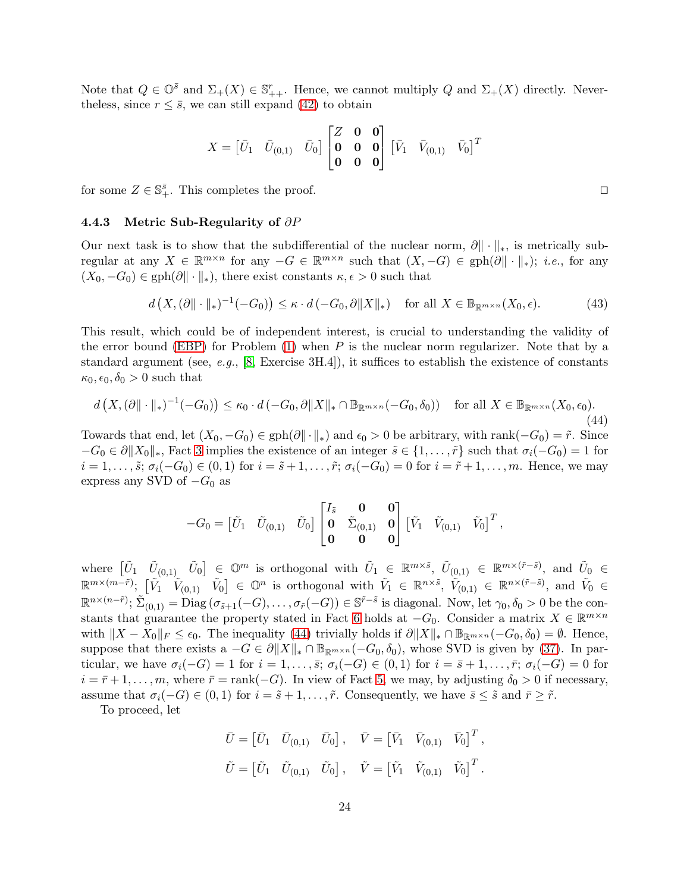Note that $Q \in \mathbb{O}^{\bar{s}}$ and $\Sigma_+(X) \in \mathbb{S}^r_{++}$. Hence, we cannot multiply $Q$ and $\Sigma_+(X)$ directly. Nevertheless, since $r \le \bar{s}$, we can still expand (42) to obtain

$$X = \begin{bmatrix} \bar{U}_1 & \bar{U}_{(0,1)} & \bar{U}_0 \end{bmatrix} \begin{bmatrix} Z & \mathbf{0} & \mathbf{0} \\ \mathbf{0} & \mathbf{0} & \mathbf{0} \\ \mathbf{0} & \mathbf{0} & \mathbf{0} \end{bmatrix} \begin{bmatrix} \bar{V}_1 & \bar{V}_{(0,1)} & \bar{V}_0 \end{bmatrix}^T$$

for some $Z \in \mathbb{S}^{\bar{s}}_+$. This completes the proof. $\square$

### 4.4.3 Metric Sub-Regularity of $\partial P$

Our next task is to show that the subdifferential of the nuclear norm, $\partial\|\cdot\|_*$, is metrically subregular at any $X \in \mathbb{R}^{m\times n}$ for any $-G \in \mathbb{R}^{m\times n}$ such that $(X, -G) \in \operatorname{gph}(\partial\|\cdot\|_*)$; *i.e.*, for any $(X_0, -G_0) \in \operatorname{gph}(\partial\|\cdot\|_*)$, there exist constants $\kappa, \epsilon > 0$ such that

$$d\left(X, (\partial\|\cdot\|_*)^{-1}(-G_0)\right) \le \kappa \cdot d\left(-G_0, \partial\|X\|_*\right) \quad \text{for all } X \in \mathbb{B}_{\mathbb{R}^{m\times n}}(X_0, \epsilon). \tag{43}$$

This result, which could be of independent interest, is crucial to understanding the validity of the error bound (EBP) for Problem (1) when $P$ is the nuclear norm regularizer. Note that by a standard argument (see, *e.g.*, [8, Exercise 3H.4]), it suffices to establish the existence of constants $\kappa_0, \epsilon_0, \delta_0 > 0$ such that

$$d\left(X, (\partial\|\cdot\|_*)^{-1}(-G_0)\right) \le \kappa_0 \cdot d\left(-G_0, \partial\|X\|_* \cap \mathbb{B}_{\mathbb{R}^{m\times n}}(-G_0, \delta_0)\right) \quad \text{for all } X \in \mathbb{B}_{\mathbb{R}^{m\times n}}(X_0, \epsilon_0). \tag{44}$$

Towards that end, let $(X_0, -G_0) \in \operatorname{gph}(\partial\|\cdot\|_*)$ and $\epsilon_0 > 0$ be arbitrary, with $\operatorname{rank}(-G_0) = \tilde{r}$. Since $-G_0 \in \partial\|X_0\|_*$, Fact 3 implies the existence of an integer $\tilde{s} \in \{1, \ldots, \tilde{r}\}$ such that $\sigma_i(-G_0) = 1$ for $i = 1, \ldots, \tilde{s}$; $\sigma_i(-G_0) \in (0,1)$ for $i = \tilde{s}+1, \ldots, \tilde{r}$; $\sigma_i(-G_0) = 0$ for $i = \tilde{r}+1, \ldots, m$. Hence, we may express any SVD of $-G_0$ as

$$-G_0 = \begin{bmatrix} \tilde{U}_1 & \tilde{U}_{(0,1)} & \tilde{U}_0 \end{bmatrix} \begin{bmatrix} I_{\tilde{s}} & \mathbf{0} & \mathbf{0} \\ \mathbf{0} & \tilde{\Sigma}_{(0,1)} & \mathbf{0} \\ \mathbf{0} & \mathbf{0} & \mathbf{0} \end{bmatrix} \begin{bmatrix} \tilde{V}_1 & \tilde{V}_{(0,1)} & \tilde{V}_0 \end{bmatrix}^T,$$

where $\begin{bmatrix} \tilde{U}_1 & \tilde{U}_{(0,1)} & \tilde{U}_0 \end{bmatrix} \in \mathbb{O}^m$ is orthogonal with $\tilde{U}_1 \in \mathbb{R}^{m\times\tilde{s}}$, $\tilde{U}_{(0,1)} \in \mathbb{R}^{m\times(\tilde{r}-\tilde{s})}$, and $\tilde{U}_0 \in \mathbb{R}^{m\times(m-\tilde{r})}$; $\begin{bmatrix} \tilde{V}_1 & \tilde{V}_{(0,1)} & \tilde{V}_0 \end{bmatrix} \in \mathbb{O}^n$ is orthogonal with $\tilde{V}_1 \in \mathbb{R}^{n\times\tilde{s}}$, $\tilde{V}_{(0,1)} \in \mathbb{R}^{n\times(\tilde{r}-\tilde{s})}$, and $\tilde{V}_0 \in \mathbb{R}^{n\times(n-\tilde{r})}$; $\tilde{\Sigma}_{(0,1)} = \operatorname{Diag}\left(\sigma_{\tilde{s}+1}(-G), \ldots, \sigma_{\tilde{r}}(-G)\right) \in \mathbb{S}^{\tilde{r}-\tilde{s}}$ is diagonal. Now, let $\gamma_0, \delta_0 > 0$ be the constants that guarantee the property stated in Fact 6 holds at $-G_0$. Consider a matrix $X \in \mathbb{R}^{m\times n}$ with $\|X - X_0\|_F \le \epsilon_0$. The inequality (44) trivially holds if $\partial\|X\|_* \cap \mathbb{B}_{\mathbb{R}^{m\times n}}(-G_0, \delta_0) = \emptyset$. Hence, suppose that there exists a $-G \in \partial\|X\|_* \cap \mathbb{B}_{\mathbb{R}^{m\times n}}(-G_0, \delta_0)$, whose SVD is given by (37). In particular, we have $\sigma_i(-G) = 1$ for $i = 1, \ldots, \bar{s}$; $\sigma_i(-G) \in (0,1)$ for $i = \bar{s}+1, \ldots, \bar{r}$; $\sigma_i(-G) = 0$ for $i = \bar{r}+1, \ldots, m$, where $\bar{r} = \operatorname{rank}(-G)$. In view of Fact 5, we may, by adjusting $\delta_0 > 0$ if necessary, assume that $\sigma_i(-G) \in (0,1)$ for $i = \tilde{s}+1, \ldots, \tilde{r}$. Consequently, we have $\bar{s} \le \tilde{s}$ and $\bar{r} \ge \tilde{r}$.

To proceed, let

$$\bar{U} = \begin{bmatrix} \bar{U}_1 & \bar{U}_{(0,1)} & \bar{U}_0 \end{bmatrix}, \quad \bar{V} = \begin{bmatrix} \bar{V}_1 & \bar{V}_{(0,1)} & \bar{V}_0 \end{bmatrix}^T,$$
$$\tilde{U} = \begin{bmatrix} \tilde{U}_1 & \tilde{U}_{(0,1)} & \tilde{U}_0 \end{bmatrix}, \quad \tilde{V} = \begin{bmatrix} \tilde{V}_1 & \tilde{V}_{(0,1)} & \tilde{V}_0 \end{bmatrix}^T.$$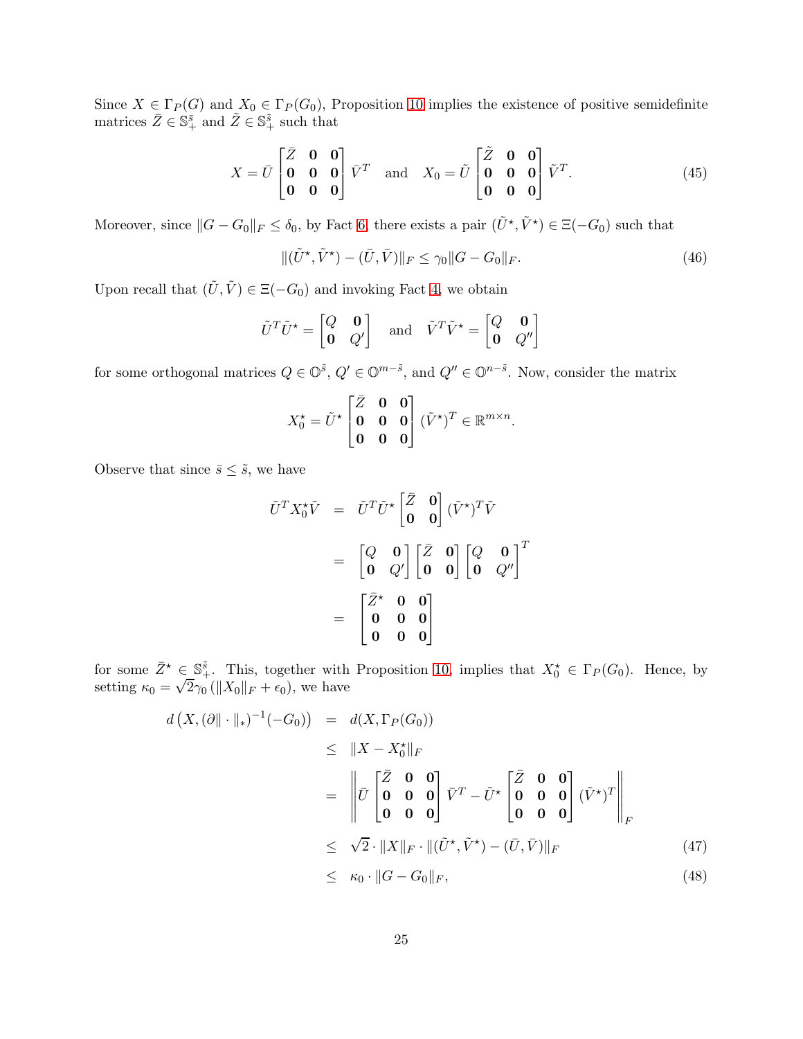Since $X \in \Gamma_P(G)$ and $X_0 \in \Gamma_P(G_0)$, Proposition 10 implies the existence of positive semidefinite matrices $\bar{Z} \in \mathbb{S}_+^{\bar{s}}$ and $\tilde{Z} \in \mathbb{S}_+^{\tilde{s}}$ such that

$$X = \bar{U} \begin{bmatrix} \bar{Z} & \mathbf{0} & \mathbf{0} \\ \mathbf{0} & \mathbf{0} & \mathbf{0} \\ \mathbf{0} & \mathbf{0} & \mathbf{0} \end{bmatrix} \bar{V}^T \quad \text{and} \quad X_0 = \tilde{U} \begin{bmatrix} \tilde{Z} & \mathbf{0} & \mathbf{0} \\ \mathbf{0} & \mathbf{0} & \mathbf{0} \\ \mathbf{0} & \mathbf{0} & \mathbf{0} \end{bmatrix} \tilde{V}^T. \tag{45}$$

Moreover, since $\|G - G_0\|_F \leq \delta_0$, by Fact 6, there exists a pair $(\tilde{U}^\star, \tilde{V}^\star) \in \Xi(-G_0)$ such that

$$\|(\tilde{U}^\star, \tilde{V}^\star) - (\bar{U}, \bar{V})\|_F \leq \gamma_0 \|G - G_0\|_F. \tag{46}$$

Upon recall that $(\tilde{U}, \tilde{V}) \in \Xi(-G_0)$ and invoking Fact 4, we obtain

$$\tilde{U}^T \tilde{U}^\star = \begin{bmatrix} Q & \mathbf{0} \\ \mathbf{0} & Q' \end{bmatrix} \quad \text{and} \quad \tilde{V}^T \tilde{V}^\star = \begin{bmatrix} Q & \mathbf{0} \\ \mathbf{0} & Q'' \end{bmatrix}$$

for some orthogonal matrices $Q \in \mathbb{O}^{\tilde{s}}$, $Q' \in \mathbb{O}^{m-\tilde{s}}$, and $Q'' \in \mathbb{O}^{n-\tilde{s}}$. Now, consider the matrix

$$X_0^\star = \tilde{U}^\star \begin{bmatrix} \bar{Z} & \mathbf{0} & \mathbf{0} \\ \mathbf{0} & \mathbf{0} & \mathbf{0} \\ \mathbf{0} & \mathbf{0} & \mathbf{0} \end{bmatrix} (\tilde{V}^\star)^T \in \mathbb{R}^{m \times n}.$$

Observe that since $\bar{s} \leq \tilde{s}$, we have

$$\begin{aligned}
\tilde{U}^T X_0^\star \tilde{V} &= \tilde{U}^T \tilde{U}^\star \begin{bmatrix} \bar{Z} & \mathbf{0} \\ \mathbf{0} & \mathbf{0} \end{bmatrix} (\tilde{V}^\star)^T \tilde{V} \\
&= \begin{bmatrix} Q & \mathbf{0} \\ \mathbf{0} & Q' \end{bmatrix} \begin{bmatrix} \bar{Z} & \mathbf{0} \\ \mathbf{0} & \mathbf{0} \end{bmatrix} \begin{bmatrix} Q & \mathbf{0} \\ \mathbf{0} & Q'' \end{bmatrix}^T \\
&= \begin{bmatrix} \bar{Z}^\star & \mathbf{0} & \mathbf{0} \\ \mathbf{0} & \mathbf{0} & \mathbf{0} \\ \mathbf{0} & \mathbf{0} & \mathbf{0} \end{bmatrix}
\end{aligned}$$

for some $\bar{Z}^\star \in \mathbb{S}_+^{\tilde{s}}$. This, together with Proposition 10, implies that $X_0^\star \in \Gamma_P(G_0)$. Hence, by setting $\kappa_0 = \sqrt{2}\gamma_0 (\|X_0\|_F + \epsilon_0)$, we have

$$\begin{aligned}
d\left(X, (\partial \|\cdot\|_*)^{-1}(-G_0)\right) &= d(X, \Gamma_P(G_0)) \\
&\leq \|X - X_0^\star\|_F \\
&= \left\| \bar{U} \begin{bmatrix} \bar{Z} & \mathbf{0} & \mathbf{0} \\ \mathbf{0} & \mathbf{0} & \mathbf{0} \\ \mathbf{0} & \mathbf{0} & \mathbf{0} \end{bmatrix} \bar{V}^T - \tilde{U}^\star \begin{bmatrix} \bar{Z} & \mathbf{0} & \mathbf{0} \\ \mathbf{0} & \mathbf{0} & \mathbf{0} \\ \mathbf{0} & \mathbf{0} & \mathbf{0} \end{bmatrix} (\tilde{V}^\star)^T \right\|_F \\
&\leq \sqrt{2} \cdot \|X\|_F \cdot \|(\tilde{U}^\star, \tilde{V}^\star) - (\bar{U}, \bar{V})\|_F \qquad (47) \\
&\leq \kappa_0 \cdot \|G - G_0\|_F, \qquad (48)
\end{aligned}$$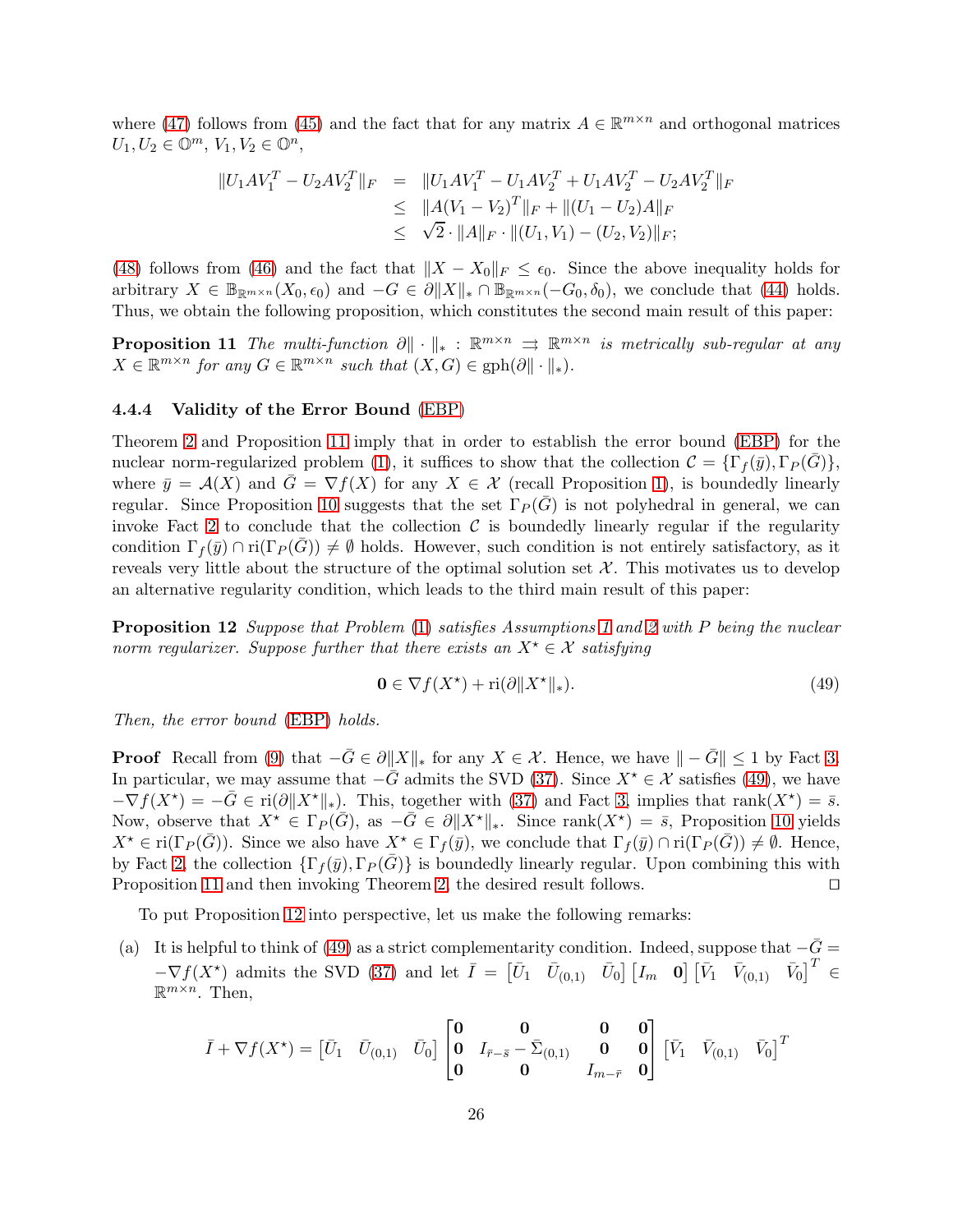where (47) follows from (45) and the fact that for any matrix $A \in \mathbb{R}^{m\times n}$ and orthogonal matrices $U_1, U_2 \in \mathbb{O}^m$, $V_1, V_2 \in \mathbb{O}^n$,

$$
\begin{aligned}
\|U_1 A V_1^T - U_2 A V_2^T\|_F &= \|U_1 A V_1^T - U_1 A V_2^T + U_1 A V_2^T - U_2 A V_2^T\|_F \\
&\leq \|A(V_1 - V_2)^T\|_F + \|(U_1 - U_2)A\|_F \\
&\leq \sqrt{2}\cdot \|A\|_F \cdot \|(U_1, V_1) - (U_2, V_2)\|_F;
\end{aligned}
$$

(48) follows from (46) and the fact that $\|X - X_0\|_F \leq \epsilon_0$. Since the above inequality holds for arbitrary $X \in \mathbb{B}_{\mathbb{R}^{m\times n}}(X_0, \epsilon_0)$ and $-G \in \partial\|X\|_* \cap \mathbb{B}_{\mathbb{R}^{m\times n}}(-G_0, \delta_0)$, we conclude that (44) holds. Thus, we obtain the following proposition, which constitutes the second main result of this paper:

**Proposition 11** *The multi-function $\partial\|\cdot\|_* : \mathbb{R}^{m\times n} \rightrightarrows \mathbb{R}^{m\times n}$ is metrically sub-regular at any $X \in \mathbb{R}^{m\times n}$ for any $G \in \mathbb{R}^{m\times n}$ such that $(X, G) \in \mathrm{gph}(\partial\|\cdot\|_*)$.*

#### 4.4.4 Validity of the Error Bound (EBP)

Theorem 2 and Proposition 11 imply that in order to establish the error bound (EBP) for the nuclear norm-regularized problem (1), it suffices to show that the collection $\mathcal{C} = \{\Gamma_f(\bar{y}), \Gamma_P(\bar{G})\}$, where $\bar{y} = \mathcal{A}(X)$ and $\bar{G} = \nabla f(X)$ for any $X \in \mathcal{X}$ (recall Proposition 1), is boundedly linearly regular. Since Proposition 10 suggests that the set $\Gamma_P(\bar{G})$ is not polyhedral in general, we can invoke Fact 2 to conclude that the collection $\mathcal{C}$ is boundedly linearly regular if the regularity condition $\Gamma_f(\bar{y}) \cap \mathrm{ri}(\Gamma_P(\bar{G})) \neq \emptyset$ holds. However, such condition is not entirely satisfactory, as it reveals very little about the structure of the optimal solution set $\mathcal{X}$. This motivates us to develop an alternative regularity condition, which leads to the third main result of this paper:

**Proposition 12** *Suppose that Problem (1) satisfies Assumptions 1 and 2 with $P$ being the nuclear norm regularizer. Suppose further that there exists an $X^\star \in \mathcal{X}$ satisfying*

$$
\mathbf{0} \in \nabla f(X^\star) + \mathrm{ri}(\partial\|X^\star\|_*). \tag{49}
$$

*Then, the error bound (EBP) holds.*

**Proof** Recall from (9) that $-\bar{G} \in \partial\|X\|_*$ for any $X \in \mathcal{X}$. Hence, we have $\|-\bar{G}\| \leq 1$ by Fact 3. In particular, we may assume that $-\bar{G}$ admits the SVD (37). Since $X^\star \in \mathcal{X}$ satisfies (49), we have $-\nabla f(X^\star) = -\bar{G} \in \mathrm{ri}(\partial\|X^\star\|_*)$. This, together with (37) and Fact 3, implies that $\mathrm{rank}(X^\star) = \bar{s}$. Now, observe that $X^\star \in \Gamma_P(\bar{G})$, as $-\bar{G} \in \partial\|X^\star\|_*$. Since $\mathrm{rank}(X^\star) = \bar{s}$, Proposition 10 yields $X^\star \in \mathrm{ri}(\Gamma_P(\bar{G}))$. Since we also have $X^\star \in \Gamma_f(\bar{y})$, we conclude that $\Gamma_f(\bar{y}) \cap \mathrm{ri}(\Gamma_P(\bar{G})) \neq \emptyset$. Hence, by Fact 2, the collection $\{\Gamma_f(\bar{y}), \Gamma_P(\bar{G})\}$ is boundedly linearly regular. Upon combining this with Proposition 11 and then invoking Theorem 2, the desired result follows. $\square$

To put Proposition 12 into perspective, let us make the following remarks:

(a) It is helpful to think of (49) as a strict complementarity condition. Indeed, suppose that $-\bar{G} = -\nabla f(X^\star)$ admits the SVD (37) and let $\bar{I} = \begin{bmatrix}\bar{U}_1 & \bar{U}_{(0,1)} & \bar{U}_0\end{bmatrix}\begin{bmatrix}I_m & \mathbf{0}\end{bmatrix}\begin{bmatrix}\bar{V}_1 & \bar{V}_{(0,1)} & \bar{V}_0\end{bmatrix}^T \in \mathbb{R}^{m\times n}$. Then,

$$
\bar{I} + \nabla f(X^\star) = \begin{bmatrix}\bar{U}_1 & \bar{U}_{(0,1)} & \bar{U}_0\end{bmatrix}\begin{bmatrix}\mathbf{0} & \mathbf{0} & \mathbf{0} & \mathbf{0} \\ \mathbf{0} & I_{\bar{r}-\bar{s}} - \bar{\Sigma}_{(0,1)} & \mathbf{0} & \mathbf{0} \\ \mathbf{0} & \mathbf{0} & I_{m-\bar{r}} & \mathbf{0}\end{bmatrix}\begin{bmatrix}\bar{V}_1 & \bar{V}_{(0,1)} & \bar{V}_0\end{bmatrix}^T
$$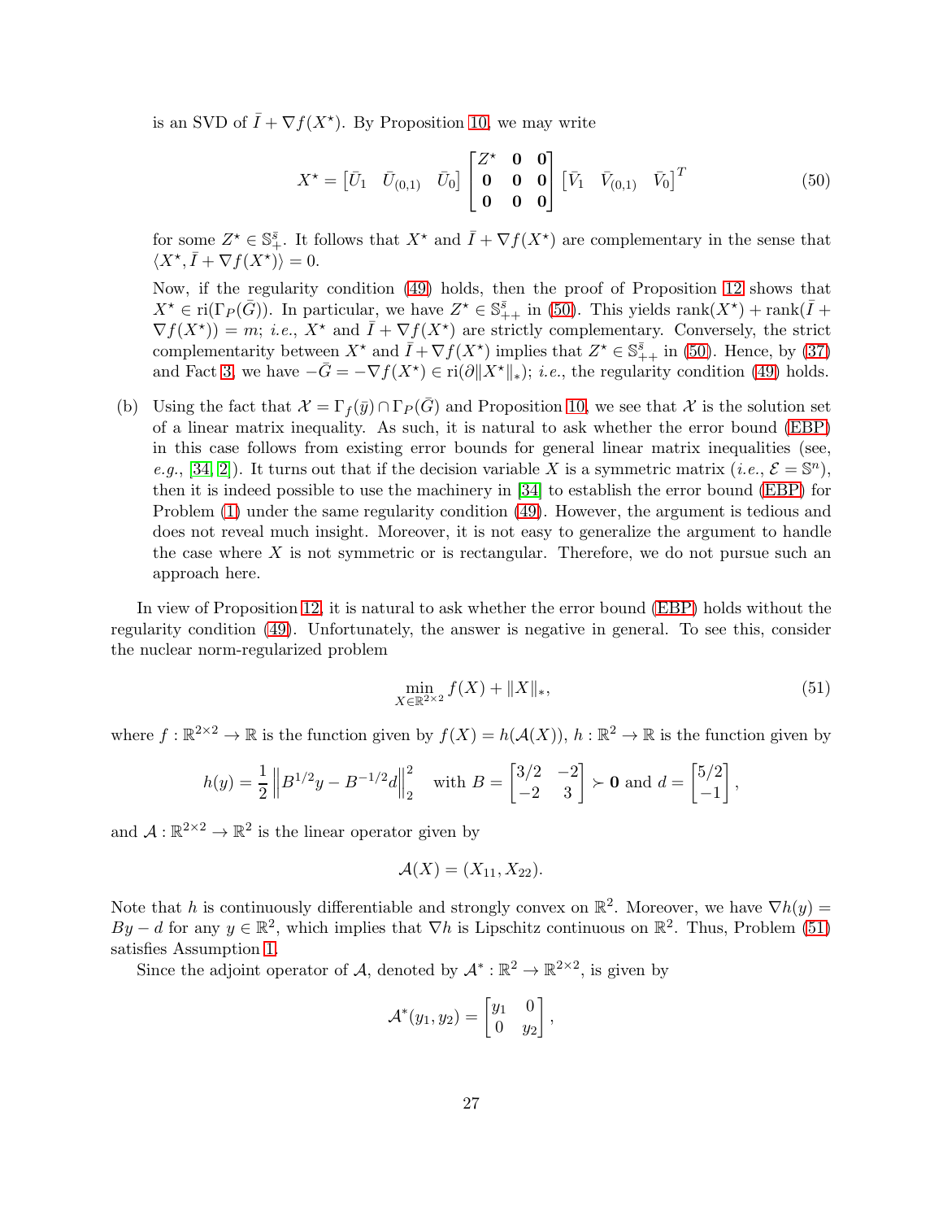is an SVD of $\bar{I} + \nabla f(X^\star)$. By Proposition 10, we may write

$$X^\star = \begin{bmatrix} \bar{U}_1 & \bar{U}_{(0,1)} & \bar{U}_0 \end{bmatrix} \begin{bmatrix} Z^\star & \mathbf{0} & \mathbf{0} \\ \mathbf{0} & \mathbf{0} & \mathbf{0} \\ \mathbf{0} & \mathbf{0} & \mathbf{0} \end{bmatrix} \begin{bmatrix} \bar{V}_1 & \bar{V}_{(0,1)} & \bar{V}_0 \end{bmatrix}^T \tag{50}$$

for some $Z^\star \in \mathbb{S}^{\bar{s}}_+$. It follows that $X^\star$ and $\bar{I} + \nabla f(X^\star)$ are complementary in the sense that $\langle X^\star, \bar{I} + \nabla f(X^\star) \rangle = 0$.

Now, if the regularity condition (49) holds, then the proof of Proposition 12 shows that $X^\star \in \mathrm{ri}(\Gamma_P(\bar{G}))$. In particular, we have $Z^\star \in \mathbb{S}^{\bar{s}}_{++}$ in (50). This yields $\mathrm{rank}(X^\star) + \mathrm{rank}(\bar{I} + \nabla f(X^\star)) = m$; *i.e.*, $X^\star$ and $\bar{I} + \nabla f(X^\star)$ are strictly complementary. Conversely, the strict complementarity between $X^\star$ and $\bar{I} + \nabla f(X^\star)$ implies that $Z^\star \in \mathbb{S}^{\bar{s}}_{++}$ in (50). Hence, by (37) and Fact 3, we have $-\bar{G} = -\nabla f(X^\star) \in \mathrm{ri}(\partial \|X^\star\|_*)$; *i.e.*, the regularity condition (49) holds.

(b) Using the fact that $\mathcal{X} = \Gamma_f(\bar{y}) \cap \Gamma_P(\bar{G})$ and Proposition 10, we see that $\mathcal{X}$ is the solution set of a linear matrix inequality. As such, it is natural to ask whether the error bound (EBP) in this case follows from existing error bounds for general linear matrix inequalities (see, *e.g.*, [34, 2]). It turns out that if the decision variable $X$ is a symmetric matrix (*i.e.*, $\mathcal{E} = \mathbb{S}^n$), then it is indeed possible to use the machinery in [34] to establish the error bound (EBP) for Problem (1) under the same regularity condition (49). However, the argument is tedious and does not reveal much insight. Moreover, it is not easy to generalize the argument to handle the case where $X$ is not symmetric or is rectangular. Therefore, we do not pursue such an approach here.

In view of Proposition 12, it is natural to ask whether the error bound (EBP) holds without the regularity condition (49). Unfortunately, the answer is negative in general. To see this, consider the nuclear norm-regularized problem

$$\min_{X \in \mathbb{R}^{2\times 2}} f(X) + \|X\|_*, \tag{51}$$

where $f : \mathbb{R}^{2\times 2} \to \mathbb{R}$ is the function given by $f(X) = h(\mathcal{A}(X))$, $h : \mathbb{R}^2 \to \mathbb{R}$ is the function given by

$$h(y) = \frac{1}{2}\left\| B^{1/2} y - B^{-1/2} d \right\|_2^2 \quad \text{with } B = \begin{bmatrix} 3/2 & -2 \\ -2 & 3 \end{bmatrix} \succ \mathbf{0} \text{ and } d = \begin{bmatrix} 5/2 \\ -1 \end{bmatrix},$$

and $\mathcal{A} : \mathbb{R}^{2\times 2} \to \mathbb{R}^2$ is the linear operator given by

$$\mathcal{A}(X) = (X_{11}, X_{22}).$$

Note that $h$ is continuously differentiable and strongly convex on $\mathbb{R}^2$. Moreover, we have $\nabla h(y) = By - d$ for any $y \in \mathbb{R}^2$, which implies that $\nabla h$ is Lipschitz continuous on $\mathbb{R}^2$. Thus, Problem (51) satisfies Assumption 1.

Since the adjoint operator of $\mathcal{A}$, denoted by $\mathcal{A}^* : \mathbb{R}^2 \to \mathbb{R}^{2\times 2}$, is given by

$$\mathcal{A}^*(y_1, y_2) = \begin{bmatrix} y_1 & 0 \\ 0 & y_2 \end{bmatrix},$$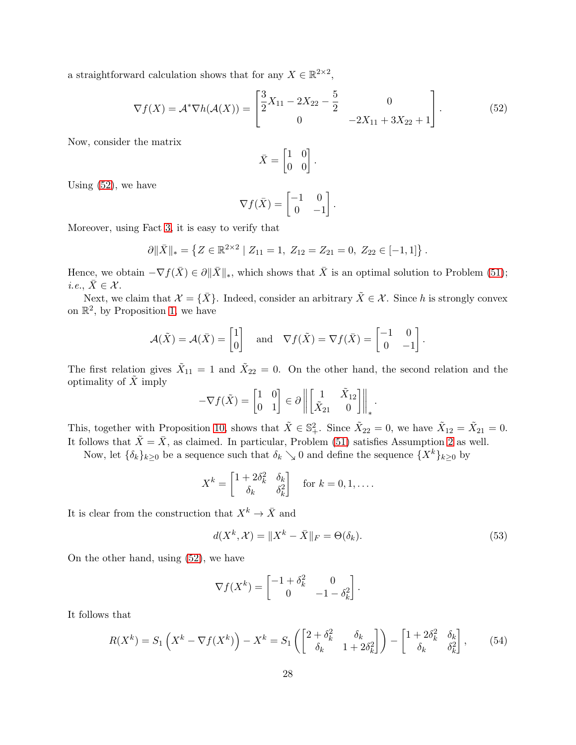a straightforward calculation shows that for any $X \in \mathbb{R}^{2\times 2}$,

$$\nabla f(X) = \mathcal{A}^* \nabla h(\mathcal{A}(X)) = \begin{bmatrix} \frac{3}{2}X_{11} - 2X_{22} - \frac{5}{2} & 0 \\ 0 & -2X_{11} + 3X_{22} + 1 \end{bmatrix}. \tag{52}$$

Now, consider the matrix

$$\bar{X} = \begin{bmatrix} 1 & 0 \\ 0 & 0 \end{bmatrix}.$$

Using (52), we have

$$\nabla f(\bar{X}) = \begin{bmatrix} -1 & 0 \\ 0 & -1 \end{bmatrix}.$$

Moreover, using Fact 3, it is easy to verify that

$$\partial \|\bar{X}\|_* = \left\{ Z \in \mathbb{R}^{2\times 2} \mid Z_{11} = 1,\ Z_{12} = Z_{21} = 0,\ Z_{22} \in [-1, 1] \right\}.$$

Hence, we obtain $-\nabla f(\bar{X}) \in \partial \|\bar{X}\|_*$, which shows that $\bar{X}$ is an optimal solution to Problem (51); *i.e.*, $\bar{X} \in \mathcal{X}$.

Next, we claim that $\mathcal{X} = \{\bar{X}\}$. Indeed, consider an arbitrary $\tilde{X} \in \mathcal{X}$. Since $h$ is strongly convex on $\mathbb{R}^2$, by Proposition 1, we have

$$\mathcal{A}(\tilde{X}) = \mathcal{A}(\bar{X}) = \begin{bmatrix} 1 \\ 0 \end{bmatrix} \quad \text{and} \quad \nabla f(\tilde{X}) = \nabla f(\bar{X}) = \begin{bmatrix} -1 & 0 \\ 0 & -1 \end{bmatrix}.$$

The first relation gives $\tilde{X}_{11} = 1$ and $\tilde{X}_{22} = 0$. On the other hand, the second relation and the optimality of $\tilde{X}$ imply

$$-\nabla f(\tilde{X}) = \begin{bmatrix} 1 & 0 \\ 0 & 1 \end{bmatrix} \in \partial \left\| \begin{bmatrix} 1 & \tilde{X}_{12} \\ \tilde{X}_{21} & 0 \end{bmatrix} \right\|_*.$$

This, together with Proposition 10, shows that $\tilde{X} \in \mathbb{S}^2_+$. Since $\tilde{X}_{22} = 0$, we have $\tilde{X}_{12} = \tilde{X}_{21} = 0$. It follows that $\tilde{X} = \bar{X}$, as claimed. In particular, Problem (51) satisfies Assumption 2 as well.

Now, let $\{\delta_k\}_{k\geq 0}$ be a sequence such that $\delta_k \searrow 0$ and define the sequence $\{X^k\}_{k\geq 0}$ by

$$X^k = \begin{bmatrix} 1 + 2\delta_k^2 & \delta_k \\ \delta_k & \delta_k^2 \end{bmatrix} \quad \text{for } k = 0, 1, \ldots.$$

It is clear from the construction that $X^k \to \bar{X}$ and

$$d(X^k, \mathcal{X}) = \|X^k - \bar{X}\|_F = \Theta(\delta_k). \tag{53}$$

On the other hand, using (52), we have

$$\nabla f(X^k) = \begin{bmatrix} -1 + \delta_k^2 & 0 \\ 0 & -1 - \delta_k^2 \end{bmatrix}.$$

It follows that

$$R(X^k) = S_1\left(X^k - \nabla f(X^k)\right) - X^k = S_1\left( \begin{bmatrix} 2 + \delta_k^2 & \delta_k \\ \delta_k & 1 + 2\delta_k^2 \end{bmatrix} \right) - \begin{bmatrix} 1 + 2\delta_k^2 & \delta_k \\ \delta_k & \delta_k^2 \end{bmatrix}, \tag{54}$$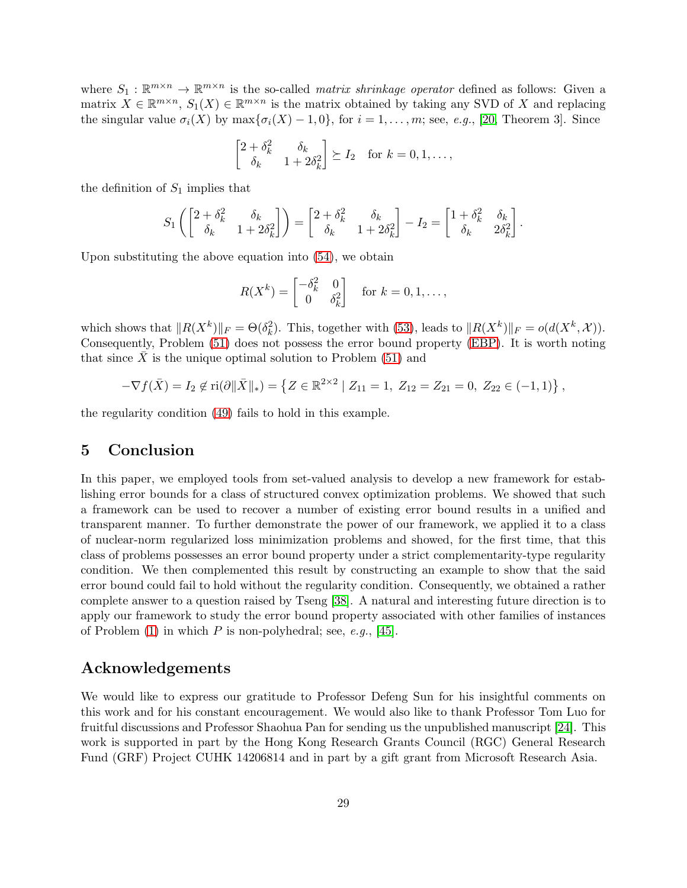where $S_1 : \mathbb{R}^{m\times n} \to \mathbb{R}^{m\times n}$ is the so-called *matrix shrinkage operator* defined as follows: Given a matrix $X \in \mathbb{R}^{m\times n}$, $S_1(X) \in \mathbb{R}^{m\times n}$ is the matrix obtained by taking any SVD of $X$ and replacing the singular value $\sigma_i(X)$ by $\max\{\sigma_i(X) - 1, 0\}$, for $i = 1, \ldots, m$; see, *e.g.*, [20, Theorem 3]. Since

$$\begin{bmatrix} 2+\delta_k^2 & \delta_k \\ \delta_k & 1+2\delta_k^2 \end{bmatrix} \succeq I_2 \quad \text{for } k = 0, 1, \ldots,$$

the definition of $S_1$ implies that

$$S_1\left(\begin{bmatrix} 2+\delta_k^2 & \delta_k \\ \delta_k & 1+2\delta_k^2 \end{bmatrix}\right) = \begin{bmatrix} 2+\delta_k^2 & \delta_k \\ \delta_k & 1+2\delta_k^2 \end{bmatrix} - I_2 = \begin{bmatrix} 1+\delta_k^2 & \delta_k \\ \delta_k & 2\delta_k^2 \end{bmatrix}.$$

Upon substituting the above equation into (54), we obtain

$$R(X^k) = \begin{bmatrix} -\delta_k^2 & 0 \\ 0 & \delta_k^2 \end{bmatrix} \quad \text{for } k = 0, 1, \ldots,$$

which shows that $\|R(X^k)\|_F = \Theta(\delta_k^2)$. This, together with (53), leads to $\|R(X^k)\|_F = o(d(X^k, \mathcal{X}))$. Consequently, Problem (51) does not possess the error bound property (EBP). It is worth noting that since $\bar{X}$ is the unique optimal solution to Problem (51) and

$$-\nabla f(\bar{X}) = I_2 \notin \mathrm{ri}(\partial\|\bar{X}\|_*) = \left\{ Z \in \mathbb{R}^{2\times 2} \mid Z_{11} = 1,\ Z_{12} = Z_{21} = 0,\ Z_{22} \in (-1, 1) \right\},$$

the regularity condition (49) fails to hold in this example.

# 5 Conclusion

In this paper, we employed tools from set-valued analysis to develop a new framework for establishing error bounds for a class of structured convex optimization problems. We showed that such a framework can be used to recover a number of existing error bound results in a unified and transparent manner. To further demonstrate the power of our framework, we applied it to a class of nuclear-norm regularized loss minimization problems and showed, for the first time, that this class of problems possesses an error bound property under a strict complementarity-type regularity condition. We then complemented this result by constructing an example to show that the said error bound could fail to hold without the regularity condition. Consequently, we obtained a rather complete answer to a question raised by Tseng [38]. A natural and interesting future direction is to apply our framework to study the error bound property associated with other families of instances of Problem (1) in which $P$ is non-polyhedral; see, *e.g.*, [45].

## Acknowledgements

We would like to express our gratitude to Professor Defeng Sun for his insightful comments on this work and for his constant encouragement. We would also like to thank Professor Tom Luo for fruitful discussions and Professor Shaohua Pan for sending us the unpublished manuscript [24]. This work is supported in part by the Hong Kong Research Grants Council (RGC) General Research Fund (GRF) Project CUHK 14206814 and in part by a gift grant from Microsoft Research Asia.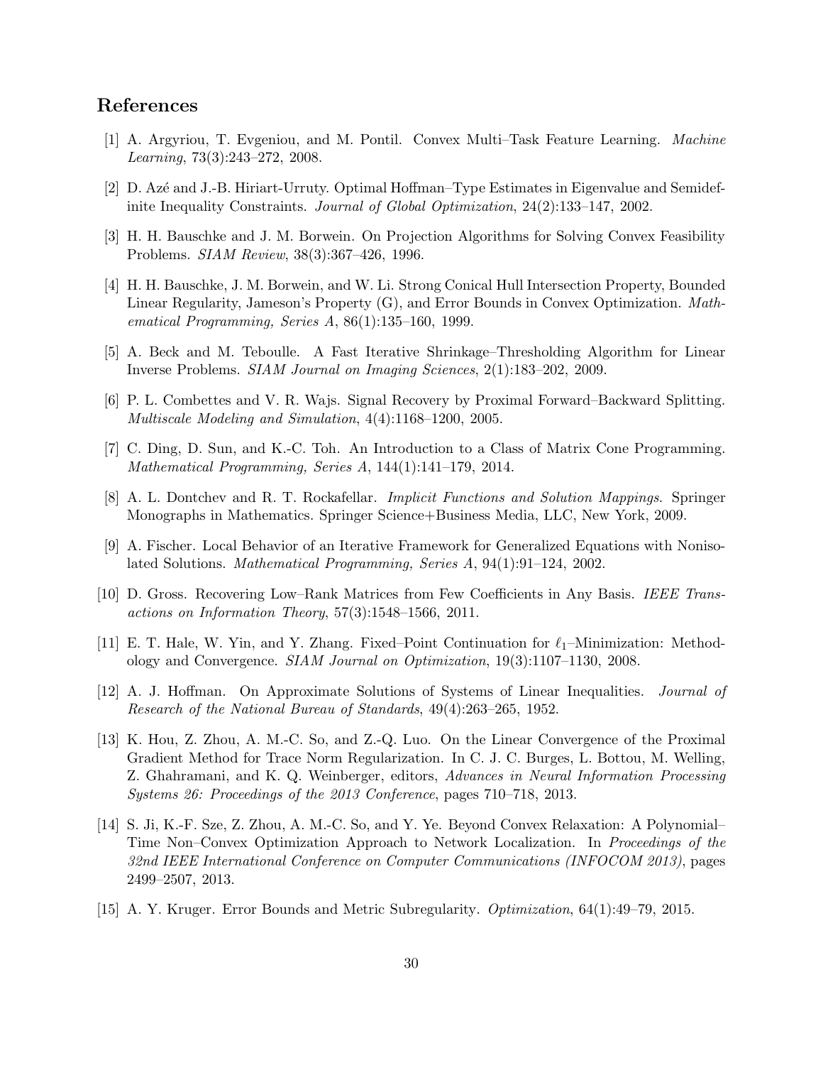## References

[1] A. Argyriou, T. Evgeniou, and M. Pontil. Convex Multi–Task Feature Learning. *Machine Learning*, 73(3):243–272, 2008.

[2] D. Azé and J.-B. Hiriart-Urruty. Optimal Hoffman–Type Estimates in Eigenvalue and Semidefinite Inequality Constraints. *Journal of Global Optimization*, 24(2):133–147, 2002.

[3] H. H. Bauschke and J. M. Borwein. On Projection Algorithms for Solving Convex Feasibility Problems. *SIAM Review*, 38(3):367–426, 1996.

[4] H. H. Bauschke, J. M. Borwein, and W. Li. Strong Conical Hull Intersection Property, Bounded Linear Regularity, Jameson's Property (G), and Error Bounds in Convex Optimization. *Mathematical Programming, Series A*, 86(1):135–160, 1999.

[5] A. Beck and M. Teboulle. A Fast Iterative Shrinkage–Thresholding Algorithm for Linear Inverse Problems. *SIAM Journal on Imaging Sciences*, 2(1):183–202, 2009.

[6] P. L. Combettes and V. R. Wajs. Signal Recovery by Proximal Forward–Backward Splitting. *Multiscale Modeling and Simulation*, 4(4):1168–1200, 2005.

[7] C. Ding, D. Sun, and K.-C. Toh. An Introduction to a Class of Matrix Cone Programming. *Mathematical Programming, Series A*, 144(1):141–179, 2014.

[8] A. L. Dontchev and R. T. Rockafellar. *Implicit Functions and Solution Mappings*. Springer Monographs in Mathematics. Springer Science+Business Media, LLC, New York, 2009.

[9] A. Fischer. Local Behavior of an Iterative Framework for Generalized Equations with Nonisolated Solutions. *Mathematical Programming, Series A*, 94(1):91–124, 2002.

[10] D. Gross. Recovering Low–Rank Matrices from Few Coefficients in Any Basis. *IEEE Transactions on Information Theory*, 57(3):1548–1566, 2011.

[11] E. T. Hale, W. Yin, and Y. Zhang. Fixed–Point Continuation for $\ell_1$–Minimization: Methodology and Convergence. *SIAM Journal on Optimization*, 19(3):1107–1130, 2008.

[12] A. J. Hoffman. On Approximate Solutions of Systems of Linear Inequalities. *Journal of Research of the National Bureau of Standards*, 49(4):263–265, 1952.

[13] K. Hou, Z. Zhou, A. M.-C. So, and Z.-Q. Luo. On the Linear Convergence of the Proximal Gradient Method for Trace Norm Regularization. In C. J. C. Burges, L. Bottou, M. Welling, Z. Ghahramani, and K. Q. Weinberger, editors, *Advances in Neural Information Processing Systems 26: Proceedings of the 2013 Conference*, pages 710–718, 2013.

[14] S. Ji, K.-F. Sze, Z. Zhou, A. M.-C. So, and Y. Ye. Beyond Convex Relaxation: A Polynomial–Time Non–Convex Optimization Approach to Network Localization. In *Proceedings of the 32nd IEEE International Conference on Computer Communications (INFOCOM 2013)*, pages 2499–2507, 2013.

[15] A. Y. Kruger. Error Bounds and Metric Subregularity. *Optimization*, 64(1):49–79, 2015.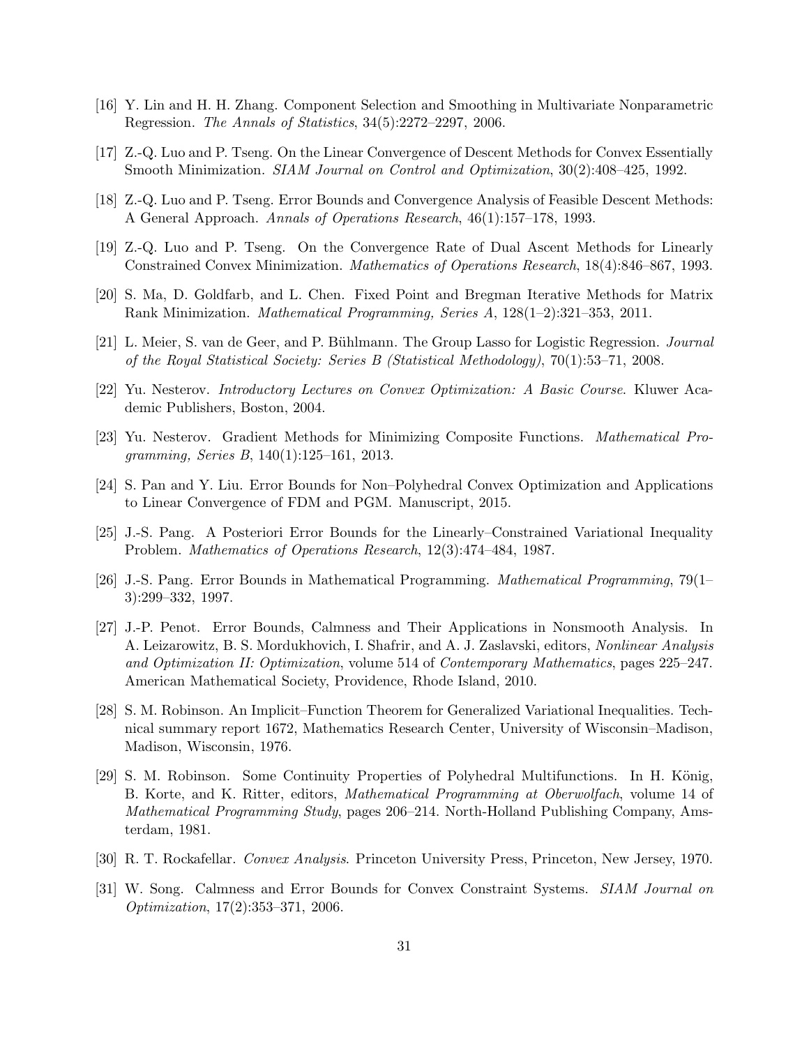[16] Y. Lin and H. H. Zhang. Component Selection and Smoothing in Multivariate Nonparametric Regression. *The Annals of Statistics*, 34(5):2272–2297, 2006.

[17] Z.-Q. Luo and P. Tseng. On the Linear Convergence of Descent Methods for Convex Essentially Smooth Minimization. *SIAM Journal on Control and Optimization*, 30(2):408–425, 1992.

[18] Z.-Q. Luo and P. Tseng. Error Bounds and Convergence Analysis of Feasible Descent Methods: A General Approach. *Annals of Operations Research*, 46(1):157–178, 1993.

[19] Z.-Q. Luo and P. Tseng. On the Convergence Rate of Dual Ascent Methods for Linearly Constrained Convex Minimization. *Mathematics of Operations Research*, 18(4):846–867, 1993.

[20] S. Ma, D. Goldfarb, and L. Chen. Fixed Point and Bregman Iterative Methods for Matrix Rank Minimization. *Mathematical Programming, Series A*, 128(1–2):321–353, 2011.

[21] L. Meier, S. van de Geer, and P. Bühlmann. The Group Lasso for Logistic Regression. *Journal of the Royal Statistical Society: Series B (Statistical Methodology)*, 70(1):53–71, 2008.

[22] Yu. Nesterov. *Introductory Lectures on Convex Optimization: A Basic Course*. Kluwer Academic Publishers, Boston, 2004.

[23] Yu. Nesterov. Gradient Methods for Minimizing Composite Functions. *Mathematical Programming, Series B*, 140(1):125–161, 2013.

[24] S. Pan and Y. Liu. Error Bounds for Non–Polyhedral Convex Optimization and Applications to Linear Convergence of FDM and PGM. Manuscript, 2015.

[25] J.-S. Pang. A Posteriori Error Bounds for the Linearly–Constrained Variational Inequality Problem. *Mathematics of Operations Research*, 12(3):474–484, 1987.

[26] J.-S. Pang. Error Bounds in Mathematical Programming. *Mathematical Programming*, 79(1–3):299–332, 1997.

[27] J.-P. Penot. Error Bounds, Calmness and Their Applications in Nonsmooth Analysis. In A. Leizarowitz, B. S. Mordukhovich, I. Shafrir, and A. J. Zaslavski, editors, *Nonlinear Analysis and Optimization II: Optimization*, volume 514 of *Contemporary Mathematics*, pages 225–247. American Mathematical Society, Providence, Rhode Island, 2010.

[28] S. M. Robinson. An Implicit–Function Theorem for Generalized Variational Inequalities. Technical summary report 1672, Mathematics Research Center, University of Wisconsin–Madison, Madison, Wisconsin, 1976.

[29] S. M. Robinson. Some Continuity Properties of Polyhedral Multifunctions. In H. König, B. Korte, and K. Ritter, editors, *Mathematical Programming at Oberwolfach*, volume 14 of *Mathematical Programming Study*, pages 206–214. North-Holland Publishing Company, Amsterdam, 1981.

[30] R. T. Rockafellar. *Convex Analysis*. Princeton University Press, Princeton, New Jersey, 1970.

[31] W. Song. Calmness and Error Bounds for Convex Constraint Systems. *SIAM Journal on Optimization*, 17(2):353–371, 2006.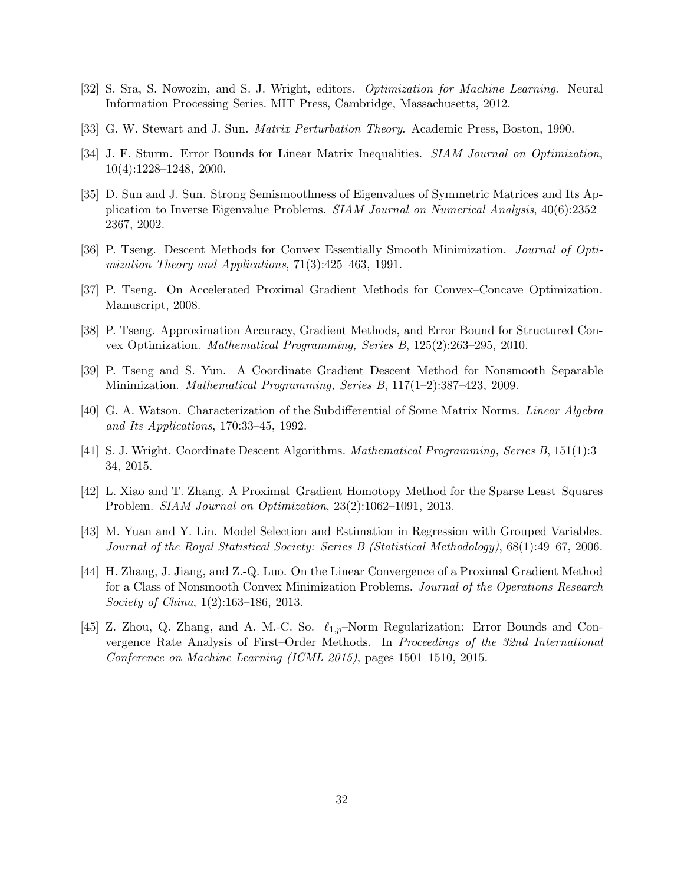[32] S. Sra, S. Nowozin, and S. J. Wright, editors. *Optimization for Machine Learning*. Neural Information Processing Series. MIT Press, Cambridge, Massachusetts, 2012.

[33] G. W. Stewart and J. Sun. *Matrix Perturbation Theory*. Academic Press, Boston, 1990.

[34] J. F. Sturm. Error Bounds for Linear Matrix Inequalities. *SIAM Journal on Optimization*, 10(4):1228–1248, 2000.

[35] D. Sun and J. Sun. Strong Semismoothness of Eigenvalues of Symmetric Matrices and Its Application to Inverse Eigenvalue Problems. *SIAM Journal on Numerical Analysis*, 40(6):2352–2367, 2002.

[36] P. Tseng. Descent Methods for Convex Essentially Smooth Minimization. *Journal of Optimization Theory and Applications*, 71(3):425–463, 1991.

[37] P. Tseng. On Accelerated Proximal Gradient Methods for Convex–Concave Optimization. Manuscript, 2008.

[38] P. Tseng. Approximation Accuracy, Gradient Methods, and Error Bound for Structured Convex Optimization. *Mathematical Programming, Series B*, 125(2):263–295, 2010.

[39] P. Tseng and S. Yun. A Coordinate Gradient Descent Method for Nonsmooth Separable Minimization. *Mathematical Programming, Series B*, 117(1–2):387–423, 2009.

[40] G. A. Watson. Characterization of the Subdifferential of Some Matrix Norms. *Linear Algebra and Its Applications*, 170:33–45, 1992.

[41] S. J. Wright. Coordinate Descent Algorithms. *Mathematical Programming, Series B*, 151(1):3–34, 2015.

[42] L. Xiao and T. Zhang. A Proximal–Gradient Homotopy Method for the Sparse Least–Squares Problem. *SIAM Journal on Optimization*, 23(2):1062–1091, 2013.

[43] M. Yuan and Y. Lin. Model Selection and Estimation in Regression with Grouped Variables. *Journal of the Royal Statistical Society: Series B (Statistical Methodology)*, 68(1):49–67, 2006.

[44] H. Zhang, J. Jiang, and Z.-Q. Luo. On the Linear Convergence of a Proximal Gradient Method for a Class of Nonsmooth Convex Minimization Problems. *Journal of the Operations Research Society of China*, 1(2):163–186, 2013.

[45] Z. Zhou, Q. Zhang, and A. M.-C. So. $\ell_{1,p}$–Norm Regularization: Error Bounds and Convergence Rate Analysis of First–Order Methods. In *Proceedings of the 32nd International Conference on Machine Learning (ICML 2015)*, pages 1501–1510, 2015.